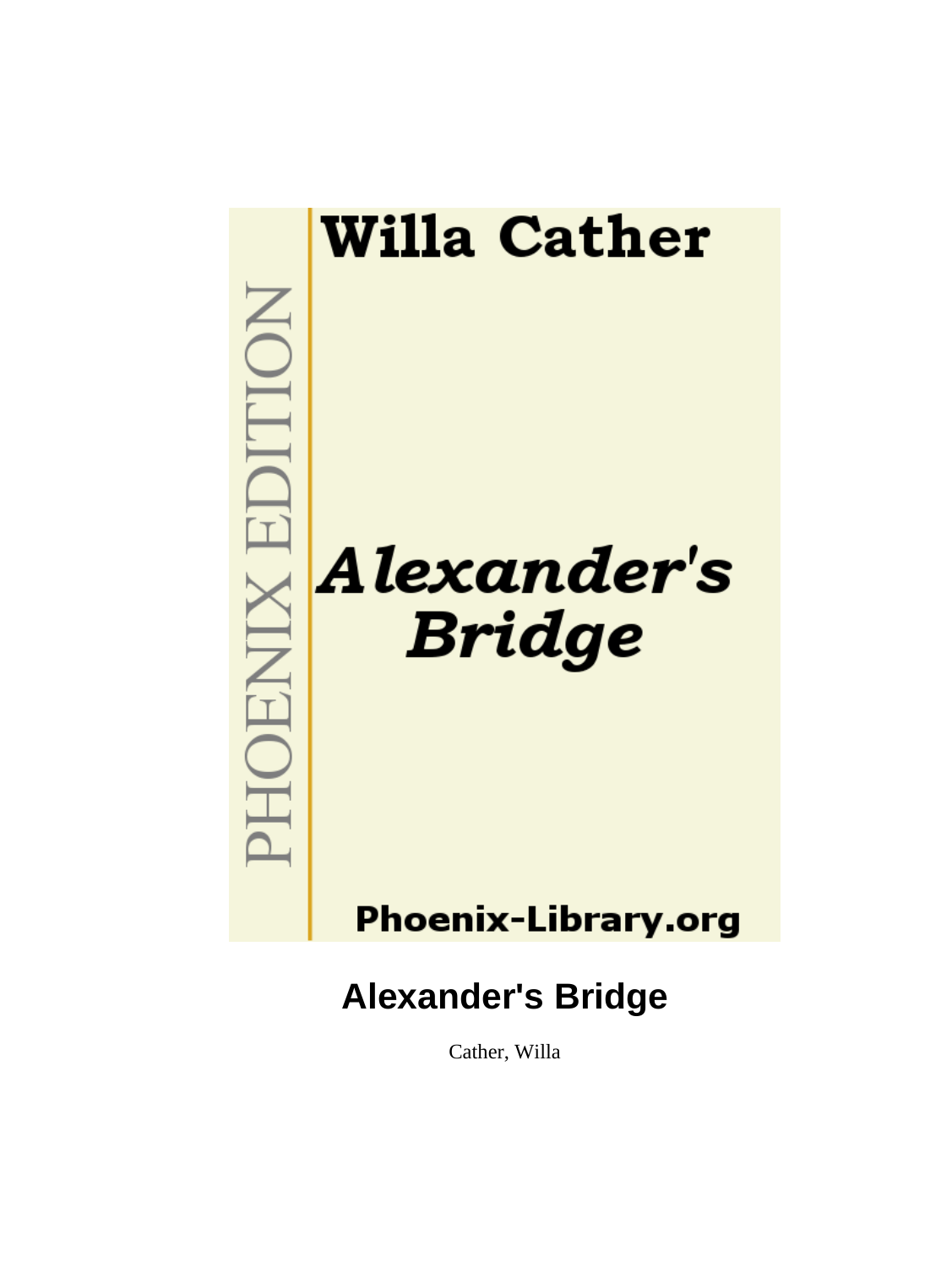Willa Cather

PHOENIX EDITION

*Alexander's Bridge*

Phoenix-Library.org

# Alexander's Bridge

Cather, Willa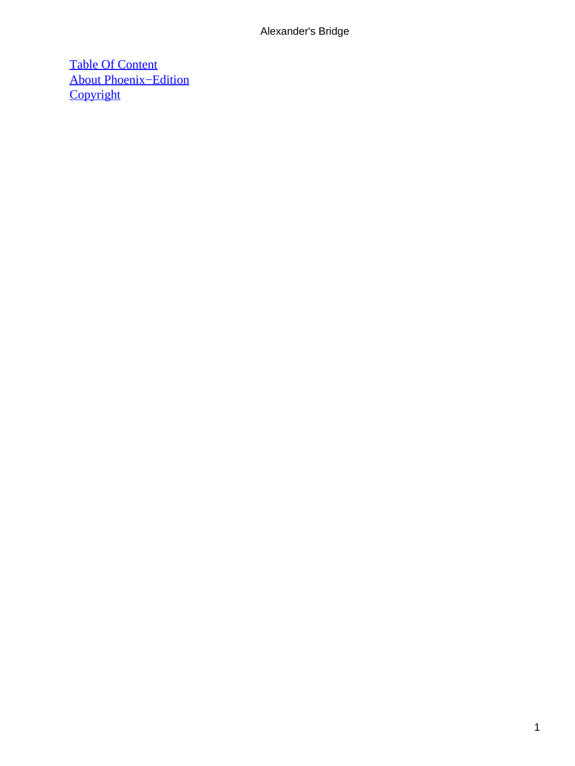[Table Of Content](#)
[About Phoenix−Edition](#)
[Copyright](#)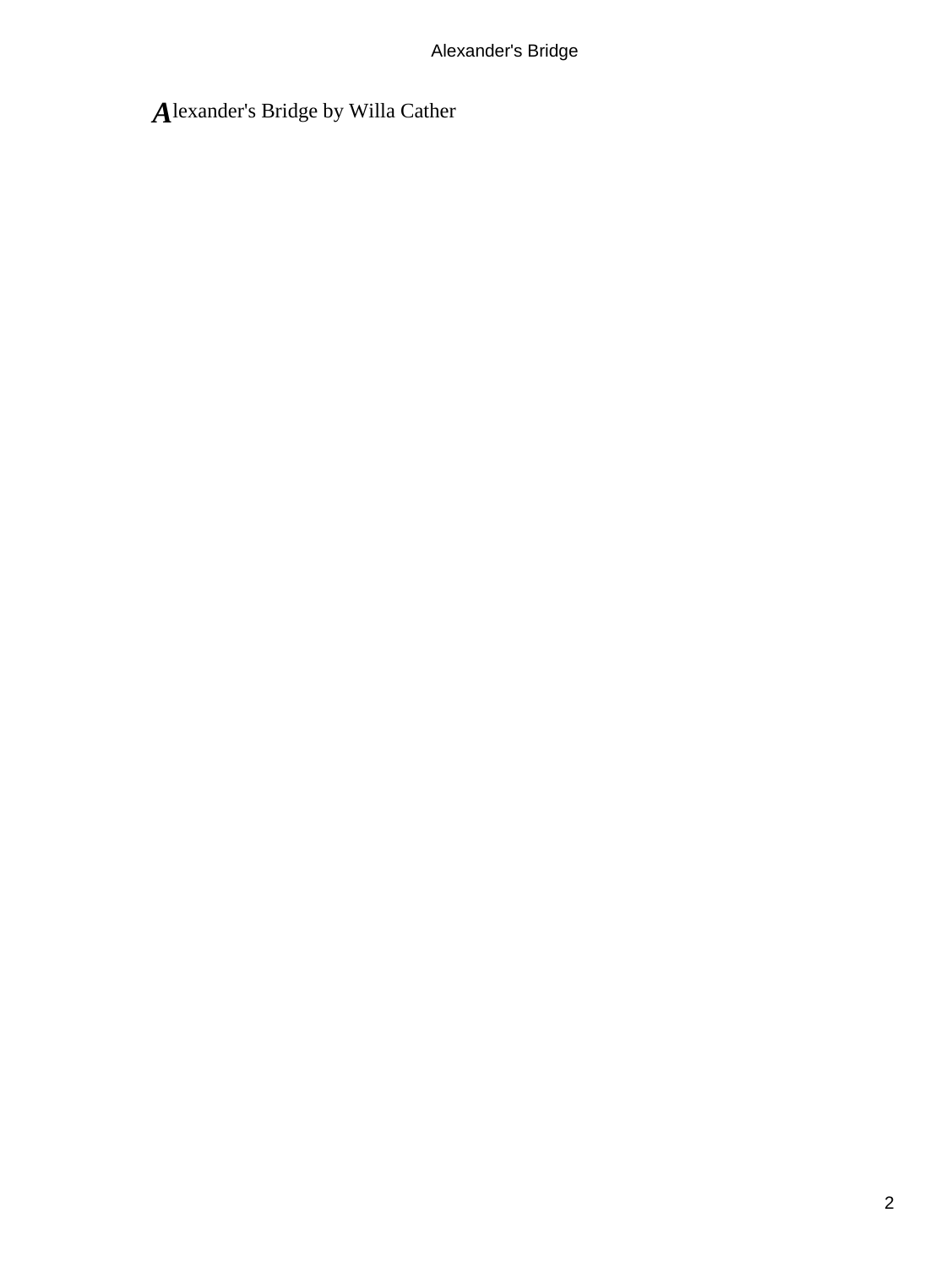Alexander's Bridge by Willa Cather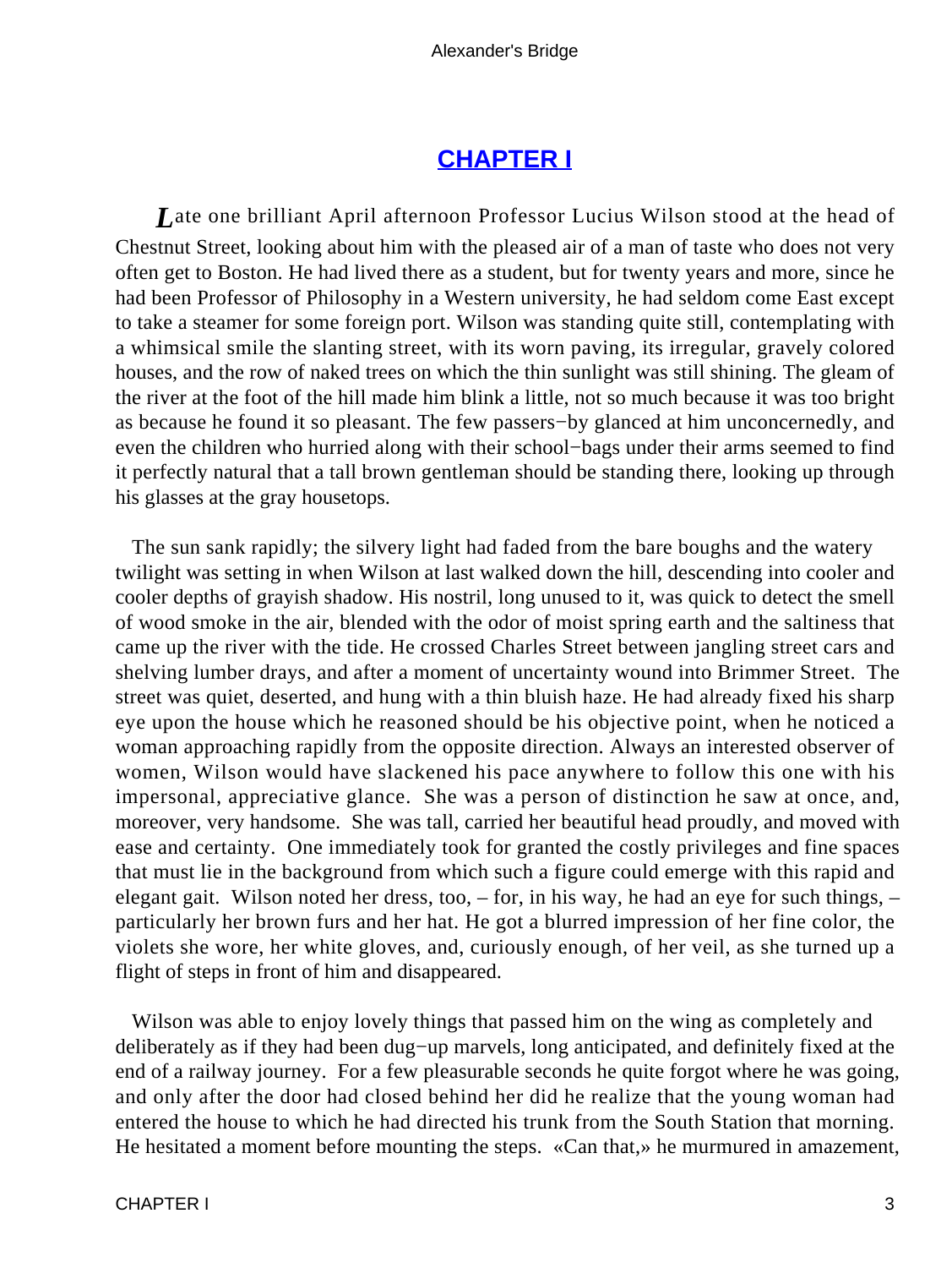## CHAPTER I

*L*ate one brilliant April afternoon Professor Lucius Wilson stood at the head of Chestnut Street, looking about him with the pleased air of a man of taste who does not very often get to Boston. He had lived there as a student, but for twenty years and more, since he had been Professor of Philosophy in a Western university, he had seldom come East except to take a steamer for some foreign port. Wilson was standing quite still, contemplating with a whimsical smile the slanting street, with its worn paving, its irregular, gravely colored houses, and the row of naked trees on which the thin sunlight was still shining. The gleam of the river at the foot of the hill made him blink a little, not so much because it was too bright as because he found it so pleasant. The few passers−by glanced at him unconcernedly, and even the children who hurried along with their school−bags under their arms seemed to find it perfectly natural that a tall brown gentleman should be standing there, looking up through his glasses at the gray housetops.

The sun sank rapidly; the silvery light had faded from the bare boughs and the watery twilight was setting in when Wilson at last walked down the hill, descending into cooler and cooler depths of grayish shadow. His nostril, long unused to it, was quick to detect the smell of wood smoke in the air, blended with the odor of moist spring earth and the saltiness that came up the river with the tide. He crossed Charles Street between jangling street cars and shelving lumber drays, and after a moment of uncertainty wound into Brimmer Street. The street was quiet, deserted, and hung with a thin bluish haze. He had already fixed his sharp eye upon the house which he reasoned should be his objective point, when he noticed a woman approaching rapidly from the opposite direction. Always an interested observer of women, Wilson would have slackened his pace anywhere to follow this one with his impersonal, appreciative glance. She was a person of distinction he saw at once, and, moreover, very handsome. She was tall, carried her beautiful head proudly, and moved with ease and certainty. One immediately took for granted the costly privileges and fine spaces that must lie in the background from which such a figure could emerge with this rapid and elegant gait. Wilson noted her dress, too, – for, in his way, he had an eye for such things, – particularly her brown furs and her hat. He got a blurred impression of her fine color, the violets she wore, her white gloves, and, curiously enough, of her veil, as she turned up a flight of steps in front of him and disappeared.

Wilson was able to enjoy lovely things that passed him on the wing as completely and deliberately as if they had been dug−up marvels, long anticipated, and definitely fixed at the end of a railway journey. For a few pleasurable seconds he quite forgot where he was going, and only after the door had closed behind her did he realize that the young woman had entered the house to which he had directed his trunk from the South Station that morning. He hesitated a moment before mounting the steps. «Can that,» he murmured in amazement,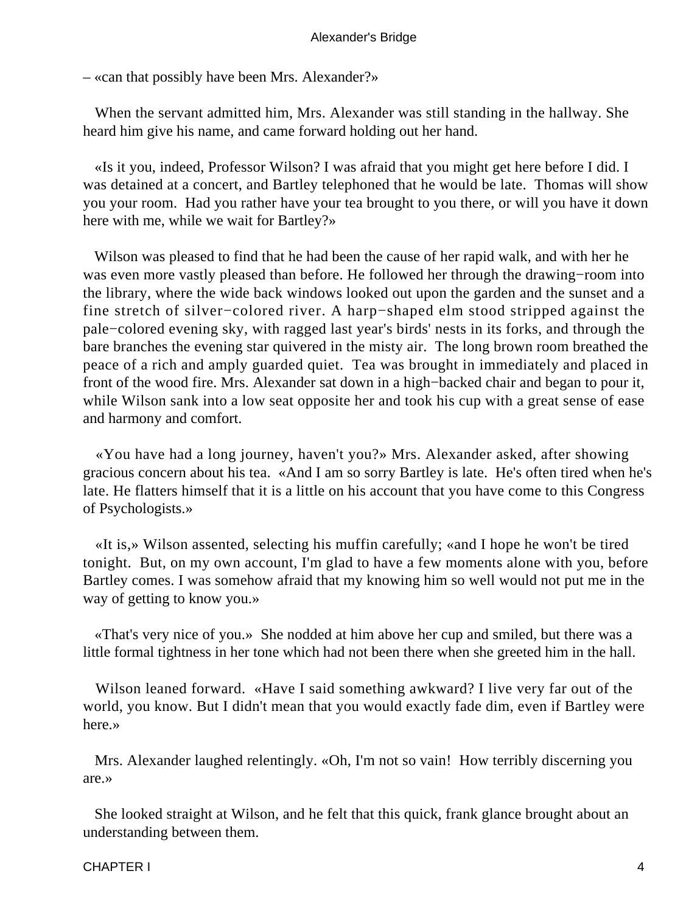– «can that possibly have been Mrs. Alexander?»

When the servant admitted him, Mrs. Alexander was still standing in the hallway. She heard him give his name, and came forward holding out her hand.

«Is it you, indeed, Professor Wilson? I was afraid that you might get here before I did. I was detained at a concert, and Bartley telephoned that he would be late. Thomas will show you your room. Had you rather have your tea brought to you there, or will you have it down here with me, while we wait for Bartley?»

Wilson was pleased to find that he had been the cause of her rapid walk, and with her he was even more vastly pleased than before. He followed her through the drawing−room into the library, where the wide back windows looked out upon the garden and the sunset and a fine stretch of silver−colored river. A harp−shaped elm stood stripped against the pale−colored evening sky, with ragged last year's birds' nests in its forks, and through the bare branches the evening star quivered in the misty air. The long brown room breathed the peace of a rich and amply guarded quiet. Tea was brought in immediately and placed in front of the wood fire. Mrs. Alexander sat down in a high−backed chair and began to pour it, while Wilson sank into a low seat opposite her and took his cup with a great sense of ease and harmony and comfort.

«You have had a long journey, haven't you?» Mrs. Alexander asked, after showing gracious concern about his tea. «And I am so sorry Bartley is late. He's often tired when he's late. He flatters himself that it is a little on his account that you have come to this Congress of Psychologists.»

«It is,» Wilson assented, selecting his muffin carefully; «and I hope he won't be tired tonight. But, on my own account, I'm glad to have a few moments alone with you, before Bartley comes. I was somehow afraid that my knowing him so well would not put me in the way of getting to know you.»

«That's very nice of you.» She nodded at him above her cup and smiled, but there was a little formal tightness in her tone which had not been there when she greeted him in the hall.

Wilson leaned forward. «Have I said something awkward? I live very far out of the world, you know. But I didn't mean that you would exactly fade dim, even if Bartley were here.»

Mrs. Alexander laughed relentingly. «Oh, I'm not so vain! How terribly discerning you are.»

She looked straight at Wilson, and he felt that this quick, frank glance brought about an understanding between them.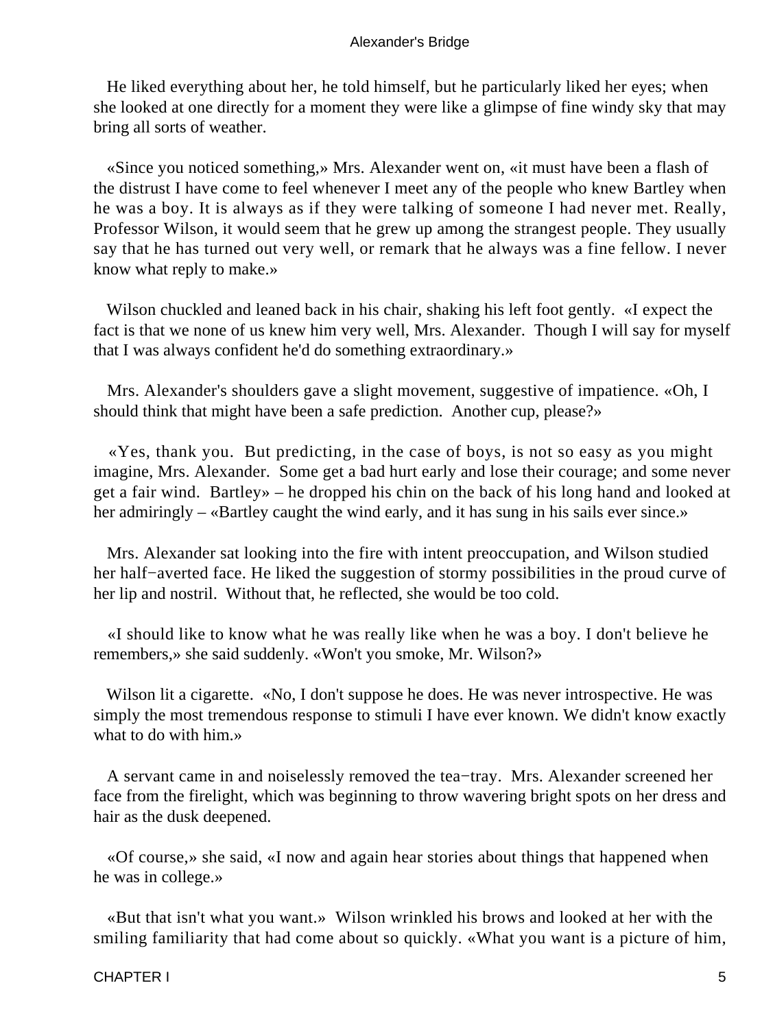He liked everything about her, he told himself, but he particularly liked her eyes; when she looked at one directly for a moment they were like a glimpse of fine windy sky that may bring all sorts of weather.

«Since you noticed something,» Mrs. Alexander went on, «it must have been a flash of the distrust I have come to feel whenever I meet any of the people who knew Bartley when he was a boy. It is always as if they were talking of someone I had never met. Really, Professor Wilson, it would seem that he grew up among the strangest people. They usually say that he has turned out very well, or remark that he always was a fine fellow. I never know what reply to make.»

Wilson chuckled and leaned back in his chair, shaking his left foot gently. «I expect the fact is that we none of us knew him very well, Mrs. Alexander. Though I will say for myself that I was always confident he'd do something extraordinary.»

Mrs. Alexander's shoulders gave a slight movement, suggestive of impatience. «Oh, I should think that might have been a safe prediction. Another cup, please?»

«Yes, thank you. But predicting, in the case of boys, is not so easy as you might imagine, Mrs. Alexander. Some get a bad hurt early and lose their courage; and some never get a fair wind. Bartley» – he dropped his chin on the back of his long hand and looked at her admiringly – «Bartley caught the wind early, and it has sung in his sails ever since.»

Mrs. Alexander sat looking into the fire with intent preoccupation, and Wilson studied her half−averted face. He liked the suggestion of stormy possibilities in the proud curve of her lip and nostril. Without that, he reflected, she would be too cold.

«I should like to know what he was really like when he was a boy. I don't believe he remembers,» she said suddenly. «Won't you smoke, Mr. Wilson?»

Wilson lit a cigarette. «No, I don't suppose he does. He was never introspective. He was simply the most tremendous response to stimuli I have ever known. We didn't know exactly what to do with him.»

A servant came in and noiselessly removed the tea−tray. Mrs. Alexander screened her face from the firelight, which was beginning to throw wavering bright spots on her dress and hair as the dusk deepened.

«Of course,» she said, «I now and again hear stories about things that happened when he was in college.»

«But that isn't what you want.» Wilson wrinkled his brows and looked at her with the smiling familiarity that had come about so quickly. «What you want is a picture of him,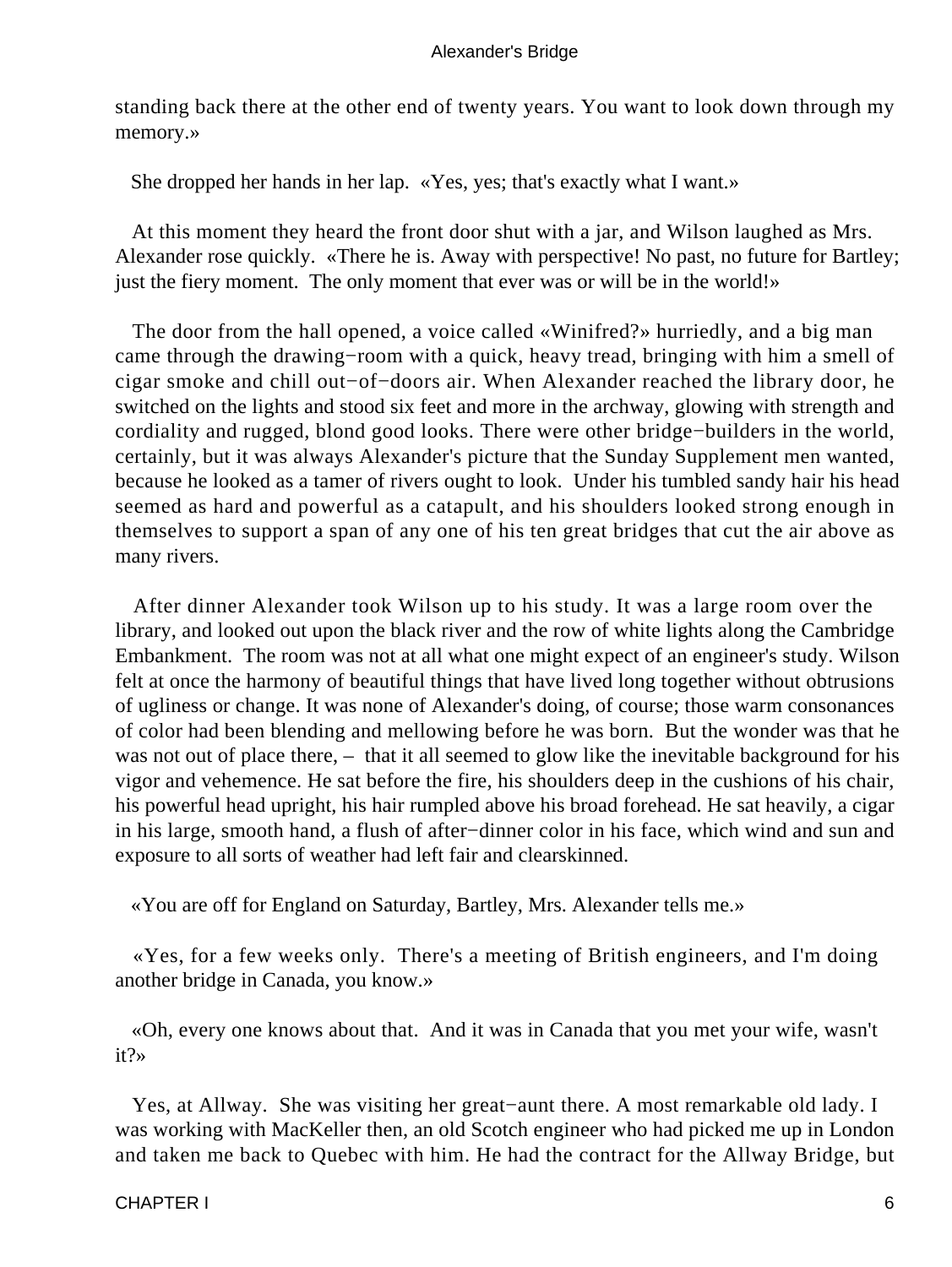standing back there at the other end of twenty years. You want to look down through my memory.»

She dropped her hands in her lap. «Yes, yes; that's exactly what I want.»

At this moment they heard the front door shut with a jar, and Wilson laughed as Mrs. Alexander rose quickly. «There he is. Away with perspective! No past, no future for Bartley; just the fiery moment. The only moment that ever was or will be in the world!»

The door from the hall opened, a voice called «Winifred?» hurriedly, and a big man came through the drawing−room with a quick, heavy tread, bringing with him a smell of cigar smoke and chill out−of−doors air. When Alexander reached the library door, he switched on the lights and stood six feet and more in the archway, glowing with strength and cordiality and rugged, blond good looks. There were other bridge−builders in the world, certainly, but it was always Alexander's picture that the Sunday Supplement men wanted, because he looked as a tamer of rivers ought to look. Under his tumbled sandy hair his head seemed as hard and powerful as a catapult, and his shoulders looked strong enough in themselves to support a span of any one of his ten great bridges that cut the air above as many rivers.

After dinner Alexander took Wilson up to his study. It was a large room over the library, and looked out upon the black river and the row of white lights along the Cambridge Embankment. The room was not at all what one might expect of an engineer's study. Wilson felt at once the harmony of beautiful things that have lived long together without obtrusions of ugliness or change. It was none of Alexander's doing, of course; those warm consonances of color had been blending and mellowing before he was born. But the wonder was that he was not out of place there, – that it all seemed to glow like the inevitable background for his vigor and vehemence. He sat before the fire, his shoulders deep in the cushions of his chair, his powerful head upright, his hair rumpled above his broad forehead. He sat heavily, a cigar in his large, smooth hand, a flush of after−dinner color in his face, which wind and sun and exposure to all sorts of weather had left fair and clearskinned.

«You are off for England on Saturday, Bartley, Mrs. Alexander tells me.»

«Yes, for a few weeks only. There's a meeting of British engineers, and I'm doing another bridge in Canada, you know.»

«Oh, every one knows about that. And it was in Canada that you met your wife, wasn't it?»

Yes, at Allway. She was visiting her great−aunt there. A most remarkable old lady. I was working with MacKeller then, an old Scotch engineer who had picked me up in London and taken me back to Quebec with him. He had the contract for the Allway Bridge, but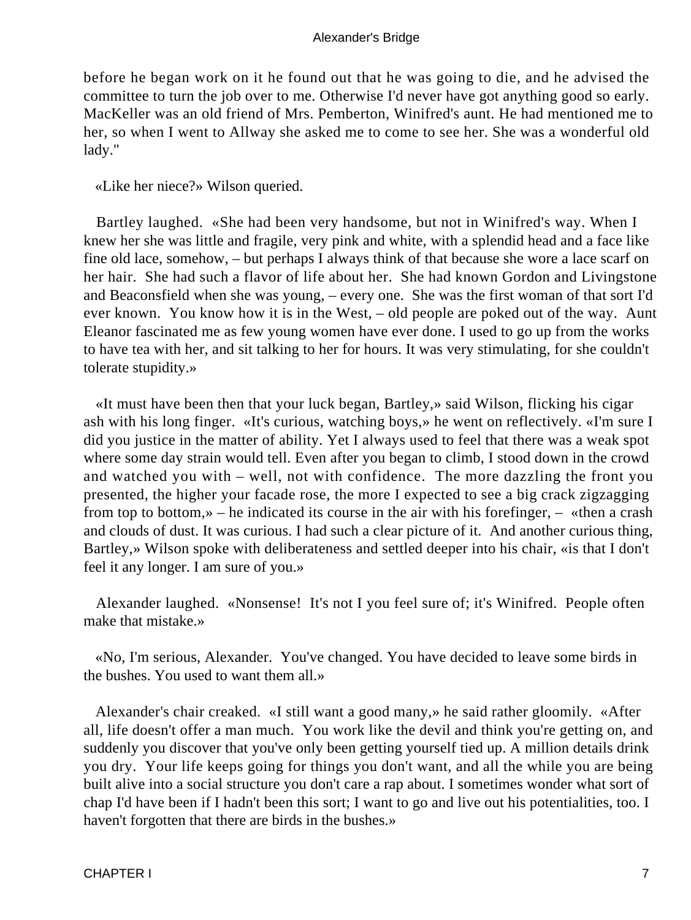before he began work on it he found out that he was going to die, and he advised the committee to turn the job over to me. Otherwise I'd never have got anything good so early. MacKeller was an old friend of Mrs. Pemberton, Winifred's aunt. He had mentioned me to her, so when I went to Allway she asked me to come to see her. She was a wonderful old lady."

«Like her niece?» Wilson queried.

Bartley laughed. «She had been very handsome, but not in Winifred's way. When I knew her she was little and fragile, very pink and white, with a splendid head and a face like fine old lace, somehow, – but perhaps I always think of that because she wore a lace scarf on her hair. She had such a flavor of life about her. She had known Gordon and Livingstone and Beaconsfield when she was young, – every one. She was the first woman of that sort I'd ever known. You know how it is in the West, – old people are poked out of the way. Aunt Eleanor fascinated me as few young women have ever done. I used to go up from the works to have tea with her, and sit talking to her for hours. It was very stimulating, for she couldn't tolerate stupidity.»

«It must have been then that your luck began, Bartley,» said Wilson, flicking his cigar ash with his long finger. «It's curious, watching boys,» he went on reflectively. «I'm sure I did you justice in the matter of ability. Yet I always used to feel that there was a weak spot where some day strain would tell. Even after you began to climb, I stood down in the crowd and watched you with – well, not with confidence. The more dazzling the front you presented, the higher your facade rose, the more I expected to see a big crack zigzagging from top to bottom,» – he indicated its course in the air with his forefinger, – «then a crash and clouds of dust. It was curious. I had such a clear picture of it. And another curious thing, Bartley,» Wilson spoke with deliberateness and settled deeper into his chair, «is that I don't feel it any longer. I am sure of you.»

Alexander laughed. «Nonsense! It's not I you feel sure of; it's Winifred. People often make that mistake.»

«No, I'm serious, Alexander. You've changed. You have decided to leave some birds in the bushes. You used to want them all.»

Alexander's chair creaked. «I still want a good many,» he said rather gloomily. «After all, life doesn't offer a man much. You work like the devil and think you're getting on, and suddenly you discover that you've only been getting yourself tied up. A million details drink you dry. Your life keeps going for things you don't want, and all the while you are being built alive into a social structure you don't care a rap about. I sometimes wonder what sort of chap I'd have been if I hadn't been this sort; I want to go and live out his potentialities, too. I haven't forgotten that there are birds in the bushes.»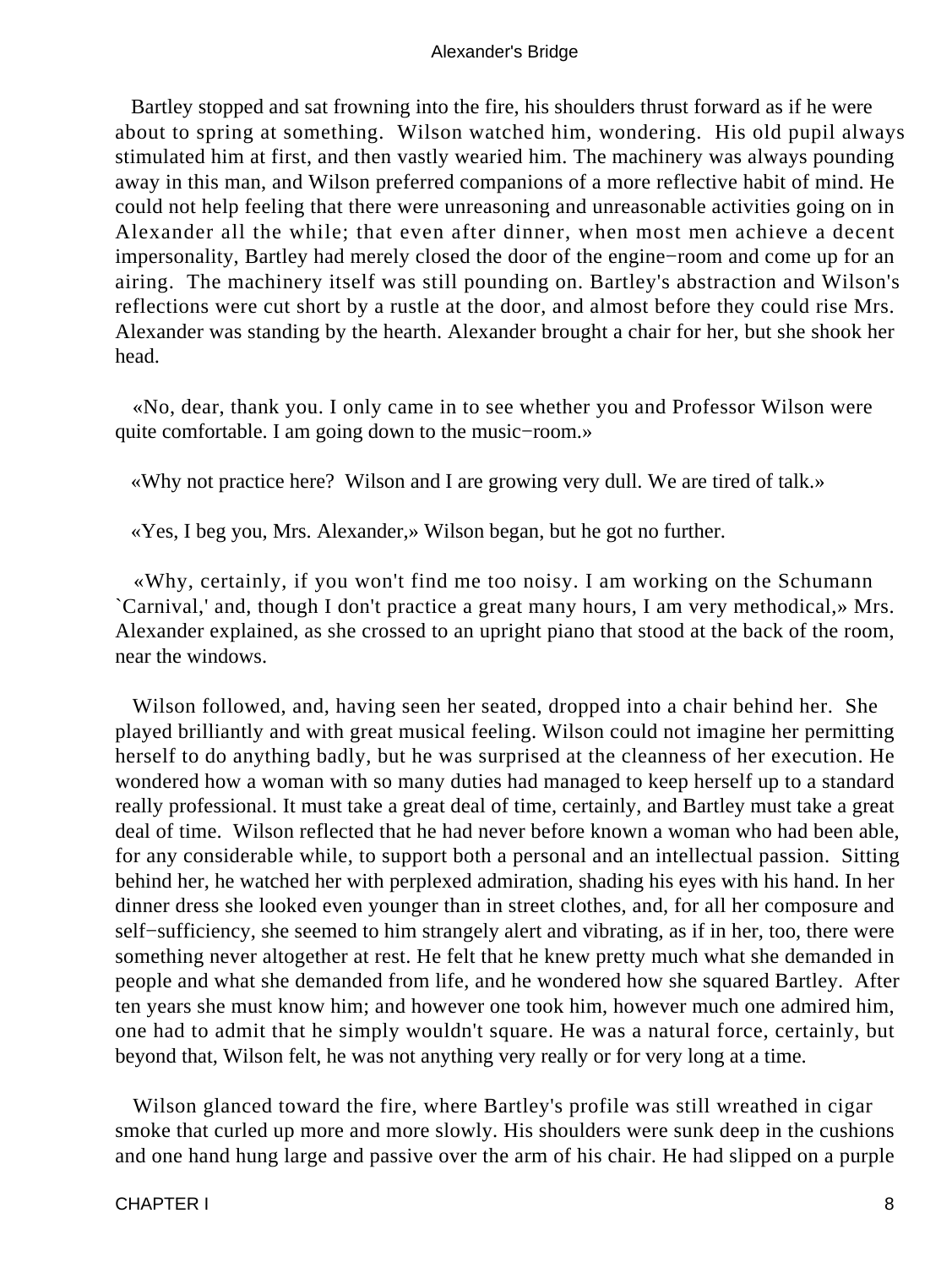Bartley stopped and sat frowning into the fire, his shoulders thrust forward as if he were about to spring at something. Wilson watched him, wondering. His old pupil always stimulated him at first, and then vastly wearied him. The machinery was always pounding away in this man, and Wilson preferred companions of a more reflective habit of mind. He could not help feeling that there were unreasoning and unreasonable activities going on in Alexander all the while; that even after dinner, when most men achieve a decent impersonality, Bartley had merely closed the door of the engine−room and come up for an airing. The machinery itself was still pounding on. Bartley's abstraction and Wilson's reflections were cut short by a rustle at the door, and almost before they could rise Mrs. Alexander was standing by the hearth. Alexander brought a chair for her, but she shook her head.

«No, dear, thank you. I only came in to see whether you and Professor Wilson were quite comfortable. I am going down to the music−room.»

«Why not practice here? Wilson and I are growing very dull. We are tired of talk.»

«Yes, I beg you, Mrs. Alexander,» Wilson began, but he got no further.

«Why, certainly, if you won't find me too noisy. I am working on the Schumann `Carnival,' and, though I don't practice a great many hours, I am very methodical,» Mrs. Alexander explained, as she crossed to an upright piano that stood at the back of the room, near the windows.

Wilson followed, and, having seen her seated, dropped into a chair behind her. She played brilliantly and with great musical feeling. Wilson could not imagine her permitting herself to do anything badly, but he was surprised at the cleanness of her execution. He wondered how a woman with so many duties had managed to keep herself up to a standard really professional. It must take a great deal of time, certainly, and Bartley must take a great deal of time. Wilson reflected that he had never before known a woman who had been able, for any considerable while, to support both a personal and an intellectual passion. Sitting behind her, he watched her with perplexed admiration, shading his eyes with his hand. In her dinner dress she looked even younger than in street clothes, and, for all her composure and self−sufficiency, she seemed to him strangely alert and vibrating, as if in her, too, there were something never altogether at rest. He felt that he knew pretty much what she demanded in people and what she demanded from life, and he wondered how she squared Bartley. After ten years she must know him; and however one took him, however much one admired him, one had to admit that he simply wouldn't square. He was a natural force, certainly, but beyond that, Wilson felt, he was not anything very really or for very long at a time.

Wilson glanced toward the fire, where Bartley's profile was still wreathed in cigar smoke that curled up more and more slowly. His shoulders were sunk deep in the cushions and one hand hung large and passive over the arm of his chair. He had slipped on a purple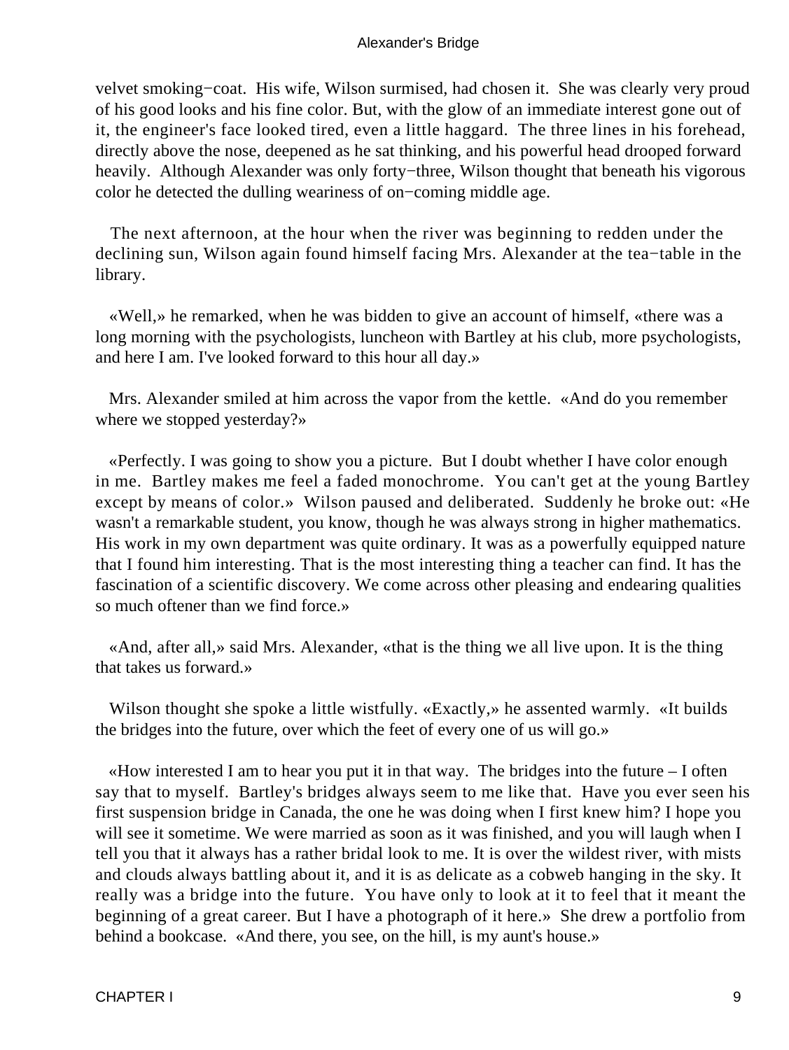velvet smoking−coat. His wife, Wilson surmised, had chosen it. She was clearly very proud of his good looks and his fine color. But, with the glow of an immediate interest gone out of it, the engineer's face looked tired, even a little haggard. The three lines in his forehead, directly above the nose, deepened as he sat thinking, and his powerful head drooped forward heavily. Although Alexander was only forty−three, Wilson thought that beneath his vigorous color he detected the dulling weariness of on−coming middle age.

The next afternoon, at the hour when the river was beginning to redden under the declining sun, Wilson again found himself facing Mrs. Alexander at the tea−table in the library.

«Well,» he remarked, when he was bidden to give an account of himself, «there was a long morning with the psychologists, luncheon with Bartley at his club, more psychologists, and here I am. I've looked forward to this hour all day.»

Mrs. Alexander smiled at him across the vapor from the kettle. «And do you remember where we stopped yesterday?»

«Perfectly. I was going to show you a picture. But I doubt whether I have color enough in me. Bartley makes me feel a faded monochrome. You can't get at the young Bartley except by means of color.» Wilson paused and deliberated. Suddenly he broke out: «He wasn't a remarkable student, you know, though he was always strong in higher mathematics. His work in my own department was quite ordinary. It was as a powerfully equipped nature that I found him interesting. That is the most interesting thing a teacher can find. It has the fascination of a scientific discovery. We come across other pleasing and endearing qualities so much oftener than we find force.»

«And, after all,» said Mrs. Alexander, «that is the thing we all live upon. It is the thing that takes us forward.»

Wilson thought she spoke a little wistfully. «Exactly,» he assented warmly. «It builds the bridges into the future, over which the feet of every one of us will go.»

«How interested I am to hear you put it in that way. The bridges into the future – I often say that to myself. Bartley's bridges always seem to me like that. Have you ever seen his first suspension bridge in Canada, the one he was doing when I first knew him? I hope you will see it sometime. We were married as soon as it was finished, and you will laugh when I tell you that it always has a rather bridal look to me. It is over the wildest river, with mists and clouds always battling about it, and it is as delicate as a cobweb hanging in the sky. It really was a bridge into the future. You have only to look at it to feel that it meant the beginning of a great career. But I have a photograph of it here.» She drew a portfolio from behind a bookcase. «And there, you see, on the hill, is my aunt's house.»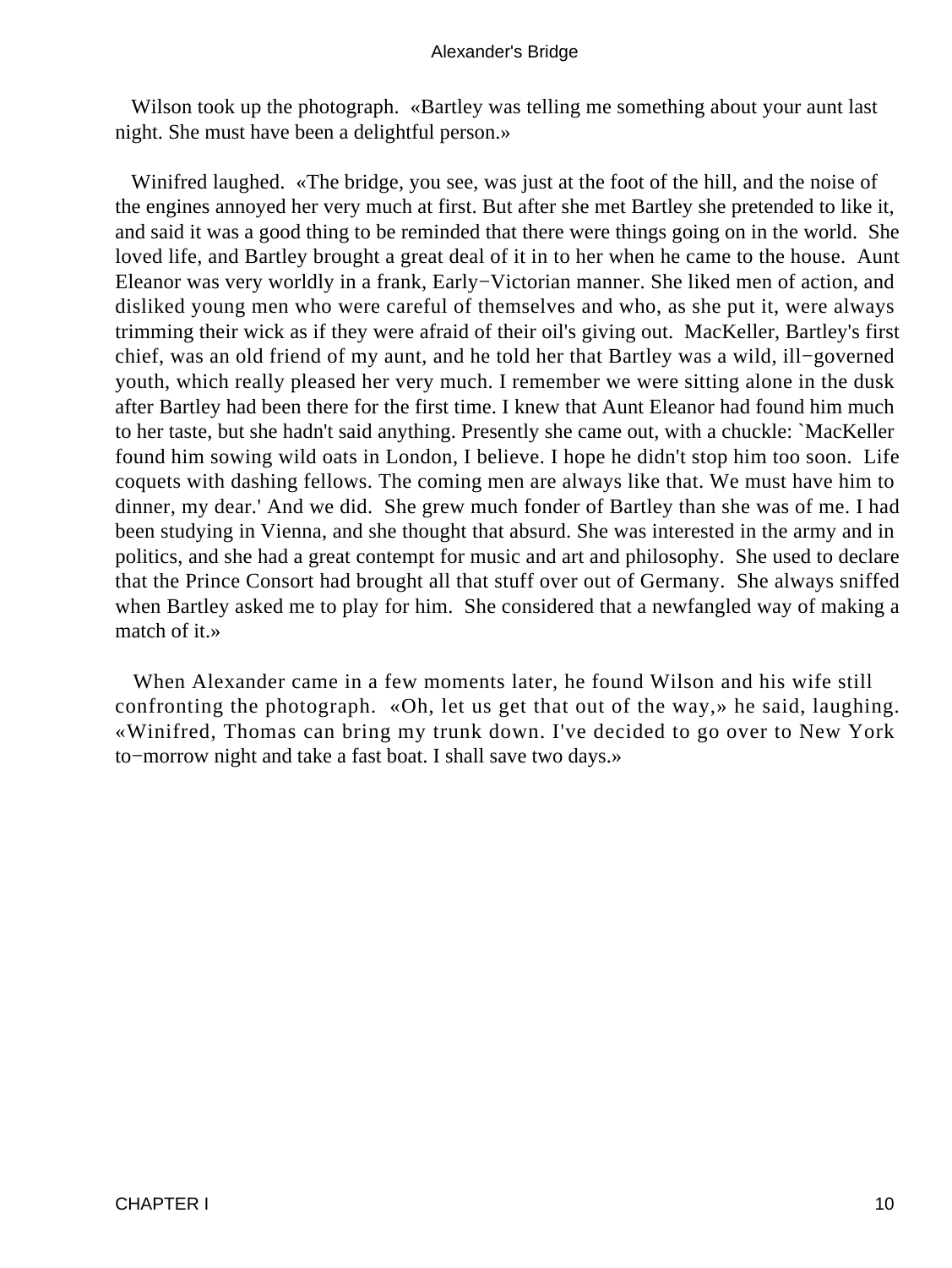Wilson took up the photograph. «Bartley was telling me something about your aunt last night. She must have been a delightful person.»

Winifred laughed. «The bridge, you see, was just at the foot of the hill, and the noise of the engines annoyed her very much at first. But after she met Bartley she pretended to like it, and said it was a good thing to be reminded that there were things going on in the world. She loved life, and Bartley brought a great deal of it in to her when he came to the house. Aunt Eleanor was very worldly in a frank, Early−Victorian manner. She liked men of action, and disliked young men who were careful of themselves and who, as she put it, were always trimming their wick as if they were afraid of their oil's giving out. MacKeller, Bartley's first chief, was an old friend of my aunt, and he told her that Bartley was a wild, ill−governed youth, which really pleased her very much. I remember we were sitting alone in the dusk after Bartley had been there for the first time. I knew that Aunt Eleanor had found him much to her taste, but she hadn't said anything. Presently she came out, with a chuckle: `MacKeller found him sowing wild oats in London, I believe. I hope he didn't stop him too soon. Life coquets with dashing fellows. The coming men are always like that. We must have him to dinner, my dear.' And we did. She grew much fonder of Bartley than she was of me. I had been studying in Vienna, and she thought that absurd. She was interested in the army and in politics, and she had a great contempt for music and art and philosophy. She used to declare that the Prince Consort had brought all that stuff over out of Germany. She always sniffed when Bartley asked me to play for him. She considered that a newfangled way of making a match of it.»

When Alexander came in a few moments later, he found Wilson and his wife still confronting the photograph. «Oh, let us get that out of the way,» he said, laughing. «Winifred, Thomas can bring my trunk down. I've decided to go over to New York to−morrow night and take a fast boat. I shall save two days.»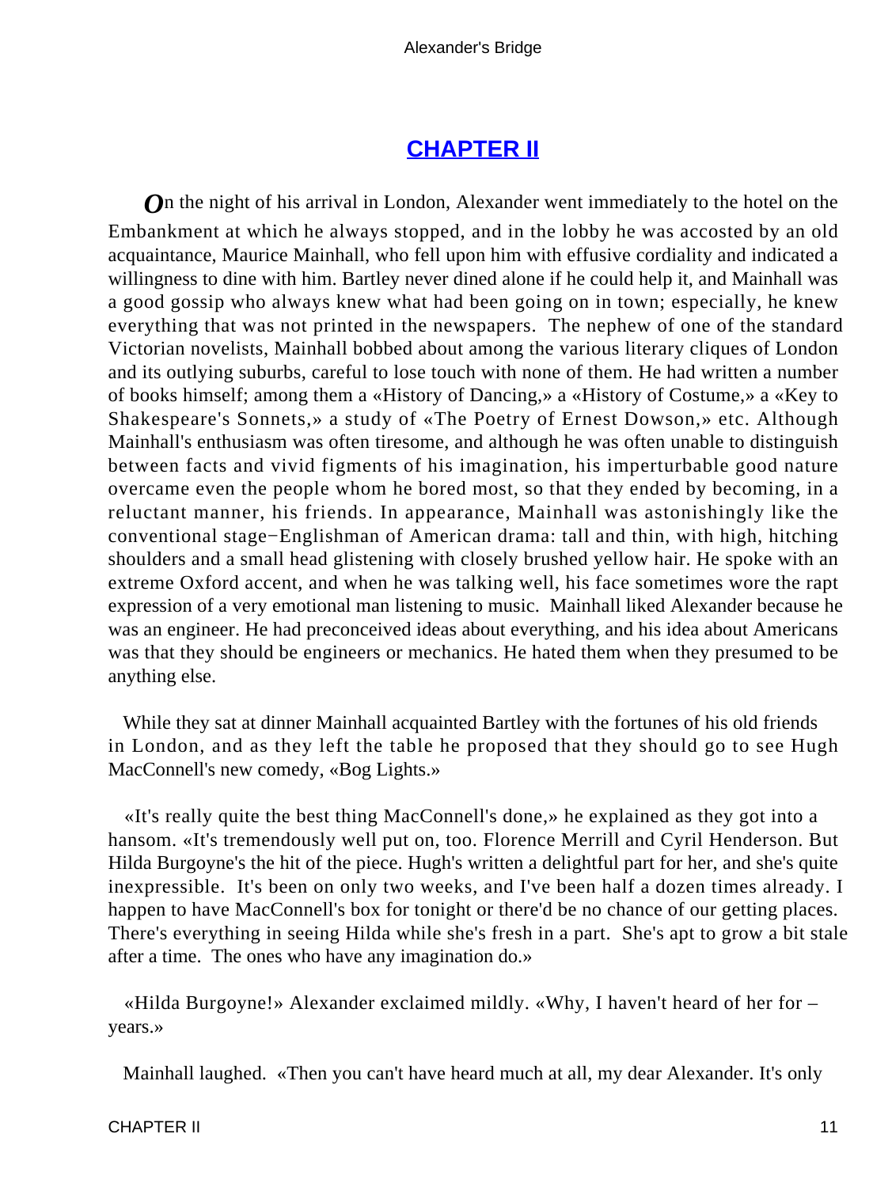## CHAPTER II

On the night of his arrival in London, Alexander went immediately to the hotel on the Embankment at which he always stopped, and in the lobby he was accosted by an old acquaintance, Maurice Mainhall, who fell upon him with effusive cordiality and indicated a willingness to dine with him. Bartley never dined alone if he could help it, and Mainhall was a good gossip who always knew what had been going on in town; especially, he knew everything that was not printed in the newspapers. The nephew of one of the standard Victorian novelists, Mainhall bobbed about among the various literary cliques of London and its outlying suburbs, careful to lose touch with none of them. He had written a number of books himself; among them a «History of Dancing,» a «History of Costume,» a «Key to Shakespeare's Sonnets,» a study of «The Poetry of Ernest Dowson,» etc. Although Mainhall's enthusiasm was often tiresome, and although he was often unable to distinguish between facts and vivid figments of his imagination, his imperturbable good nature overcame even the people whom he bored most, so that they ended by becoming, in a reluctant manner, his friends. In appearance, Mainhall was astonishingly like the conventional stage−Englishman of American drama: tall and thin, with high, hitching shoulders and a small head glistening with closely brushed yellow hair. He spoke with an extreme Oxford accent, and when he was talking well, his face sometimes wore the rapt expression of a very emotional man listening to music. Mainhall liked Alexander because he was an engineer. He had preconceived ideas about everything, and his idea about Americans was that they should be engineers or mechanics. He hated them when they presumed to be anything else.

While they sat at dinner Mainhall acquainted Bartley with the fortunes of his old friends in London, and as they left the table he proposed that they should go to see Hugh MacConnell's new comedy, «Bog Lights.»

«It's really quite the best thing MacConnell's done,» he explained as they got into a hansom. «It's tremendously well put on, too. Florence Merrill and Cyril Henderson. But Hilda Burgoyne's the hit of the piece. Hugh's written a delightful part for her, and she's quite inexpressible. It's been on only two weeks, and I've been half a dozen times already. I happen to have MacConnell's box for tonight or there'd be no chance of our getting places. There's everything in seeing Hilda while she's fresh in a part. She's apt to grow a bit stale after a time. The ones who have any imagination do.»

«Hilda Burgoyne!» Alexander exclaimed mildly. «Why, I haven't heard of her for – years.»

Mainhall laughed. «Then you can't have heard much at all, my dear Alexander. It's only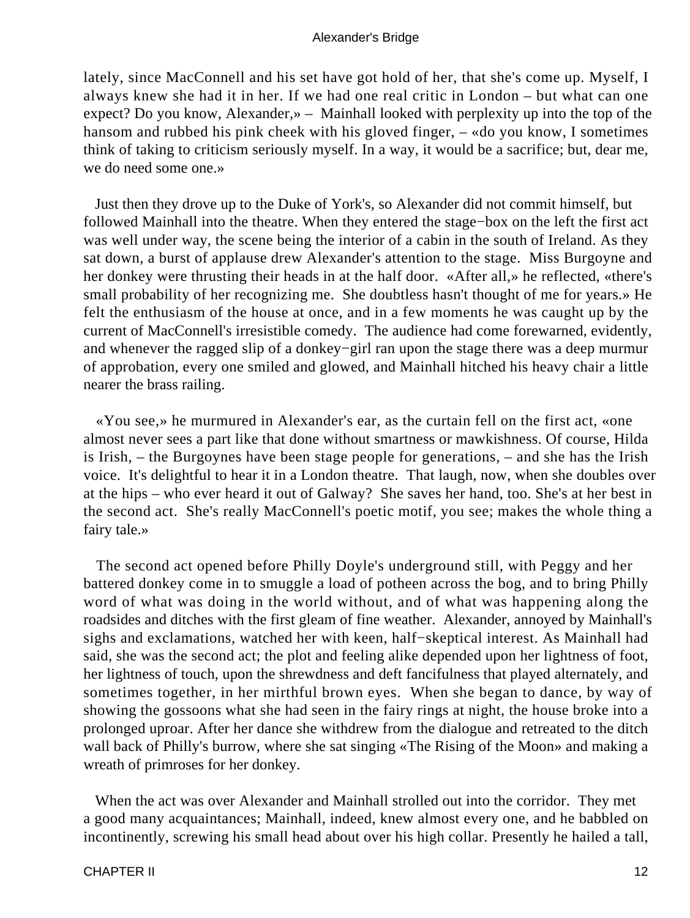lately, since MacConnell and his set have got hold of her, that she's come up. Myself, I always knew she had it in her. If we had one real critic in London – but what can one expect? Do you know, Alexander,» – Mainhall looked with perplexity up into the top of the hansom and rubbed his pink cheek with his gloved finger, – «do you know, I sometimes think of taking to criticism seriously myself. In a way, it would be a sacrifice; but, dear me, we do need some one.»

Just then they drove up to the Duke of York's, so Alexander did not commit himself, but followed Mainhall into the theatre. When they entered the stage−box on the left the first act was well under way, the scene being the interior of a cabin in the south of Ireland. As they sat down, a burst of applause drew Alexander's attention to the stage. Miss Burgoyne and her donkey were thrusting their heads in at the half door. «After all,» he reflected, «there's small probability of her recognizing me. She doubtless hasn't thought of me for years.» He felt the enthusiasm of the house at once, and in a few moments he was caught up by the current of MacConnell's irresistible comedy. The audience had come forewarned, evidently, and whenever the ragged slip of a donkey−girl ran upon the stage there was a deep murmur of approbation, every one smiled and glowed, and Mainhall hitched his heavy chair a little nearer the brass railing.

«You see,» he murmured in Alexander's ear, as the curtain fell on the first act, «one almost never sees a part like that done without smartness or mawkishness. Of course, Hilda is Irish, – the Burgoynes have been stage people for generations, – and she has the Irish voice. It's delightful to hear it in a London theatre. That laugh, now, when she doubles over at the hips – who ever heard it out of Galway? She saves her hand, too. She's at her best in the second act. She's really MacConnell's poetic motif, you see; makes the whole thing a fairy tale.»

The second act opened before Philly Doyle's underground still, with Peggy and her battered donkey come in to smuggle a load of potheen across the bog, and to bring Philly word of what was doing in the world without, and of what was happening along the roadsides and ditches with the first gleam of fine weather. Alexander, annoyed by Mainhall's sighs and exclamations, watched her with keen, half−skeptical interest. As Mainhall had said, she was the second act; the plot and feeling alike depended upon her lightness of foot, her lightness of touch, upon the shrewdness and deft fancifulness that played alternately, and sometimes together, in her mirthful brown eyes. When she began to dance, by way of showing the gossoons what she had seen in the fairy rings at night, the house broke into a prolonged uproar. After her dance she withdrew from the dialogue and retreated to the ditch wall back of Philly's burrow, where she sat singing «The Rising of the Moon» and making a wreath of primroses for her donkey.

When the act was over Alexander and Mainhall strolled out into the corridor. They met a good many acquaintances; Mainhall, indeed, knew almost every one, and he babbled on incontinently, screwing his small head about over his high collar. Presently he hailed a tall,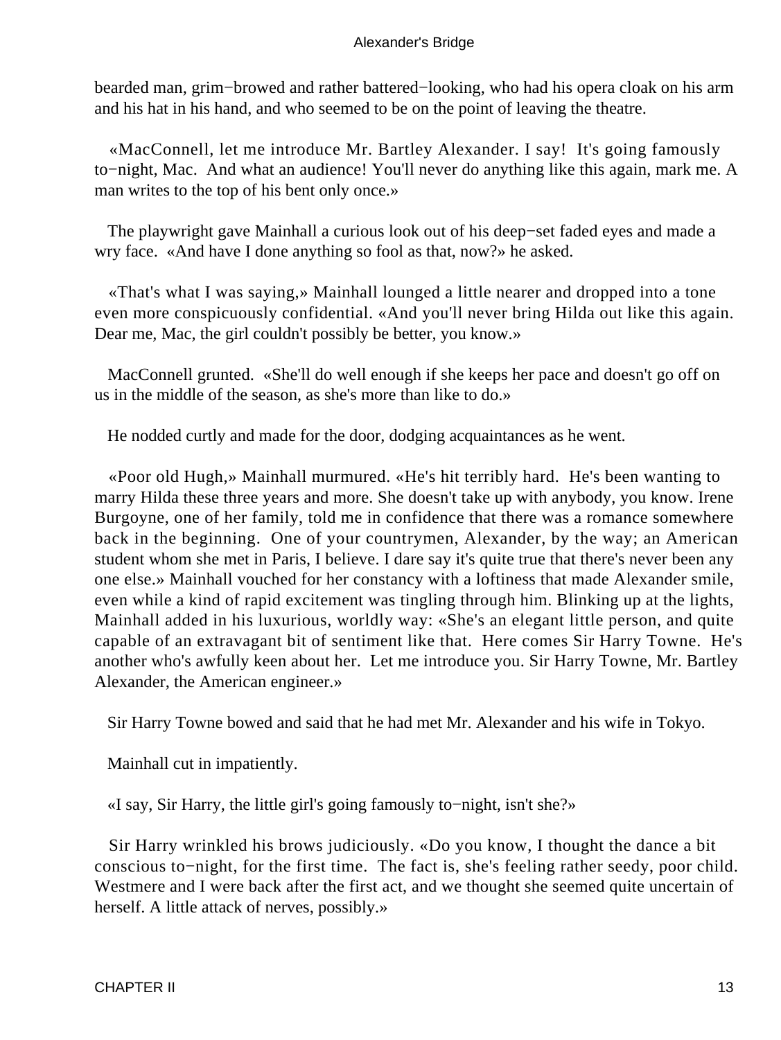bearded man, grim−browed and rather battered−looking, who had his opera cloak on his arm and his hat in his hand, and who seemed to be on the point of leaving the theatre.

«MacConnell, let me introduce Mr. Bartley Alexander. I say! It's going famously to−night, Mac. And what an audience! You'll never do anything like this again, mark me. A man writes to the top of his bent only once.»

The playwright gave Mainhall a curious look out of his deep−set faded eyes and made a wry face. «And have I done anything so fool as that, now?» he asked.

«That's what I was saying,» Mainhall lounged a little nearer and dropped into a tone even more conspicuously confidential. «And you'll never bring Hilda out like this again. Dear me, Mac, the girl couldn't possibly be better, you know.»

MacConnell grunted. «She'll do well enough if she keeps her pace and doesn't go off on us in the middle of the season, as she's more than like to do.»

He nodded curtly and made for the door, dodging acquaintances as he went.

«Poor old Hugh,» Mainhall murmured. «He's hit terribly hard. He's been wanting to marry Hilda these three years and more. She doesn't take up with anybody, you know. Irene Burgoyne, one of her family, told me in confidence that there was a romance somewhere back in the beginning. One of your countrymen, Alexander, by the way; an American student whom she met in Paris, I believe. I dare say it's quite true that there's never been any one else.» Mainhall vouched for her constancy with a loftiness that made Alexander smile, even while a kind of rapid excitement was tingling through him. Blinking up at the lights, Mainhall added in his luxurious, worldly way: «She's an elegant little person, and quite capable of an extravagant bit of sentiment like that. Here comes Sir Harry Towne. He's another who's awfully keen about her. Let me introduce you. Sir Harry Towne, Mr. Bartley Alexander, the American engineer.»

Sir Harry Towne bowed and said that he had met Mr. Alexander and his wife in Tokyo.

Mainhall cut in impatiently.

«I say, Sir Harry, the little girl's going famously to−night, isn't she?»

Sir Harry wrinkled his brows judiciously. «Do you know, I thought the dance a bit conscious to−night, for the first time. The fact is, she's feeling rather seedy, poor child. Westmere and I were back after the first act, and we thought she seemed quite uncertain of herself. A little attack of nerves, possibly.»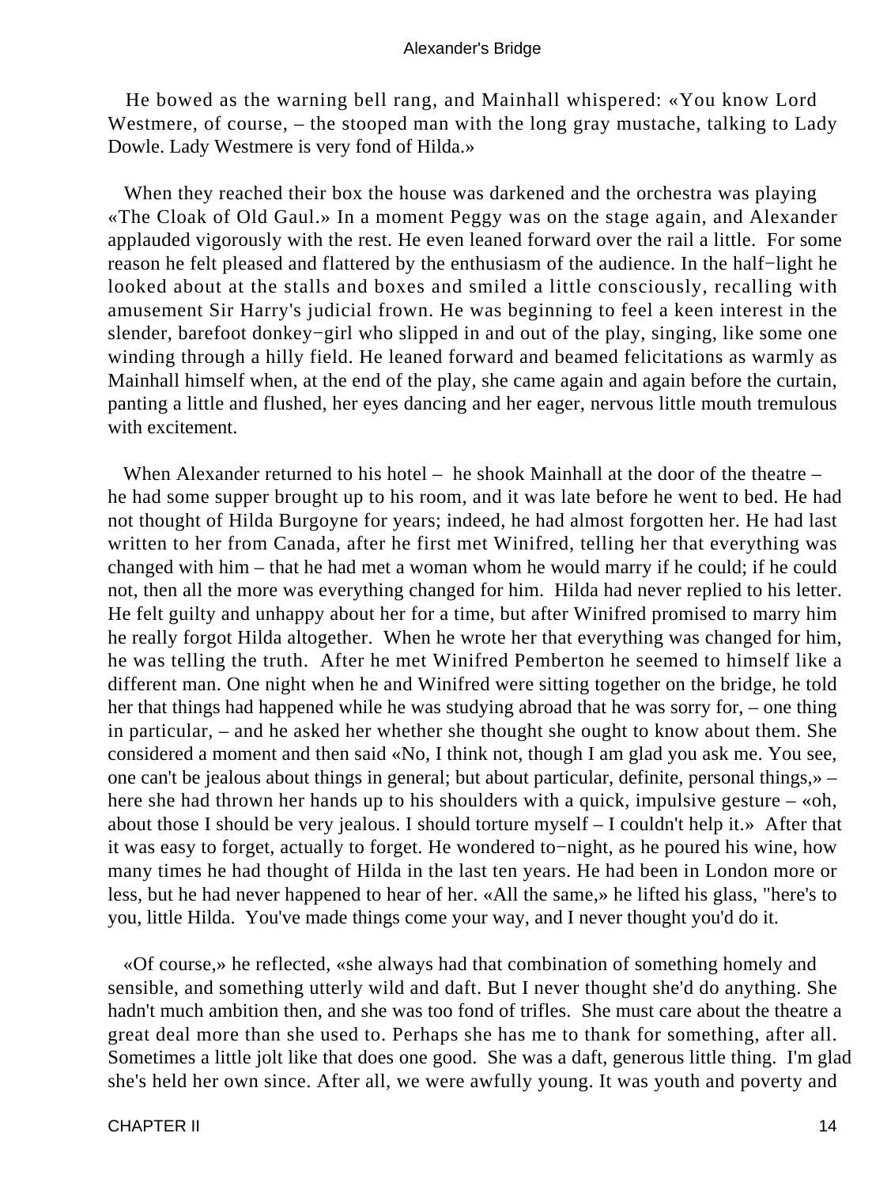He bowed as the warning bell rang, and Mainhall whispered: «You know Lord Westmere, of course, – the stooped man with the long gray mustache, talking to Lady Dowle. Lady Westmere is very fond of Hilda.»

When they reached their box the house was darkened and the orchestra was playing «The Cloak of Old Gaul.» In a moment Peggy was on the stage again, and Alexander applauded vigorously with the rest. He even leaned forward over the rail a little. For some reason he felt pleased and flattered by the enthusiasm of the audience. In the half−light he looked about at the stalls and boxes and smiled a little consciously, recalling with amusement Sir Harry's judicial frown. He was beginning to feel a keen interest in the slender, barefoot donkey−girl who slipped in and out of the play, singing, like some one winding through a hilly field. He leaned forward and beamed felicitations as warmly as Mainhall himself when, at the end of the play, she came again and again before the curtain, panting a little and flushed, her eyes dancing and her eager, nervous little mouth tremulous with excitement.

When Alexander returned to his hotel – he shook Mainhall at the door of the theatre – he had some supper brought up to his room, and it was late before he went to bed. He had not thought of Hilda Burgoyne for years; indeed, he had almost forgotten her. He had last written to her from Canada, after he first met Winifred, telling her that everything was changed with him – that he had met a woman whom he would marry if he could; if he could not, then all the more was everything changed for him. Hilda had never replied to his letter. He felt guilty and unhappy about her for a time, but after Winifred promised to marry him he really forgot Hilda altogether. When he wrote her that everything was changed for him, he was telling the truth. After he met Winifred Pemberton he seemed to himself like a different man. One night when he and Winifred were sitting together on the bridge, he told her that things had happened while he was studying abroad that he was sorry for, – one thing in particular, – and he asked her whether she thought she ought to know about them. She considered a moment and then said «No, I think not, though I am glad you ask me. You see, one can't be jealous about things in general; but about particular, definite, personal things,» – here she had thrown her hands up to his shoulders with a quick, impulsive gesture – «oh, about those I should be very jealous. I should torture myself – I couldn't help it.» After that it was easy to forget, actually to forget. He wondered to−night, as he poured his wine, how many times he had thought of Hilda in the last ten years. He had been in London more or less, but he had never happened to hear of her. «All the same,» he lifted his glass, "here's to you, little Hilda. You've made things come your way, and I never thought you'd do it.

«Of course,» he reflected, «she always had that combination of something homely and sensible, and something utterly wild and daft. But I never thought she'd do anything. She hadn't much ambition then, and she was too fond of trifles. She must care about the theatre a great deal more than she used to. Perhaps she has me to thank for something, after all. Sometimes a little jolt like that does one good. She was a daft, generous little thing. I'm glad she's held her own since. After all, we were awfully young. It was youth and poverty and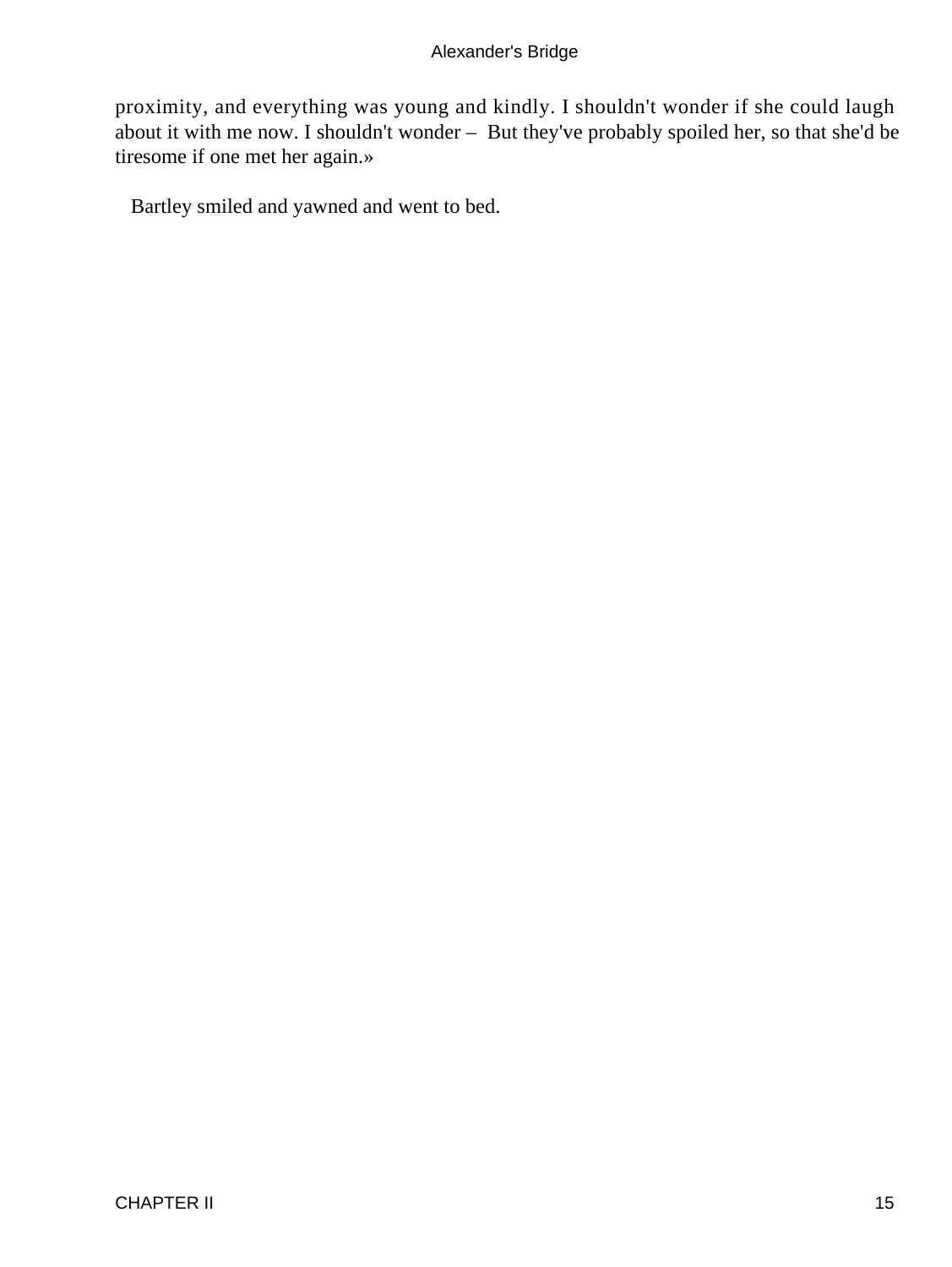proximity, and everything was young and kindly. I shouldn't wonder if she could laugh about it with me now. I shouldn't wonder – But they've probably spoiled her, so that she'd be tiresome if one met her again.»

Bartley smiled and yawned and went to bed.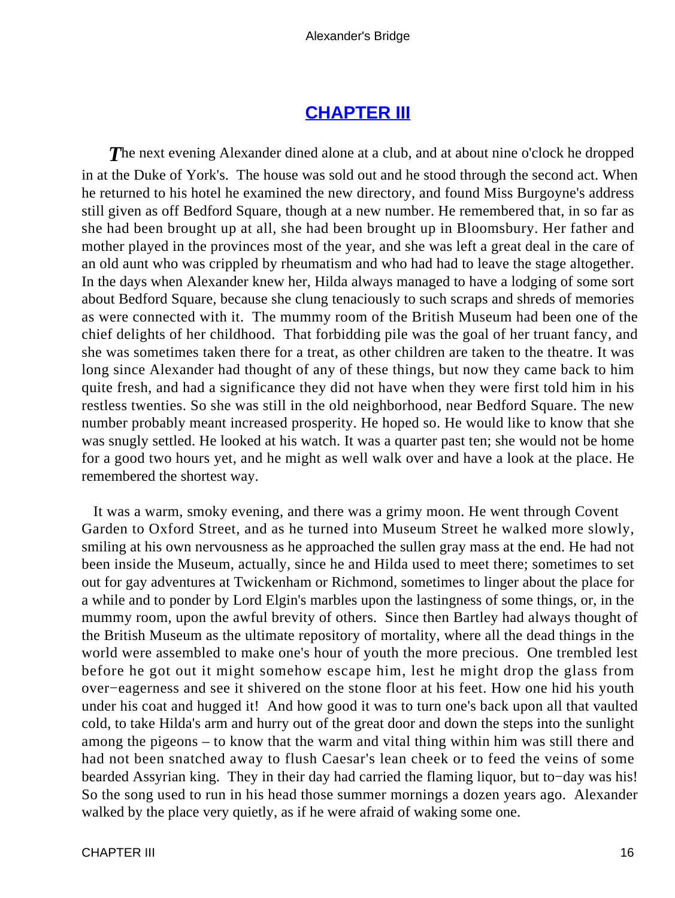## CHAPTER III

The next evening Alexander dined alone at a club, and at about nine o'clock he dropped in at the Duke of York's. The house was sold out and he stood through the second act. When he returned to his hotel he examined the new directory, and found Miss Burgoyne's address still given as off Bedford Square, though at a new number. He remembered that, in so far as she had been brought up at all, she had been brought up in Bloomsbury. Her father and mother played in the provinces most of the year, and she was left a great deal in the care of an old aunt who was crippled by rheumatism and who had had to leave the stage altogether. In the days when Alexander knew her, Hilda always managed to have a lodging of some sort about Bedford Square, because she clung tenaciously to such scraps and shreds of memories as were connected with it. The mummy room of the British Museum had been one of the chief delights of her childhood. That forbidding pile was the goal of her truant fancy, and she was sometimes taken there for a treat, as other children are taken to the theatre. It was long since Alexander had thought of any of these things, but now they came back to him quite fresh, and had a significance they did not have when they were first told him in his restless twenties. So she was still in the old neighborhood, near Bedford Square. The new number probably meant increased prosperity. He hoped so. He would like to know that she was snugly settled. He looked at his watch. It was a quarter past ten; she would not be home for a good two hours yet, and he might as well walk over and have a look at the place. He remembered the shortest way.

It was a warm, smoky evening, and there was a grimy moon. He went through Covent Garden to Oxford Street, and as he turned into Museum Street he walked more slowly, smiling at his own nervousness as he approached the sullen gray mass at the end. He had not been inside the Museum, actually, since he and Hilda used to meet there; sometimes to set out for gay adventures at Twickenham or Richmond, sometimes to linger about the place for a while and to ponder by Lord Elgin's marbles upon the lastingness of some things, or, in the mummy room, upon the awful brevity of others. Since then Bartley had always thought of the British Museum as the ultimate repository of mortality, where all the dead things in the world were assembled to make one's hour of youth the more precious. One trembled lest before he got out it might somehow escape him, lest he might drop the glass from over-eagerness and see it shivered on the stone floor at his feet. How one hid his youth under his coat and hugged it! And how good it was to turn one's back upon all that vaulted cold, to take Hilda's arm and hurry out of the great door and down the steps into the sunlight among the pigeons – to know that the warm and vital thing within him was still there and had not been snatched away to flush Caesar's lean cheek or to feed the veins of some bearded Assyrian king. They in their day had carried the flaming liquor, but to-day was his! So the song used to run in his head those summer mornings a dozen years ago. Alexander walked by the place very quietly, as if he were afraid of waking some one.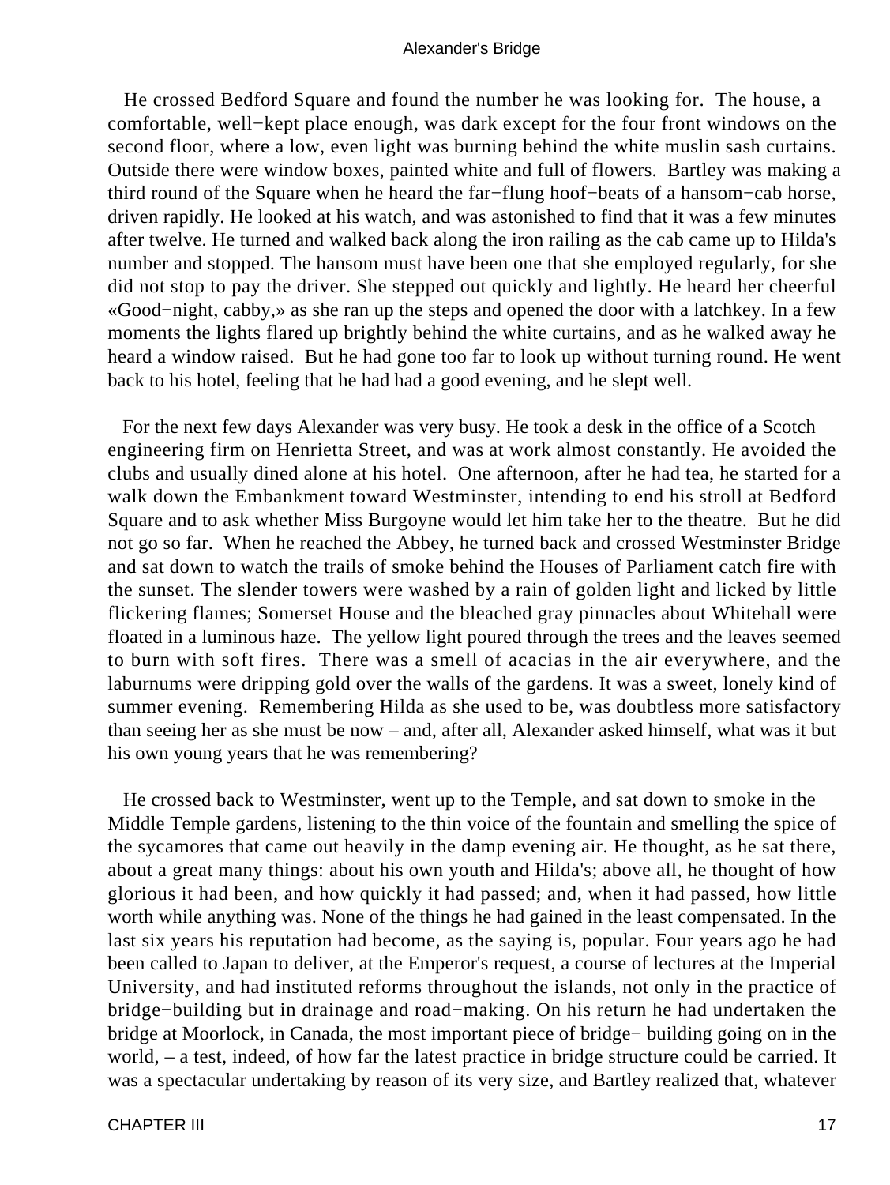He crossed Bedford Square and found the number he was looking for. The house, a comfortable, well−kept place enough, was dark except for the four front windows on the second floor, where a low, even light was burning behind the white muslin sash curtains. Outside there were window boxes, painted white and full of flowers. Bartley was making a third round of the Square when he heard the far−flung hoof−beats of a hansom−cab horse, driven rapidly. He looked at his watch, and was astonished to find that it was a few minutes after twelve. He turned and walked back along the iron railing as the cab came up to Hilda's number and stopped. The hansom must have been one that she employed regularly, for she did not stop to pay the driver. She stepped out quickly and lightly. He heard her cheerful «Good−night, cabby,» as she ran up the steps and opened the door with a latchkey. In a few moments the lights flared up brightly behind the white curtains, and as he walked away he heard a window raised. But he had gone too far to look up without turning round. He went back to his hotel, feeling that he had had a good evening, and he slept well.

For the next few days Alexander was very busy. He took a desk in the office of a Scotch engineering firm on Henrietta Street, and was at work almost constantly. He avoided the clubs and usually dined alone at his hotel. One afternoon, after he had tea, he started for a walk down the Embankment toward Westminster, intending to end his stroll at Bedford Square and to ask whether Miss Burgoyne would let him take her to the theatre. But he did not go so far. When he reached the Abbey, he turned back and crossed Westminster Bridge and sat down to watch the trails of smoke behind the Houses of Parliament catch fire with the sunset. The slender towers were washed by a rain of golden light and licked by little flickering flames; Somerset House and the bleached gray pinnacles about Whitehall were floated in a luminous haze. The yellow light poured through the trees and the leaves seemed to burn with soft fires. There was a smell of acacias in the air everywhere, and the laburnums were dripping gold over the walls of the gardens. It was a sweet, lonely kind of summer evening. Remembering Hilda as she used to be, was doubtless more satisfactory than seeing her as she must be now – and, after all, Alexander asked himself, what was it but his own young years that he was remembering?

He crossed back to Westminster, went up to the Temple, and sat down to smoke in the Middle Temple gardens, listening to the thin voice of the fountain and smelling the spice of the sycamores that came out heavily in the damp evening air. He thought, as he sat there, about a great many things: about his own youth and Hilda's; above all, he thought of how glorious it had been, and how quickly it had passed; and, when it had passed, how little worth while anything was. None of the things he had gained in the least compensated. In the last six years his reputation had become, as the saying is, popular. Four years ago he had been called to Japan to deliver, at the Emperor's request, a course of lectures at the Imperial University, and had instituted reforms throughout the islands, not only in the practice of bridge−building but in drainage and road−making. On his return he had undertaken the bridge at Moorlock, in Canada, the most important piece of bridge− building going on in the world, – a test, indeed, of how far the latest practice in bridge structure could be carried. It was a spectacular undertaking by reason of its very size, and Bartley realized that, whatever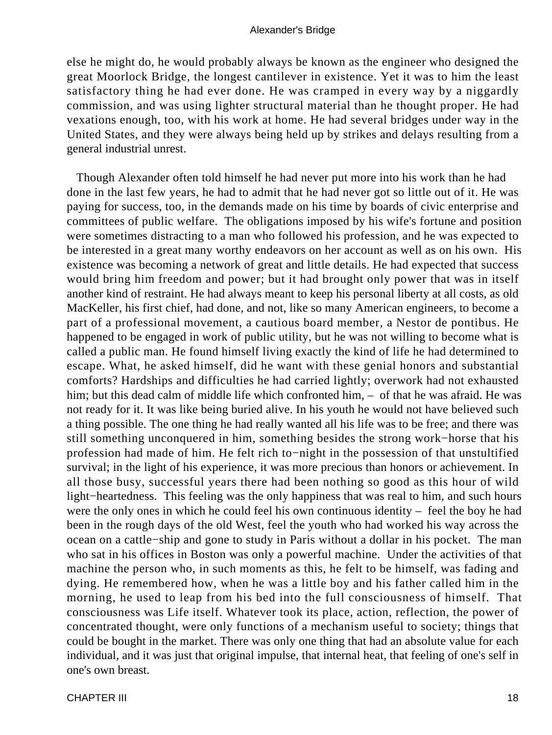else he might do, he would probably always be known as the engineer who designed the great Moorlock Bridge, the longest cantilever in existence. Yet it was to him the least satisfactory thing he had ever done. He was cramped in every way by a niggardly commission, and was using lighter structural material than he thought proper. He had vexations enough, too, with his work at home. He had several bridges under way in the United States, and they were always being held up by strikes and delays resulting from a general industrial unrest.

Though Alexander often told himself he had never put more into his work than he had done in the last few years, he had to admit that he had never got so little out of it. He was paying for success, too, in the demands made on his time by boards of civic enterprise and committees of public welfare. The obligations imposed by his wife's fortune and position were sometimes distracting to a man who followed his profession, and he was expected to be interested in a great many worthy endeavors on her account as well as on his own. His existence was becoming a network of great and little details. He had expected that success would bring him freedom and power; but it had brought only power that was in itself another kind of restraint. He had always meant to keep his personal liberty at all costs, as old MacKeller, his first chief, had done, and not, like so many American engineers, to become a part of a professional movement, a cautious board member, a Nestor de pontibus. He happened to be engaged in work of public utility, but he was not willing to become what is called a public man. He found himself living exactly the kind of life he had determined to escape. What, he asked himself, did he want with these genial honors and substantial comforts? Hardships and difficulties he had carried lightly; overwork had not exhausted him; but this dead calm of middle life which confronted him, – of that he was afraid. He was not ready for it. It was like being buried alive. In his youth he would not have believed such a thing possible. The one thing he had really wanted all his life was to be free; and there was still something unconquered in him, something besides the strong work−horse that his profession had made of him. He felt rich to−night in the possession of that unstultified survival; in the light of his experience, it was more precious than honors or achievement. In all those busy, successful years there had been nothing so good as this hour of wild light−heartedness. This feeling was the only happiness that was real to him, and such hours were the only ones in which he could feel his own continuous identity – feel the boy he had been in the rough days of the old West, feel the youth who had worked his way across the ocean on a cattle−ship and gone to study in Paris without a dollar in his pocket. The man who sat in his offices in Boston was only a powerful machine. Under the activities of that machine the person who, in such moments as this, he felt to be himself, was fading and dying. He remembered how, when he was a little boy and his father called him in the morning, he used to leap from his bed into the full consciousness of himself. That consciousness was Life itself. Whatever took its place, action, reflection, the power of concentrated thought, were only functions of a mechanism useful to society; things that could be bought in the market. There was only one thing that had an absolute value for each individual, and it was just that original impulse, that internal heat, that feeling of one's self in one's own breast.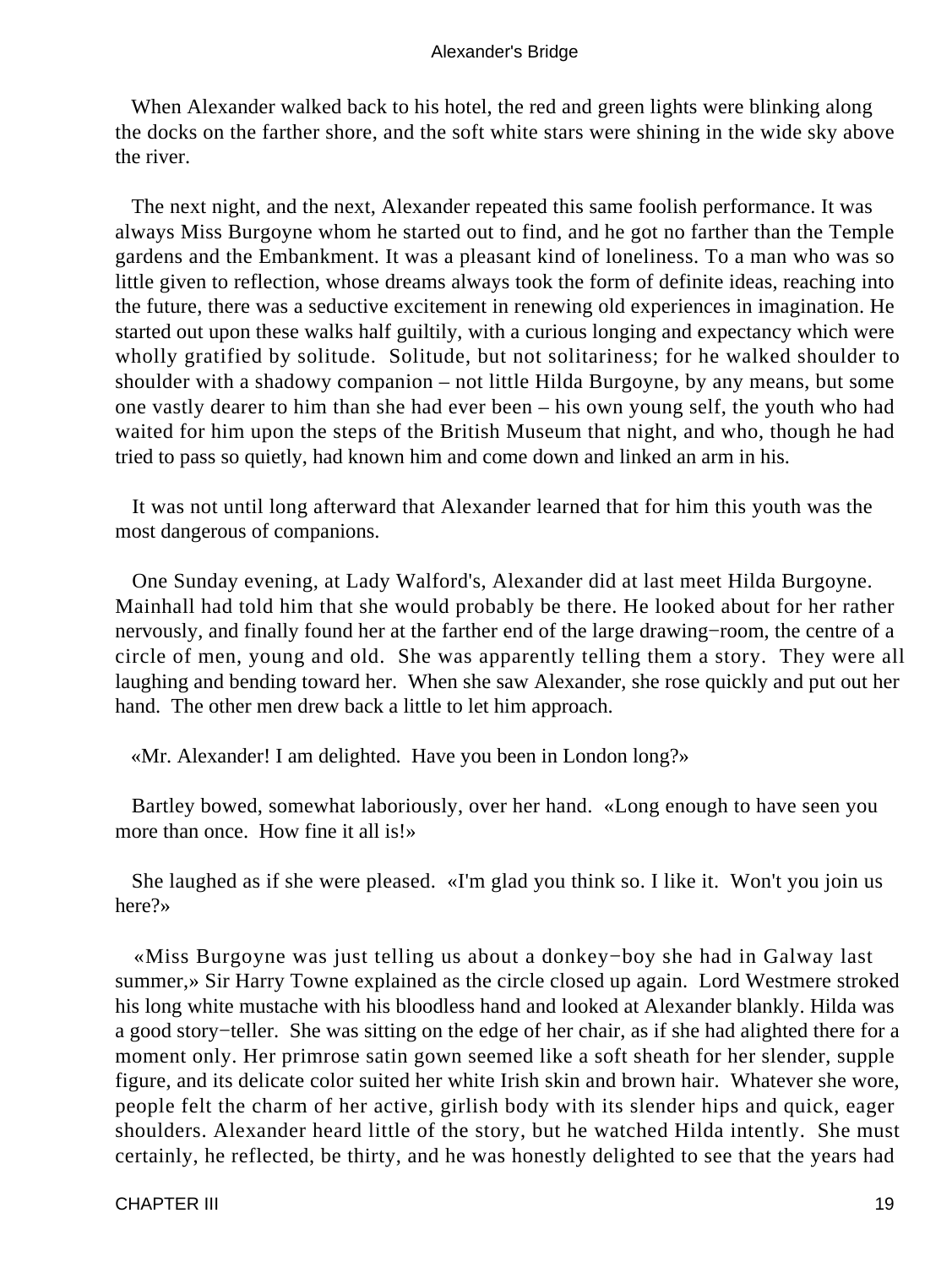When Alexander walked back to his hotel, the red and green lights were blinking along the docks on the farther shore, and the soft white stars were shining in the wide sky above the river.

The next night, and the next, Alexander repeated this same foolish performance. It was always Miss Burgoyne whom he started out to find, and he got no farther than the Temple gardens and the Embankment. It was a pleasant kind of loneliness. To a man who was so little given to reflection, whose dreams always took the form of definite ideas, reaching into the future, there was a seductive excitement in renewing old experiences in imagination. He started out upon these walks half guiltily, with a curious longing and expectancy which were wholly gratified by solitude. Solitude, but not solitariness; for he walked shoulder to shoulder with a shadowy companion – not little Hilda Burgoyne, by any means, but some one vastly dearer to him than she had ever been – his own young self, the youth who had waited for him upon the steps of the British Museum that night, and who, though he had tried to pass so quietly, had known him and come down and linked an arm in his.

It was not until long afterward that Alexander learned that for him this youth was the most dangerous of companions.

One Sunday evening, at Lady Walford's, Alexander did at last meet Hilda Burgoyne. Mainhall had told him that she would probably be there. He looked about for her rather nervously, and finally found her at the farther end of the large drawing−room, the centre of a circle of men, young and old. She was apparently telling them a story. They were all laughing and bending toward her. When she saw Alexander, she rose quickly and put out her hand. The other men drew back a little to let him approach.

«Mr. Alexander! I am delighted. Have you been in London long?»

Bartley bowed, somewhat laboriously, over her hand. «Long enough to have seen you more than once. How fine it all is!»

She laughed as if she were pleased. «I'm glad you think so. I like it. Won't you join us here?»

«Miss Burgoyne was just telling us about a donkey−boy she had in Galway last summer,» Sir Harry Towne explained as the circle closed up again. Lord Westmere stroked his long white mustache with his bloodless hand and looked at Alexander blankly. Hilda was a good story−teller. She was sitting on the edge of her chair, as if she had alighted there for a moment only. Her primrose satin gown seemed like a soft sheath for her slender, supple figure, and its delicate color suited her white Irish skin and brown hair. Whatever she wore, people felt the charm of her active, girlish body with its slender hips and quick, eager shoulders. Alexander heard little of the story, but he watched Hilda intently. She must certainly, he reflected, be thirty, and he was honestly delighted to see that the years had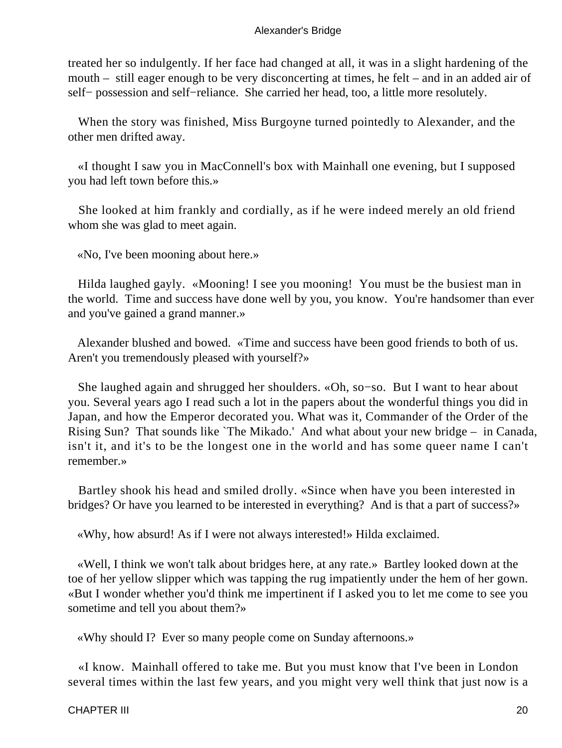treated her so indulgently. If her face had changed at all, it was in a slight hardening of the mouth – still eager enough to be very disconcerting at times, he felt – and in an added air of self− possession and self−reliance. She carried her head, too, a little more resolutely.

When the story was finished, Miss Burgoyne turned pointedly to Alexander, and the other men drifted away.

«I thought I saw you in MacConnell's box with Mainhall one evening, but I supposed you had left town before this.»

She looked at him frankly and cordially, as if he were indeed merely an old friend whom she was glad to meet again.

«No, I've been mooning about here.»

Hilda laughed gayly. «Mooning! I see you mooning! You must be the busiest man in the world. Time and success have done well by you, you know. You're handsomer than ever and you've gained a grand manner.»

Alexander blushed and bowed. «Time and success have been good friends to both of us. Aren't you tremendously pleased with yourself?»

She laughed again and shrugged her shoulders. «Oh, so−so. But I want to hear about you. Several years ago I read such a lot in the papers about the wonderful things you did in Japan, and how the Emperor decorated you. What was it, Commander of the Order of the Rising Sun? That sounds like `The Mikado.' And what about your new bridge – in Canada, isn't it, and it's to be the longest one in the world and has some queer name I can't remember.»

Bartley shook his head and smiled drolly. «Since when have you been interested in bridges? Or have you learned to be interested in everything? And is that a part of success?»

«Why, how absurd! As if I were not always interested!» Hilda exclaimed.

«Well, I think we won't talk about bridges here, at any rate.» Bartley looked down at the toe of her yellow slipper which was tapping the rug impatiently under the hem of her gown. «But I wonder whether you'd think me impertinent if I asked you to let me come to see you sometime and tell you about them?»

«Why should I? Ever so many people come on Sunday afternoons.»

«I know. Mainhall offered to take me. But you must know that I've been in London several times within the last few years, and you might very well think that just now is a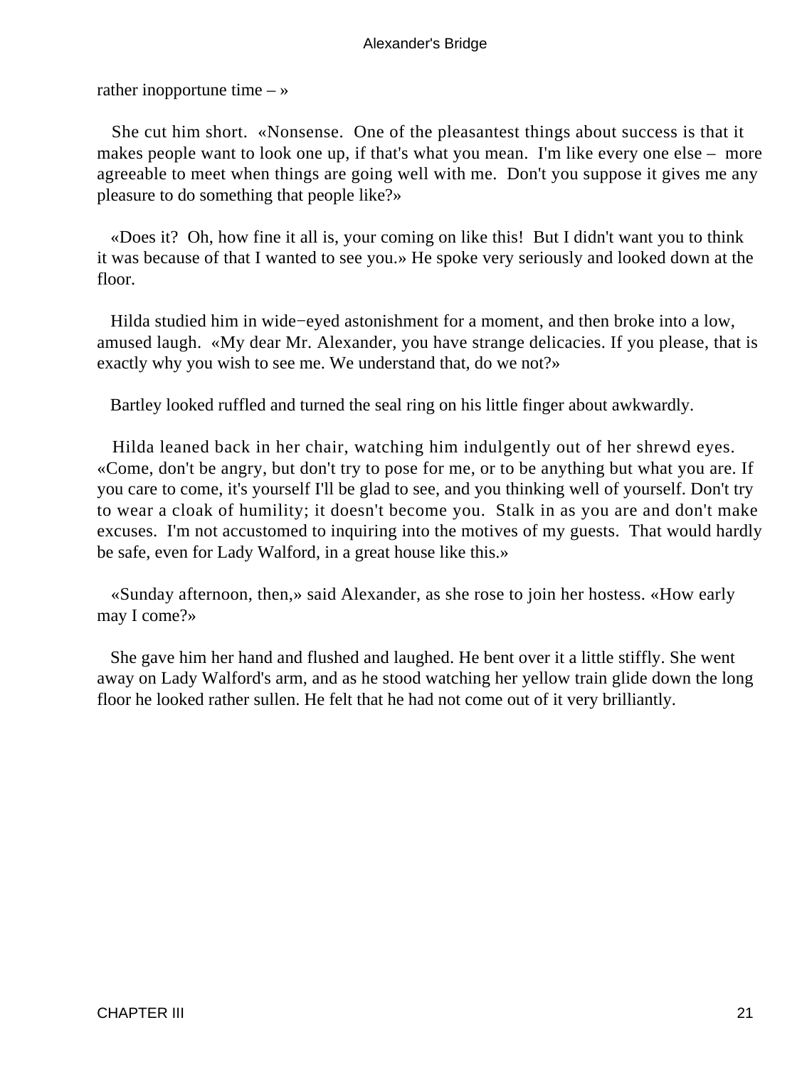rather inopportune time – »

She cut him short. «Nonsense. One of the pleasantest things about success is that it makes people want to look one up, if that's what you mean. I'm like every one else – more agreeable to meet when things are going well with me. Don't you suppose it gives me any pleasure to do something that people like?»

«Does it? Oh, how fine it all is, your coming on like this! But I didn't want you to think it was because of that I wanted to see you.» He spoke very seriously and looked down at the floor.

Hilda studied him in wide−eyed astonishment for a moment, and then broke into a low, amused laugh. «My dear Mr. Alexander, you have strange delicacies. If you please, that is exactly why you wish to see me. We understand that, do we not?»

Bartley looked ruffled and turned the seal ring on his little finger about awkwardly.

Hilda leaned back in her chair, watching him indulgently out of her shrewd eyes. «Come, don't be angry, but don't try to pose for me, or to be anything but what you are. If you care to come, it's yourself I'll be glad to see, and you thinking well of yourself. Don't try to wear a cloak of humility; it doesn't become you. Stalk in as you are and don't make excuses. I'm not accustomed to inquiring into the motives of my guests. That would hardly be safe, even for Lady Walford, in a great house like this.»

«Sunday afternoon, then,» said Alexander, as she rose to join her hostess. «How early may I come?»

She gave him her hand and flushed and laughed. He bent over it a little stiffly. She went away on Lady Walford's arm, and as he stood watching her yellow train glide down the long floor he looked rather sullen. He felt that he had not come out of it very brilliantly.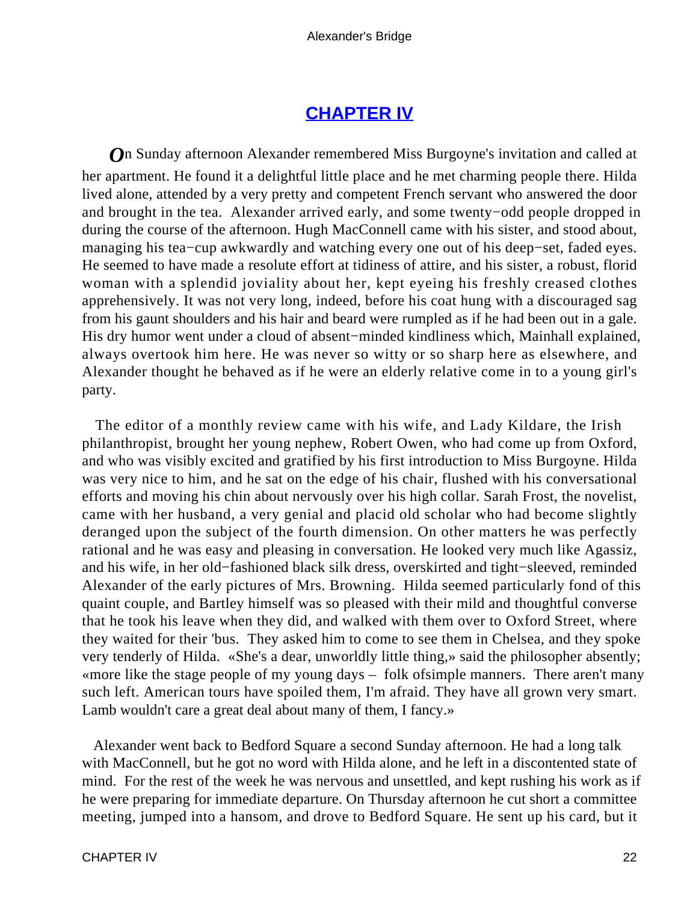## CHAPTER IV

On Sunday afternoon Alexander remembered Miss Burgoyne's invitation and called at her apartment. He found it a delightful little place and he met charming people there. Hilda lived alone, attended by a very pretty and competent French servant who answered the door and brought in the tea. Alexander arrived early, and some twenty−odd people dropped in during the course of the afternoon. Hugh MacConnell came with his sister, and stood about, managing his tea−cup awkwardly and watching every one out of his deep−set, faded eyes. He seemed to have made a resolute effort at tidiness of attire, and his sister, a robust, florid woman with a splendid joviality about her, kept eyeing his freshly creased clothes apprehensively. It was not very long, indeed, before his coat hung with a discouraged sag from his gaunt shoulders and his hair and beard were rumpled as if he had been out in a gale. His dry humor went under a cloud of absent−minded kindliness which, Mainhall explained, always overtook him here. He was never so witty or so sharp here as elsewhere, and Alexander thought he behaved as if he were an elderly relative come in to a young girl's party.

The editor of a monthly review came with his wife, and Lady Kildare, the Irish philanthropist, brought her young nephew, Robert Owen, who had come up from Oxford, and who was visibly excited and gratified by his first introduction to Miss Burgoyne. Hilda was very nice to him, and he sat on the edge of his chair, flushed with his conversational efforts and moving his chin about nervously over his high collar. Sarah Frost, the novelist, came with her husband, a very genial and placid old scholar who had become slightly deranged upon the subject of the fourth dimension. On other matters he was perfectly rational and he was easy and pleasing in conversation. He looked very much like Agassiz, and his wife, in her old−fashioned black silk dress, overskirted and tight−sleeved, reminded Alexander of the early pictures of Mrs. Browning. Hilda seemed particularly fond of this quaint couple, and Bartley himself was so pleased with their mild and thoughtful converse that he took his leave when they did, and walked with them over to Oxford Street, where they waited for their 'bus. They asked him to come to see them in Chelsea, and they spoke very tenderly of Hilda. «She's a dear, unworldly little thing,» said the philosopher absently; «more like the stage people of my young days – folk ofsimple manners. There aren't many such left. American tours have spoiled them, I'm afraid. They have all grown very smart. Lamb wouldn't care a great deal about many of them, I fancy.»

Alexander went back to Bedford Square a second Sunday afternoon. He had a long talk with MacConnell, but he got no word with Hilda alone, and he left in a discontented state of mind. For the rest of the week he was nervous and unsettled, and kept rushing his work as if he were preparing for immediate departure. On Thursday afternoon he cut short a committee meeting, jumped into a hansom, and drove to Bedford Square. He sent up his card, but it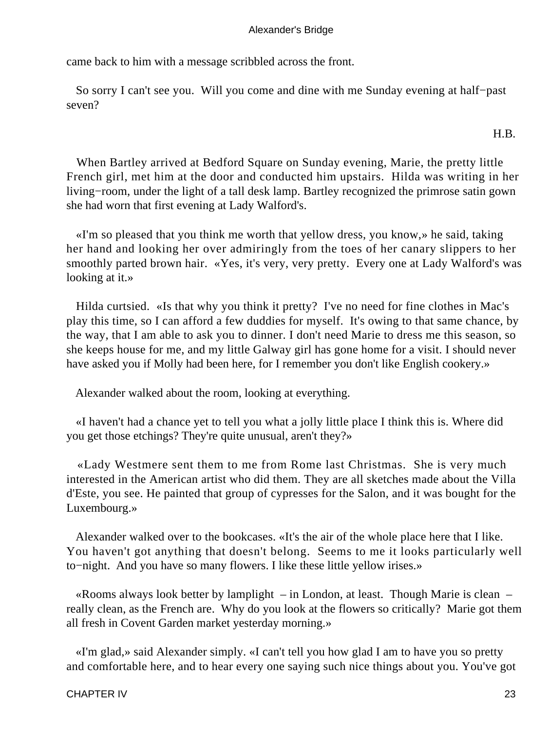came back to him with a message scribbled across the front.

So sorry I can't see you. Will you come and dine with me Sunday evening at half−past seven?

H.B.

When Bartley arrived at Bedford Square on Sunday evening, Marie, the pretty little French girl, met him at the door and conducted him upstairs. Hilda was writing in her living−room, under the light of a tall desk lamp. Bartley recognized the primrose satin gown she had worn that first evening at Lady Walford's.

«I'm so pleased that you think me worth that yellow dress, you know,» he said, taking her hand and looking her over admiringly from the toes of her canary slippers to her smoothly parted brown hair. «Yes, it's very, very pretty. Every one at Lady Walford's was looking at it.»

Hilda curtsied. «Is that why you think it pretty? I've no need for fine clothes in Mac's play this time, so I can afford a few duddies for myself. It's owing to that same chance, by the way, that I am able to ask you to dinner. I don't need Marie to dress me this season, so she keeps house for me, and my little Galway girl has gone home for a visit. I should never have asked you if Molly had been here, for I remember you don't like English cookery.»

Alexander walked about the room, looking at everything.

«I haven't had a chance yet to tell you what a jolly little place I think this is. Where did you get those etchings? They're quite unusual, aren't they?»

«Lady Westmere sent them to me from Rome last Christmas. She is very much interested in the American artist who did them. They are all sketches made about the Villa d'Este, you see. He painted that group of cypresses for the Salon, and it was bought for the Luxembourg.»

Alexander walked over to the bookcases. «It's the air of the whole place here that I like. You haven't got anything that doesn't belong. Seems to me it looks particularly well to−night. And you have so many flowers. I like these little yellow irises.»

«Rooms always look better by lamplight – in London, at least. Though Marie is clean – really clean, as the French are. Why do you look at the flowers so critically? Marie got them all fresh in Covent Garden market yesterday morning.»

«I'm glad,» said Alexander simply. «I can't tell you how glad I am to have you so pretty and comfortable here, and to hear every one saying such nice things about you. You've got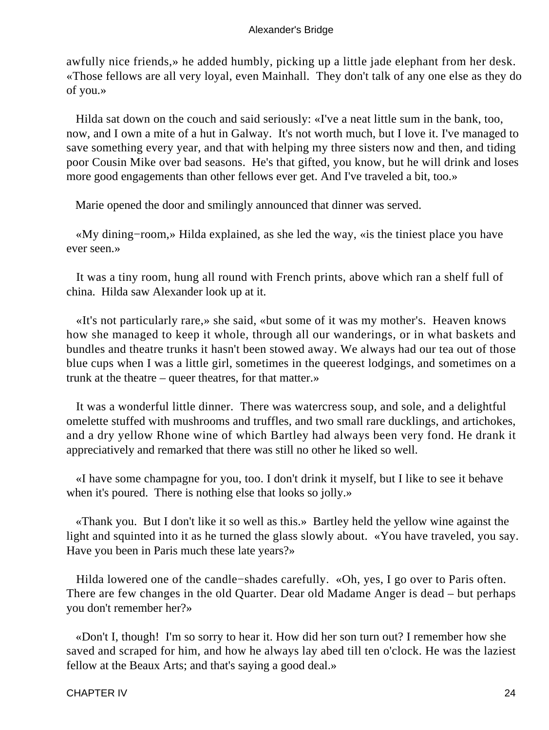awfully nice friends,» he added humbly, picking up a little jade elephant from her desk. «Those fellows are all very loyal, even Mainhall. They don't talk of any one else as they do of you.»

Hilda sat down on the couch and said seriously: «I've a neat little sum in the bank, too, now, and I own a mite of a hut in Galway. It's not worth much, but I love it. I've managed to save something every year, and that with helping my three sisters now and then, and tiding poor Cousin Mike over bad seasons. He's that gifted, you know, but he will drink and loses more good engagements than other fellows ever get. And I've traveled a bit, too.»

Marie opened the door and smilingly announced that dinner was served.

«My dining−room,» Hilda explained, as she led the way, «is the tiniest place you have ever seen.»

It was a tiny room, hung all round with French prints, above which ran a shelf full of china. Hilda saw Alexander look up at it.

«It's not particularly rare,» she said, «but some of it was my mother's. Heaven knows how she managed to keep it whole, through all our wanderings, or in what baskets and bundles and theatre trunks it hasn't been stowed away. We always had our tea out of those blue cups when I was a little girl, sometimes in the queerest lodgings, and sometimes on a trunk at the theatre – queer theatres, for that matter.»

It was a wonderful little dinner. There was watercress soup, and sole, and a delightful omelette stuffed with mushrooms and truffles, and two small rare ducklings, and artichokes, and a dry yellow Rhone wine of which Bartley had always been very fond. He drank it appreciatively and remarked that there was still no other he liked so well.

«I have some champagne for you, too. I don't drink it myself, but I like to see it behave when it's poured. There is nothing else that looks so jolly.»

«Thank you. But I don't like it so well as this.» Bartley held the yellow wine against the light and squinted into it as he turned the glass slowly about. «You have traveled, you say. Have you been in Paris much these late years?»

Hilda lowered one of the candle−shades carefully. «Oh, yes, I go over to Paris often. There are few changes in the old Quarter. Dear old Madame Anger is dead – but perhaps you don't remember her?»

«Don't I, though! I'm so sorry to hear it. How did her son turn out? I remember how she saved and scraped for him, and how he always lay abed till ten o'clock. He was the laziest fellow at the Beaux Arts; and that's saying a good deal.»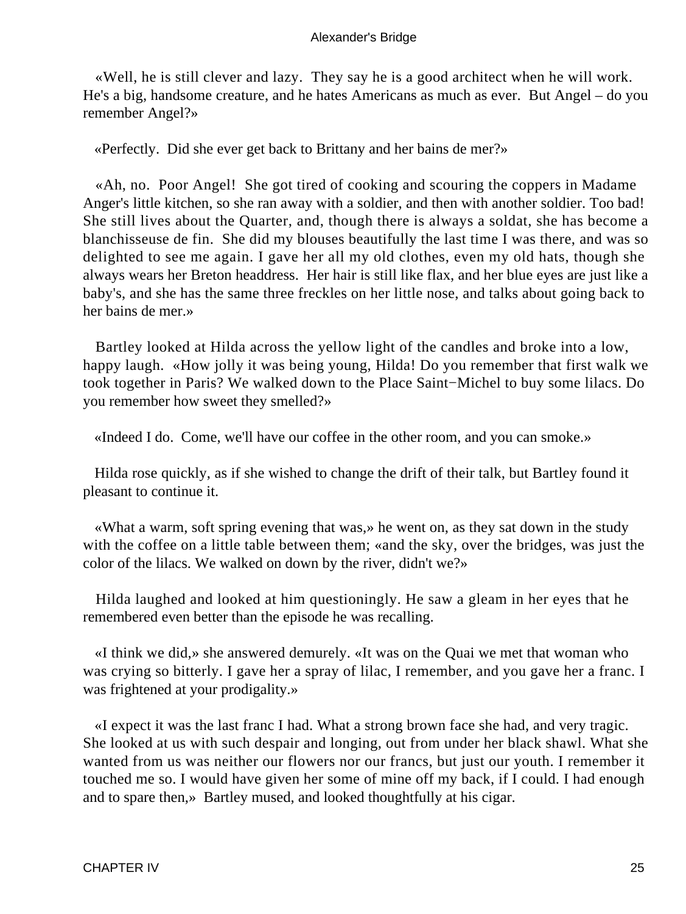«Well, he is still clever and lazy. They say he is a good architect when he will work. He's a big, handsome creature, and he hates Americans as much as ever. But Angel – do you remember Angel?»

«Perfectly. Did she ever get back to Brittany and her bains de mer?»

«Ah, no. Poor Angel! She got tired of cooking and scouring the coppers in Madame Anger's little kitchen, so she ran away with a soldier, and then with another soldier. Too bad! She still lives about the Quarter, and, though there is always a soldat, she has become a blanchisseuse de fin. She did my blouses beautifully the last time I was there, and was so delighted to see me again. I gave her all my old clothes, even my old hats, though she always wears her Breton headdress. Her hair is still like flax, and her blue eyes are just like a baby's, and she has the same three freckles on her little nose, and talks about going back to her bains de mer.»

Bartley looked at Hilda across the yellow light of the candles and broke into a low, happy laugh. «How jolly it was being young, Hilda! Do you remember that first walk we took together in Paris? We walked down to the Place Saint−Michel to buy some lilacs. Do you remember how sweet they smelled?»

«Indeed I do. Come, we'll have our coffee in the other room, and you can smoke.»

Hilda rose quickly, as if she wished to change the drift of their talk, but Bartley found it pleasant to continue it.

«What a warm, soft spring evening that was,» he went on, as they sat down in the study with the coffee on a little table between them; «and the sky, over the bridges, was just the color of the lilacs. We walked on down by the river, didn't we?»

Hilda laughed and looked at him questioningly. He saw a gleam in her eyes that he remembered even better than the episode he was recalling.

«I think we did,» she answered demurely. «It was on the Quai we met that woman who was crying so bitterly. I gave her a spray of lilac, I remember, and you gave her a franc. I was frightened at your prodigality.»

«I expect it was the last franc I had. What a strong brown face she had, and very tragic. She looked at us with such despair and longing, out from under her black shawl. What she wanted from us was neither our flowers nor our francs, but just our youth. I remember it touched me so. I would have given her some of mine off my back, if I could. I had enough and to spare then,» Bartley mused, and looked thoughtfully at his cigar.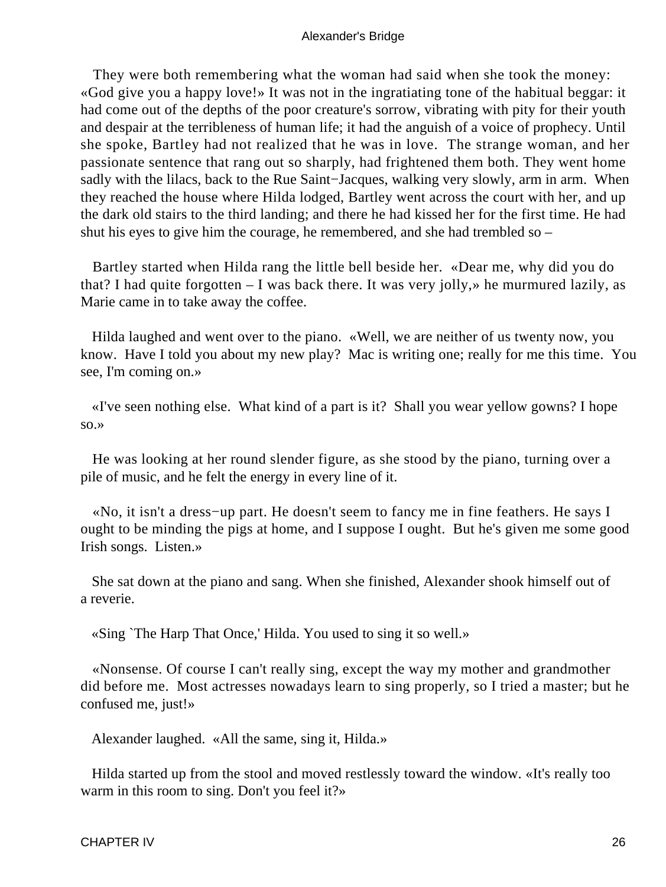They were both remembering what the woman had said when she took the money: «God give you a happy love!» It was not in the ingratiating tone of the habitual beggar: it had come out of the depths of the poor creature's sorrow, vibrating with pity for their youth and despair at the terribleness of human life; it had the anguish of a voice of prophecy. Until she spoke, Bartley had not realized that he was in love. The strange woman, and her passionate sentence that rang out so sharply, had frightened them both. They went home sadly with the lilacs, back to the Rue Saint−Jacques, walking very slowly, arm in arm. When they reached the house where Hilda lodged, Bartley went across the court with her, and up the dark old stairs to the third landing; and there he had kissed her for the first time. He had shut his eyes to give him the courage, he remembered, and she had trembled so –

Bartley started when Hilda rang the little bell beside her. «Dear me, why did you do that? I had quite forgotten – I was back there. It was very jolly,» he murmured lazily, as Marie came in to take away the coffee.

Hilda laughed and went over to the piano. «Well, we are neither of us twenty now, you know. Have I told you about my new play? Mac is writing one; really for me this time. You see, I'm coming on.»

«I've seen nothing else. What kind of a part is it? Shall you wear yellow gowns? I hope so.»

He was looking at her round slender figure, as she stood by the piano, turning over a pile of music, and he felt the energy in every line of it.

«No, it isn't a dress−up part. He doesn't seem to fancy me in fine feathers. He says I ought to be minding the pigs at home, and I suppose I ought. But he's given me some good Irish songs. Listen.»

She sat down at the piano and sang. When she finished, Alexander shook himself out of a reverie.

«Sing `The Harp That Once,' Hilda. You used to sing it so well.»

«Nonsense. Of course I can't really sing, except the way my mother and grandmother did before me. Most actresses nowadays learn to sing properly, so I tried a master; but he confused me, just!»

Alexander laughed. «All the same, sing it, Hilda.»

Hilda started up from the stool and moved restlessly toward the window. «It's really too warm in this room to sing. Don't you feel it?»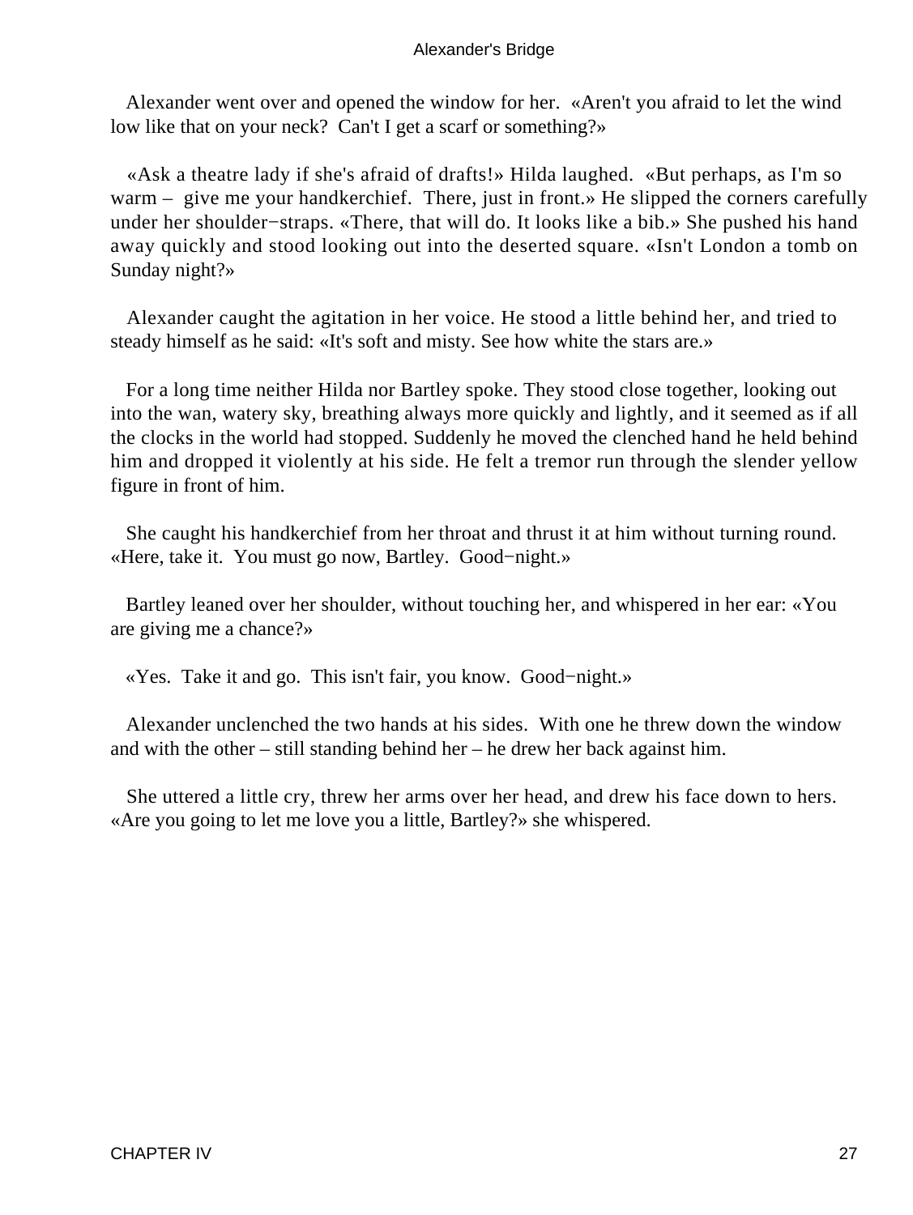Alexander went over and opened the window for her. «Aren't you afraid to let the wind low like that on your neck? Can't I get a scarf or something?»

«Ask a theatre lady if she's afraid of drafts!» Hilda laughed. «But perhaps, as I'm so warm – give me your handkerchief. There, just in front.» He slipped the corners carefully under her shoulder−straps. «There, that will do. It looks like a bib.» She pushed his hand away quickly and stood looking out into the deserted square. «Isn't London a tomb on Sunday night?»

Alexander caught the agitation in her voice. He stood a little behind her, and tried to steady himself as he said: «It's soft and misty. See how white the stars are.»

For a long time neither Hilda nor Bartley spoke. They stood close together, looking out into the wan, watery sky, breathing always more quickly and lightly, and it seemed as if all the clocks in the world had stopped. Suddenly he moved the clenched hand he held behind him and dropped it violently at his side. He felt a tremor run through the slender yellow figure in front of him.

She caught his handkerchief from her throat and thrust it at him without turning round. «Here, take it. You must go now, Bartley. Good−night.»

Bartley leaned over her shoulder, without touching her, and whispered in her ear: «You are giving me a chance?»

«Yes. Take it and go. This isn't fair, you know. Good−night.»

Alexander unclenched the two hands at his sides. With one he threw down the window and with the other – still standing behind her – he drew her back against him.

She uttered a little cry, threw her arms over her head, and drew his face down to hers. «Are you going to let me love you a little, Bartley?» she whispered.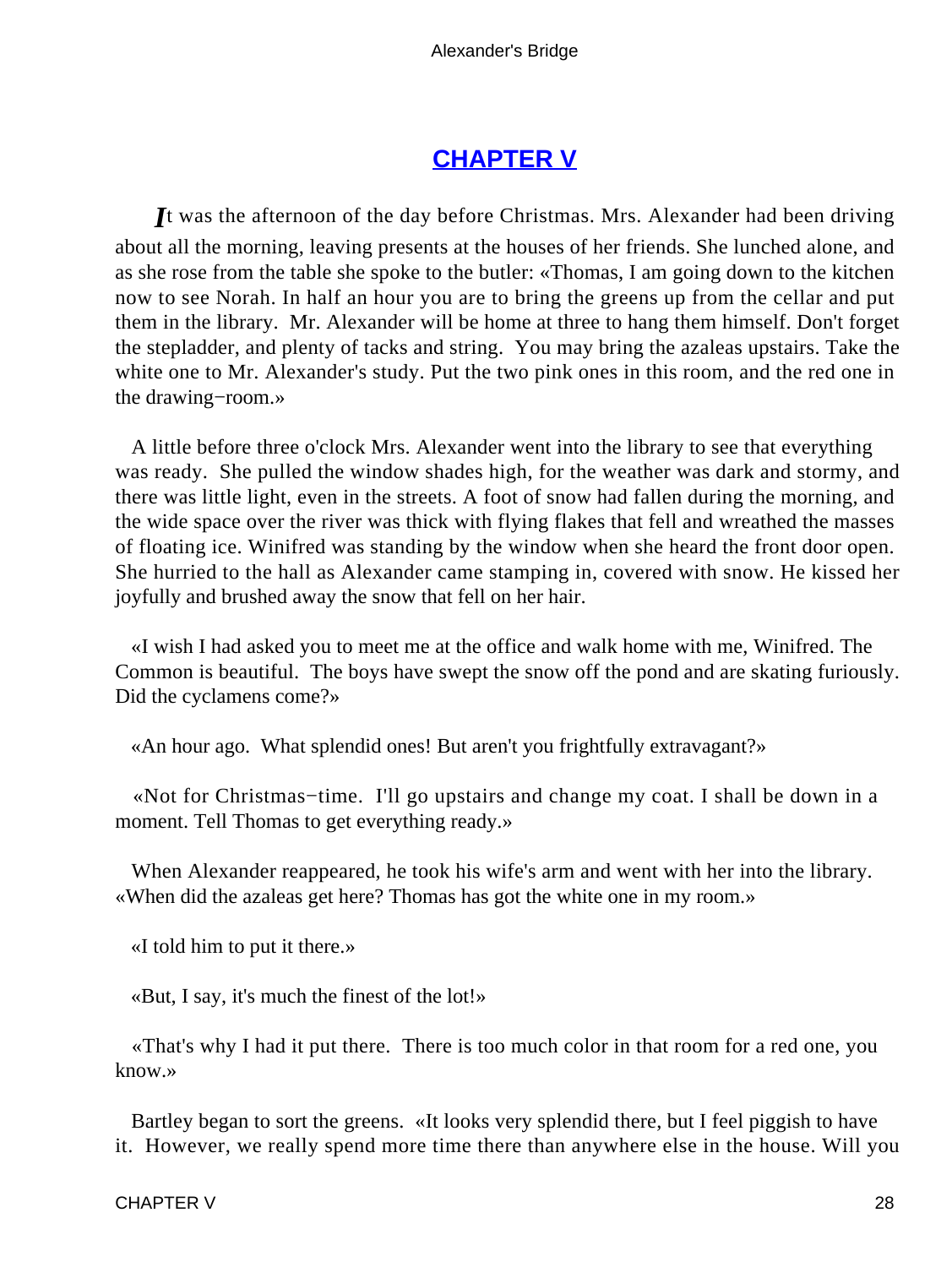## CHAPTER V

*I*t was the afternoon of the day before Christmas. Mrs. Alexander had been driving about all the morning, leaving presents at the houses of her friends. She lunched alone, and as she rose from the table she spoke to the butler: «Thomas, I am going down to the kitchen now to see Norah. In half an hour you are to bring the greens up from the cellar and put them in the library. Mr. Alexander will be home at three to hang them himself. Don't forget the stepladder, and plenty of tacks and string. You may bring the azaleas upstairs. Take the white one to Mr. Alexander's study. Put the two pink ones in this room, and the red one in the drawing−room.»

A little before three o'clock Mrs. Alexander went into the library to see that everything was ready. She pulled the window shades high, for the weather was dark and stormy, and there was little light, even in the streets. A foot of snow had fallen during the morning, and the wide space over the river was thick with flying flakes that fell and wreathed the masses of floating ice. Winifred was standing by the window when she heard the front door open. She hurried to the hall as Alexander came stamping in, covered with snow. He kissed her joyfully and brushed away the snow that fell on her hair.

«I wish I had asked you to meet me at the office and walk home with me, Winifred. The Common is beautiful. The boys have swept the snow off the pond and are skating furiously. Did the cyclamens come?»

«An hour ago. What splendid ones! But aren't you frightfully extravagant?»

«Not for Christmas−time. I'll go upstairs and change my coat. I shall be down in a moment. Tell Thomas to get everything ready.»

When Alexander reappeared, he took his wife's arm and went with her into the library. «When did the azaleas get here? Thomas has got the white one in my room.»

«I told him to put it there.»

«But, I say, it's much the finest of the lot!»

«That's why I had it put there. There is too much color in that room for a red one, you know.»

Bartley began to sort the greens. «It looks very splendid there, but I feel piggish to have it. However, we really spend more time there than anywhere else in the house. Will you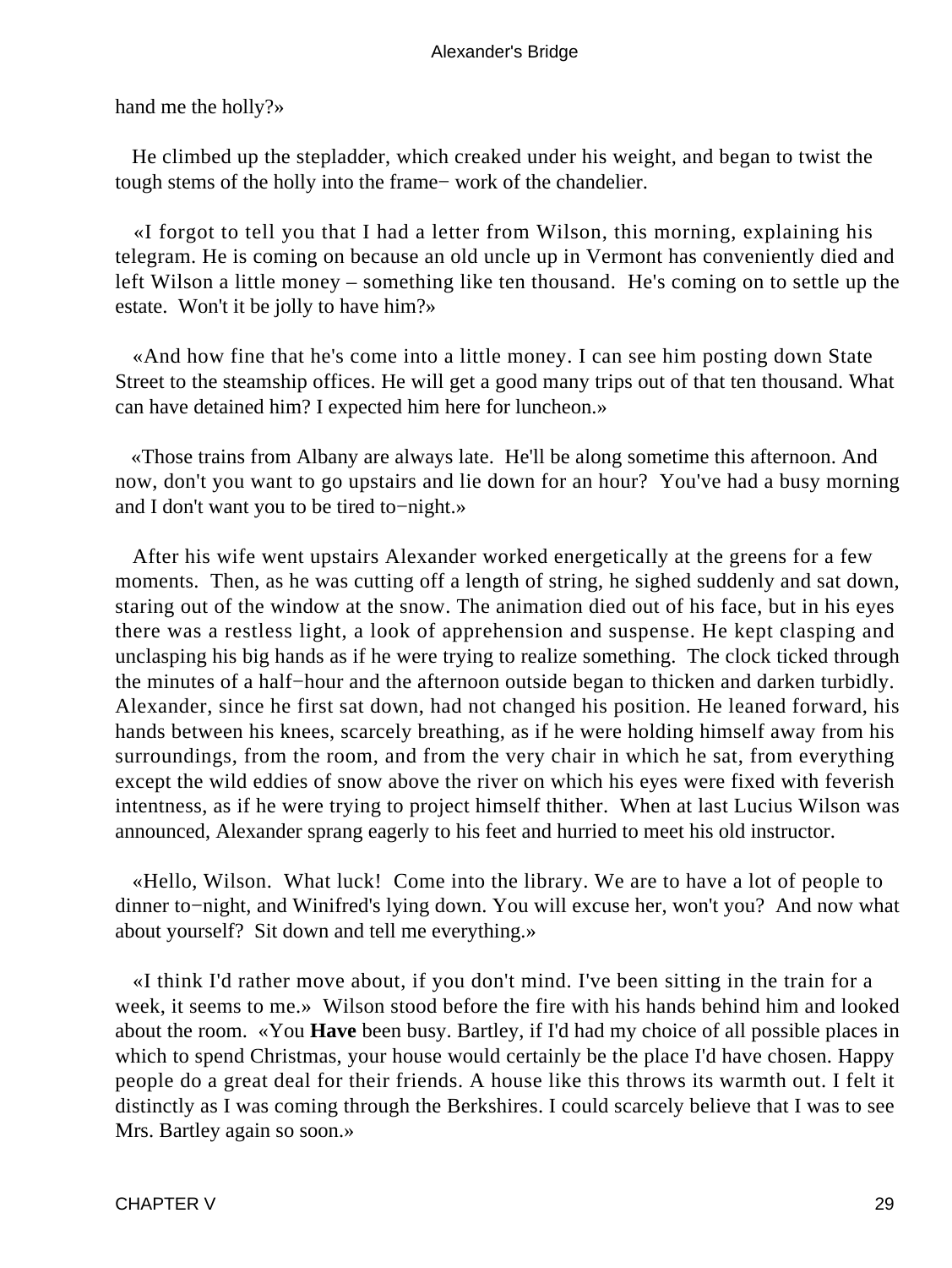hand me the holly?»

He climbed up the stepladder, which creaked under his weight, and began to twist the tough stems of the holly into the frame− work of the chandelier.

«I forgot to tell you that I had a letter from Wilson, this morning, explaining his telegram. He is coming on because an old uncle up in Vermont has conveniently died and left Wilson a little money – something like ten thousand. He's coming on to settle up the estate. Won't it be jolly to have him?»

«And how fine that he's come into a little money. I can see him posting down State Street to the steamship offices. He will get a good many trips out of that ten thousand. What can have detained him? I expected him here for luncheon.»

«Those trains from Albany are always late. He'll be along sometime this afternoon. And now, don't you want to go upstairs and lie down for an hour? You've had a busy morning and I don't want you to be tired to−night.»

After his wife went upstairs Alexander worked energetically at the greens for a few moments. Then, as he was cutting off a length of string, he sighed suddenly and sat down, staring out of the window at the snow. The animation died out of his face, but in his eyes there was a restless light, a look of apprehension and suspense. He kept clasping and unclasping his big hands as if he were trying to realize something. The clock ticked through the minutes of a half−hour and the afternoon outside began to thicken and darken turbidly. Alexander, since he first sat down, had not changed his position. He leaned forward, his hands between his knees, scarcely breathing, as if he were holding himself away from his surroundings, from the room, and from the very chair in which he sat, from everything except the wild eddies of snow above the river on which his eyes were fixed with feverish intentness, as if he were trying to project himself thither. When at last Lucius Wilson was announced, Alexander sprang eagerly to his feet and hurried to meet his old instructor.

«Hello, Wilson. What luck! Come into the library. We are to have a lot of people to dinner to−night, and Winifred's lying down. You will excuse her, won't you? And now what about yourself? Sit down and tell me everything.»

«I think I'd rather move about, if you don't mind. I've been sitting in the train for a week, it seems to me.» Wilson stood before the fire with his hands behind him and looked about the room. «You **Have** been busy. Bartley, if I'd had my choice of all possible places in which to spend Christmas, your house would certainly be the place I'd have chosen. Happy people do a great deal for their friends. A house like this throws its warmth out. I felt it distinctly as I was coming through the Berkshires. I could scarcely believe that I was to see Mrs. Bartley again so soon.»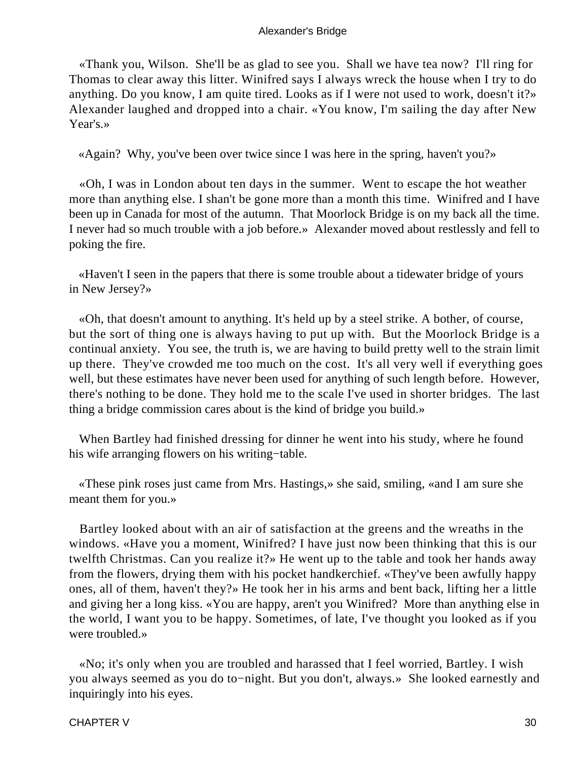«Thank you, Wilson. She'll be as glad to see you. Shall we have tea now? I'll ring for Thomas to clear away this litter. Winifred says I always wreck the house when I try to do anything. Do you know, I am quite tired. Looks as if I were not used to work, doesn't it?» Alexander laughed and dropped into a chair. «You know, I'm sailing the day after New Year's.»

«Again? Why, you've been over twice since I was here in the spring, haven't you?»

«Oh, I was in London about ten days in the summer. Went to escape the hot weather more than anything else. I shan't be gone more than a month this time. Winifred and I have been up in Canada for most of the autumn. That Moorlock Bridge is on my back all the time. I never had so much trouble with a job before.» Alexander moved about restlessly and fell to poking the fire.

«Haven't I seen in the papers that there is some trouble about a tidewater bridge of yours in New Jersey?»

«Oh, that doesn't amount to anything. It's held up by a steel strike. A bother, of course, but the sort of thing one is always having to put up with. But the Moorlock Bridge is a continual anxiety. You see, the truth is, we are having to build pretty well to the strain limit up there. They've crowded me too much on the cost. It's all very well if everything goes well, but these estimates have never been used for anything of such length before. However, there's nothing to be done. They hold me to the scale I've used in shorter bridges. The last thing a bridge commission cares about is the kind of bridge you build.»

When Bartley had finished dressing for dinner he went into his study, where he found his wife arranging flowers on his writing−table.

«These pink roses just came from Mrs. Hastings,» she said, smiling, «and I am sure she meant them for you.»

Bartley looked about with an air of satisfaction at the greens and the wreaths in the windows. «Have you a moment, Winifred? I have just now been thinking that this is our twelfth Christmas. Can you realize it?» He went up to the table and took her hands away from the flowers, drying them with his pocket handkerchief. «They've been awfully happy ones, all of them, haven't they?» He took her in his arms and bent back, lifting her a little and giving her a long kiss. «You are happy, aren't you Winifred? More than anything else in the world, I want you to be happy. Sometimes, of late, I've thought you looked as if you were troubled.»

«No; it's only when you are troubled and harassed that I feel worried, Bartley. I wish you always seemed as you do to−night. But you don't, always.» She looked earnestly and inquiringly into his eyes.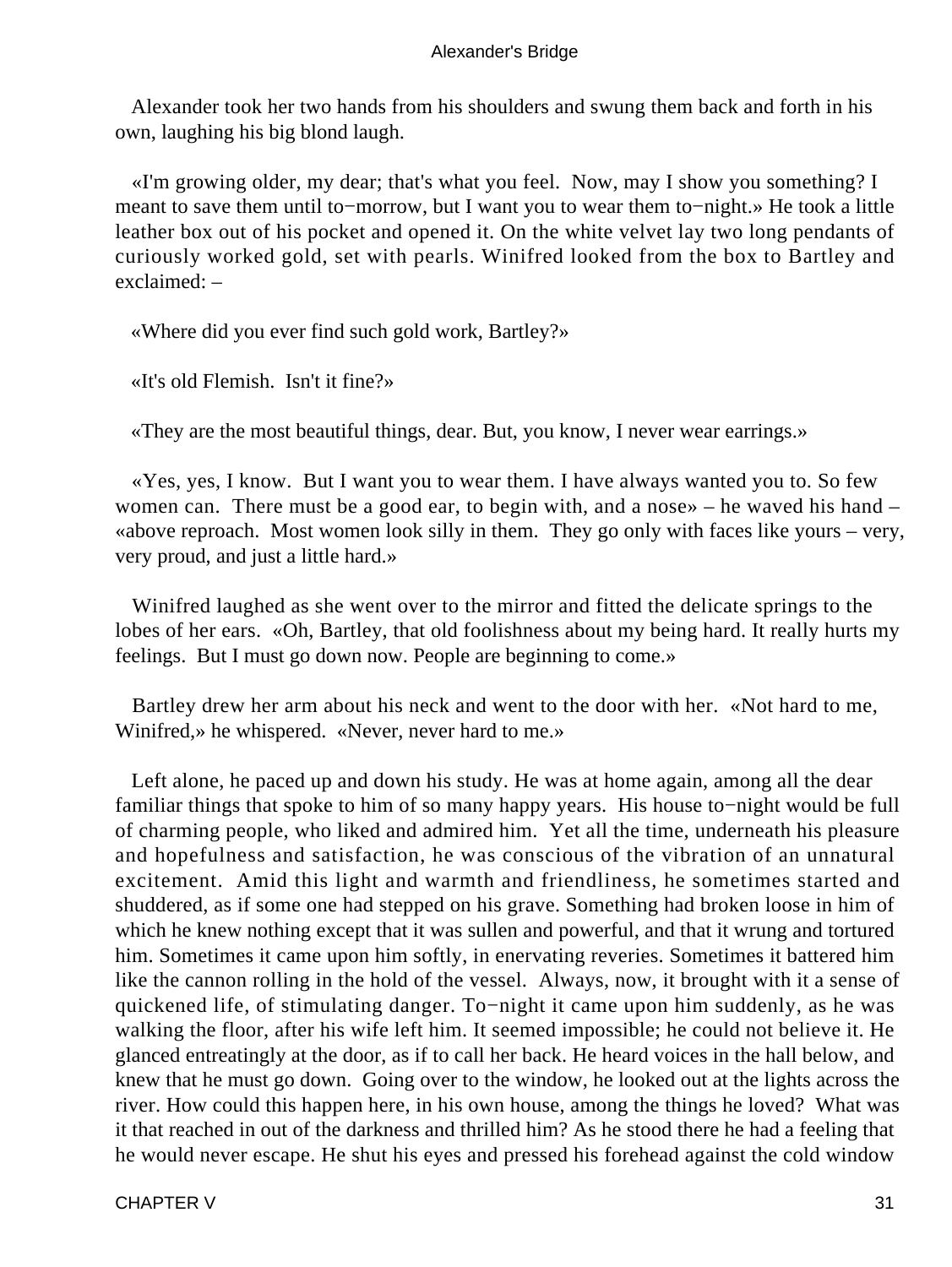Alexander took her two hands from his shoulders and swung them back and forth in his own, laughing his big blond laugh.

«I'm growing older, my dear; that's what you feel. Now, may I show you something? I meant to save them until to−morrow, but I want you to wear them to−night.» He took a little leather box out of his pocket and opened it. On the white velvet lay two long pendants of curiously worked gold, set with pearls. Winifred looked from the box to Bartley and exclaimed: –

«Where did you ever find such gold work, Bartley?»

«It's old Flemish. Isn't it fine?»

«They are the most beautiful things, dear. But, you know, I never wear earrings.»

«Yes, yes, I know. But I want you to wear them. I have always wanted you to. So few women can. There must be a good ear, to begin with, and a nose» – he waved his hand – «above reproach. Most women look silly in them. They go only with faces like yours – very, very proud, and just a little hard.»

Winifred laughed as she went over to the mirror and fitted the delicate springs to the lobes of her ears. «Oh, Bartley, that old foolishness about my being hard. It really hurts my feelings. But I must go down now. People are beginning to come.»

Bartley drew her arm about his neck and went to the door with her. «Not hard to me, Winifred,» he whispered. «Never, never hard to me.»

Left alone, he paced up and down his study. He was at home again, among all the dear familiar things that spoke to him of so many happy years. His house to−night would be full of charming people, who liked and admired him. Yet all the time, underneath his pleasure and hopefulness and satisfaction, he was conscious of the vibration of an unnatural excitement. Amid this light and warmth and friendliness, he sometimes started and shuddered, as if some one had stepped on his grave. Something had broken loose in him of which he knew nothing except that it was sullen and powerful, and that it wrung and tortured him. Sometimes it came upon him softly, in enervating reveries. Sometimes it battered him like the cannon rolling in the hold of the vessel. Always, now, it brought with it a sense of quickened life, of stimulating danger. To−night it came upon him suddenly, as he was walking the floor, after his wife left him. It seemed impossible; he could not believe it. He glanced entreatingly at the door, as if to call her back. He heard voices in the hall below, and knew that he must go down. Going over to the window, he looked out at the lights across the river. How could this happen here, in his own house, among the things he loved? What was it that reached in out of the darkness and thrilled him? As he stood there he had a feeling that he would never escape. He shut his eyes and pressed his forehead against the cold window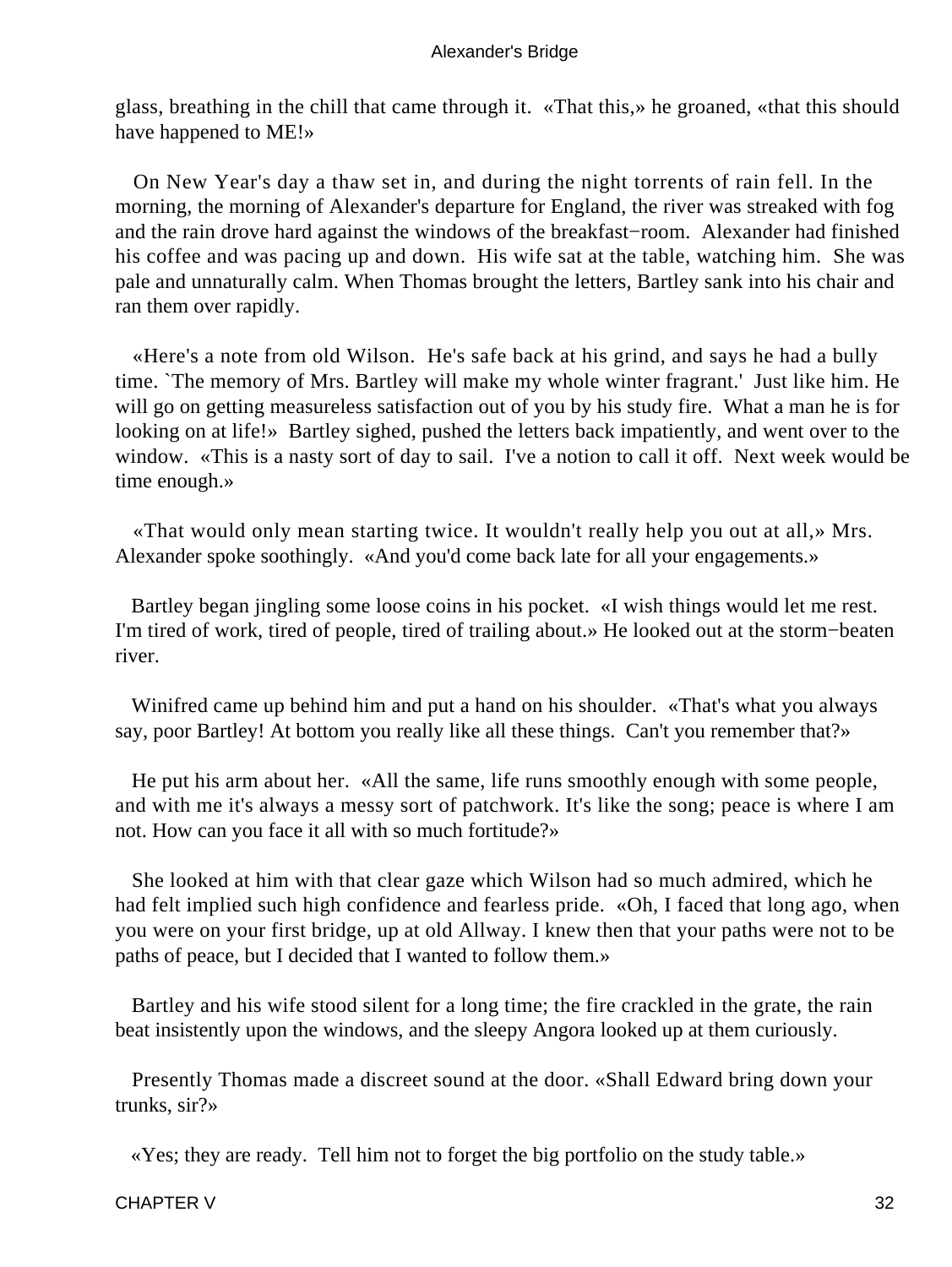glass, breathing in the chill that came through it. «That this,» he groaned, «that this should have happened to ME!»

On New Year's day a thaw set in, and during the night torrents of rain fell. In the morning, the morning of Alexander's departure for England, the river was streaked with fog and the rain drove hard against the windows of the breakfast−room. Alexander had finished his coffee and was pacing up and down. His wife sat at the table, watching him. She was pale and unnaturally calm. When Thomas brought the letters, Bartley sank into his chair and ran them over rapidly.

«Here's a note from old Wilson. He's safe back at his grind, and says he had a bully time. `The memory of Mrs. Bartley will make my whole winter fragrant.' Just like him. He will go on getting measureless satisfaction out of you by his study fire. What a man he is for looking on at life!» Bartley sighed, pushed the letters back impatiently, and went over to the window. «This is a nasty sort of day to sail. I've a notion to call it off. Next week would be time enough.»

«That would only mean starting twice. It wouldn't really help you out at all,» Mrs. Alexander spoke soothingly. «And you'd come back late for all your engagements.»

Bartley began jingling some loose coins in his pocket. «I wish things would let me rest. I'm tired of work, tired of people, tired of trailing about.» He looked out at the storm−beaten river.

Winifred came up behind him and put a hand on his shoulder. «That's what you always say, poor Bartley! At bottom you really like all these things. Can't you remember that?»

He put his arm about her. «All the same, life runs smoothly enough with some people, and with me it's always a messy sort of patchwork. It's like the song; peace is where I am not. How can you face it all with so much fortitude?»

She looked at him with that clear gaze which Wilson had so much admired, which he had felt implied such high confidence and fearless pride. «Oh, I faced that long ago, when you were on your first bridge, up at old Allway. I knew then that your paths were not to be paths of peace, but I decided that I wanted to follow them.»

Bartley and his wife stood silent for a long time; the fire crackled in the grate, the rain beat insistently upon the windows, and the sleepy Angora looked up at them curiously.

Presently Thomas made a discreet sound at the door. «Shall Edward bring down your trunks, sir?»

«Yes; they are ready. Tell him not to forget the big portfolio on the study table.»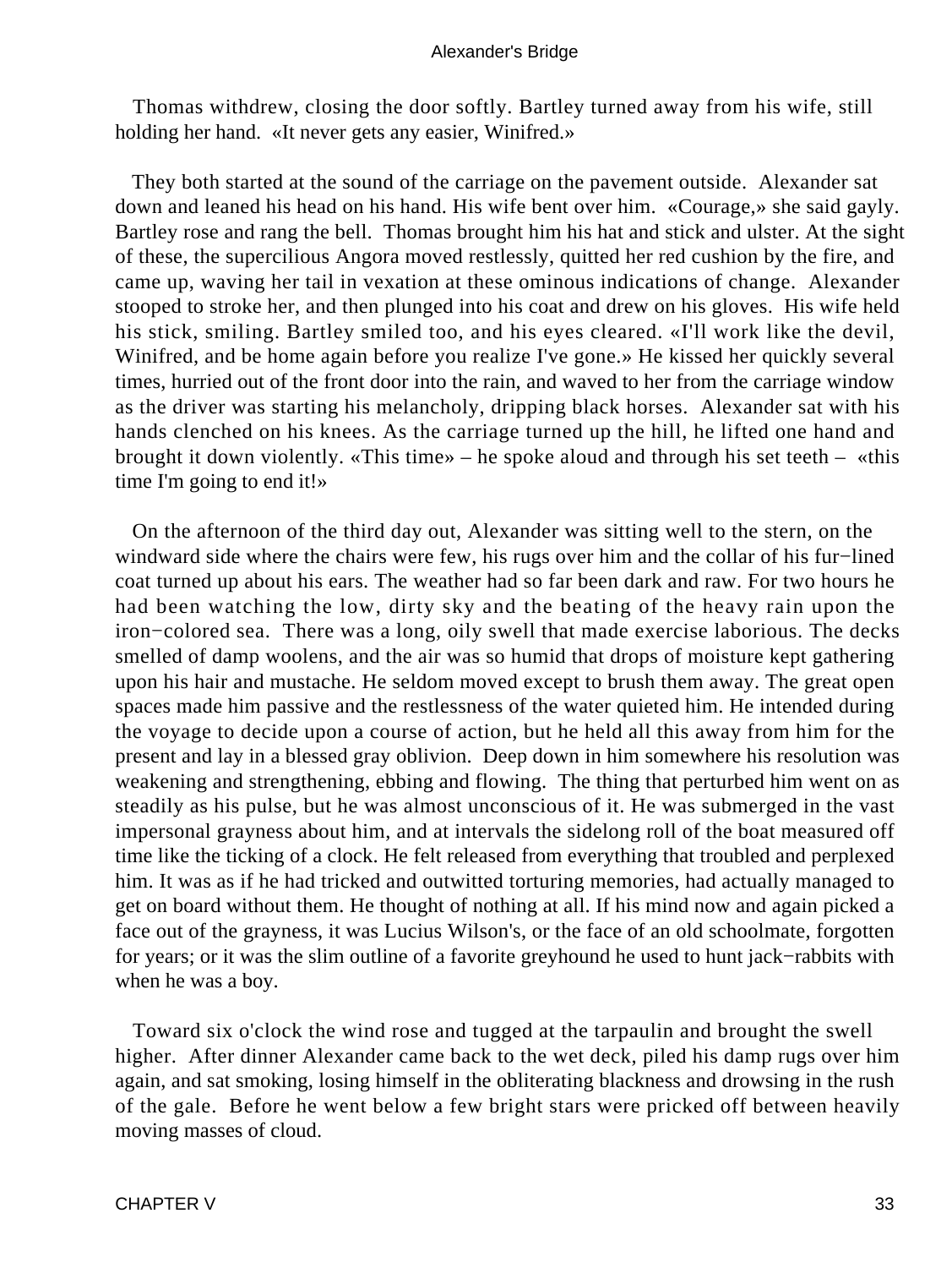Thomas withdrew, closing the door softly. Bartley turned away from his wife, still holding her hand. «It never gets any easier, Winifred.»

They both started at the sound of the carriage on the pavement outside. Alexander sat down and leaned his head on his hand. His wife bent over him. «Courage,» she said gayly. Bartley rose and rang the bell. Thomas brought him his hat and stick and ulster. At the sight of these, the supercilious Angora moved restlessly, quitted her red cushion by the fire, and came up, waving her tail in vexation at these ominous indications of change. Alexander stooped to stroke her, and then plunged into his coat and drew on his gloves. His wife held his stick, smiling. Bartley smiled too, and his eyes cleared. «I'll work like the devil, Winifred, and be home again before you realize I've gone.» He kissed her quickly several times, hurried out of the front door into the rain, and waved to her from the carriage window as the driver was starting his melancholy, dripping black horses. Alexander sat with his hands clenched on his knees. As the carriage turned up the hill, he lifted one hand and brought it down violently. «This time» – he spoke aloud and through his set teeth – «this time I'm going to end it!»

On the afternoon of the third day out, Alexander was sitting well to the stern, on the windward side where the chairs were few, his rugs over him and the collar of his fur−lined coat turned up about his ears. The weather had so far been dark and raw. For two hours he had been watching the low, dirty sky and the beating of the heavy rain upon the iron−colored sea. There was a long, oily swell that made exercise laborious. The decks smelled of damp woolens, and the air was so humid that drops of moisture kept gathering upon his hair and mustache. He seldom moved except to brush them away. The great open spaces made him passive and the restlessness of the water quieted him. He intended during the voyage to decide upon a course of action, but he held all this away from him for the present and lay in a blessed gray oblivion. Deep down in him somewhere his resolution was weakening and strengthening, ebbing and flowing. The thing that perturbed him went on as steadily as his pulse, but he was almost unconscious of it. He was submerged in the vast impersonal grayness about him, and at intervals the sidelong roll of the boat measured off time like the ticking of a clock. He felt released from everything that troubled and perplexed him. It was as if he had tricked and outwitted torturing memories, had actually managed to get on board without them. He thought of nothing at all. If his mind now and again picked a face out of the grayness, it was Lucius Wilson's, or the face of an old schoolmate, forgotten for years; or it was the slim outline of a favorite greyhound he used to hunt jack−rabbits with when he was a boy.

Toward six o'clock the wind rose and tugged at the tarpaulin and brought the swell higher. After dinner Alexander came back to the wet deck, piled his damp rugs over him again, and sat smoking, losing himself in the obliterating blackness and drowsing in the rush of the gale. Before he went below a few bright stars were pricked off between heavily moving masses of cloud.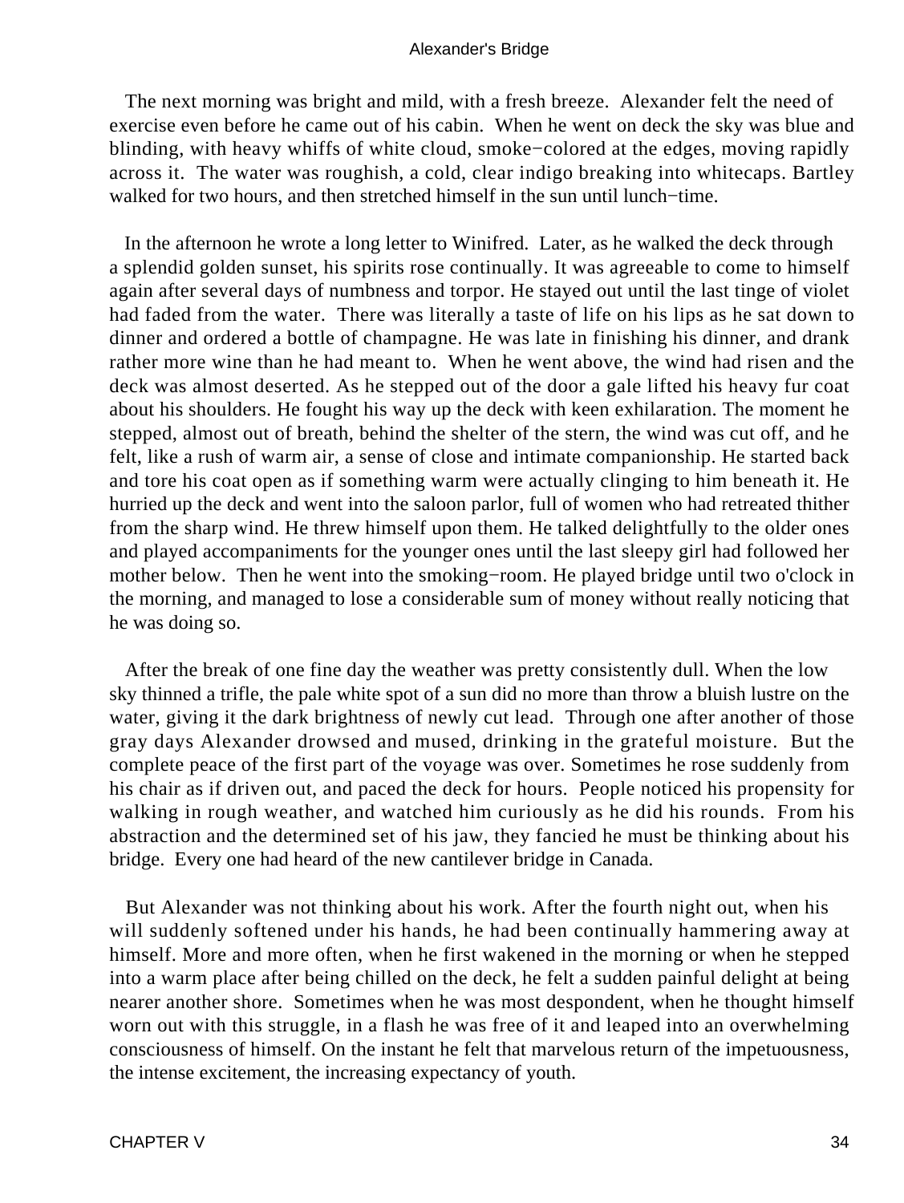The next morning was bright and mild, with a fresh breeze. Alexander felt the need of exercise even before he came out of his cabin. When he went on deck the sky was blue and blinding, with heavy whiffs of white cloud, smoke−colored at the edges, moving rapidly across it. The water was roughish, a cold, clear indigo breaking into whitecaps. Bartley walked for two hours, and then stretched himself in the sun until lunch−time.

In the afternoon he wrote a long letter to Winifred. Later, as he walked the deck through a splendid golden sunset, his spirits rose continually. It was agreeable to come to himself again after several days of numbness and torpor. He stayed out until the last tinge of violet had faded from the water. There was literally a taste of life on his lips as he sat down to dinner and ordered a bottle of champagne. He was late in finishing his dinner, and drank rather more wine than he had meant to. When he went above, the wind had risen and the deck was almost deserted. As he stepped out of the door a gale lifted his heavy fur coat about his shoulders. He fought his way up the deck with keen exhilaration. The moment he stepped, almost out of breath, behind the shelter of the stern, the wind was cut off, and he felt, like a rush of warm air, a sense of close and intimate companionship. He started back and tore his coat open as if something warm were actually clinging to him beneath it. He hurried up the deck and went into the saloon parlor, full of women who had retreated thither from the sharp wind. He threw himself upon them. He talked delightfully to the older ones and played accompaniments for the younger ones until the last sleepy girl had followed her mother below. Then he went into the smoking−room. He played bridge until two o'clock in the morning, and managed to lose a considerable sum of money without really noticing that he was doing so.

After the break of one fine day the weather was pretty consistently dull. When the low sky thinned a trifle, the pale white spot of a sun did no more than throw a bluish lustre on the water, giving it the dark brightness of newly cut lead. Through one after another of those gray days Alexander drowsed and mused, drinking in the grateful moisture. But the complete peace of the first part of the voyage was over. Sometimes he rose suddenly from his chair as if driven out, and paced the deck for hours. People noticed his propensity for walking in rough weather, and watched him curiously as he did his rounds. From his abstraction and the determined set of his jaw, they fancied he must be thinking about his bridge. Every one had heard of the new cantilever bridge in Canada.

But Alexander was not thinking about his work. After the fourth night out, when his will suddenly softened under his hands, he had been continually hammering away at himself. More and more often, when he first wakened in the morning or when he stepped into a warm place after being chilled on the deck, he felt a sudden painful delight at being nearer another shore. Sometimes when he was most despondent, when he thought himself worn out with this struggle, in a flash he was free of it and leaped into an overwhelming consciousness of himself. On the instant he felt that marvelous return of the impetuousness, the intense excitement, the increasing expectancy of youth.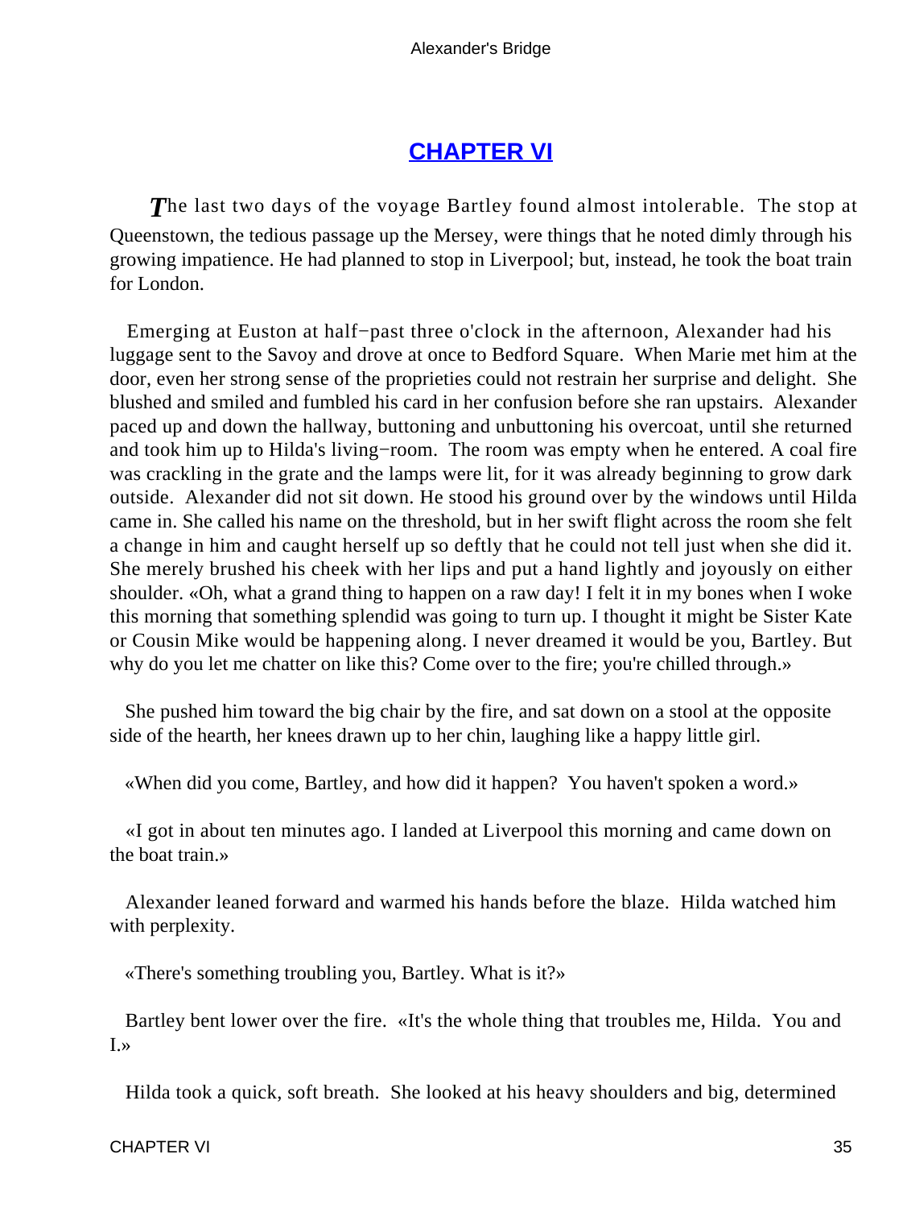## [CHAPTER VI]

*T*he last two days of the voyage Bartley found almost intolerable. The stop at Queenstown, the tedious passage up the Mersey, were things that he noted dimly through his growing impatience. He had planned to stop in Liverpool; but, instead, he took the boat train for London.

Emerging at Euston at half−past three o'clock in the afternoon, Alexander had his luggage sent to the Savoy and drove at once to Bedford Square. When Marie met him at the door, even her strong sense of the proprieties could not restrain her surprise and delight. She blushed and smiled and fumbled his card in her confusion before she ran upstairs. Alexander paced up and down the hallway, buttoning and unbuttoning his overcoat, until she returned and took him up to Hilda's living−room. The room was empty when he entered. A coal fire was crackling in the grate and the lamps were lit, for it was already beginning to grow dark outside. Alexander did not sit down. He stood his ground over by the windows until Hilda came in. She called his name on the threshold, but in her swift flight across the room she felt a change in him and caught herself up so deftly that he could not tell just when she did it. She merely brushed his cheek with her lips and put a hand lightly and joyously on either shoulder. «Oh, what a grand thing to happen on a raw day! I felt it in my bones when I woke this morning that something splendid was going to turn up. I thought it might be Sister Kate or Cousin Mike would be happening along. I never dreamed it would be you, Bartley. But why do you let me chatter on like this? Come over to the fire; you're chilled through.»

She pushed him toward the big chair by the fire, and sat down on a stool at the opposite side of the hearth, her knees drawn up to her chin, laughing like a happy little girl.

«When did you come, Bartley, and how did it happen? You haven't spoken a word.»

«I got in about ten minutes ago. I landed at Liverpool this morning and came down on the boat train.»

Alexander leaned forward and warmed his hands before the blaze. Hilda watched him with perplexity.

«There's something troubling you, Bartley. What is it?»

Bartley bent lower over the fire. «It's the whole thing that troubles me, Hilda. You and I.»

Hilda took a quick, soft breath. She looked at his heavy shoulders and big, determined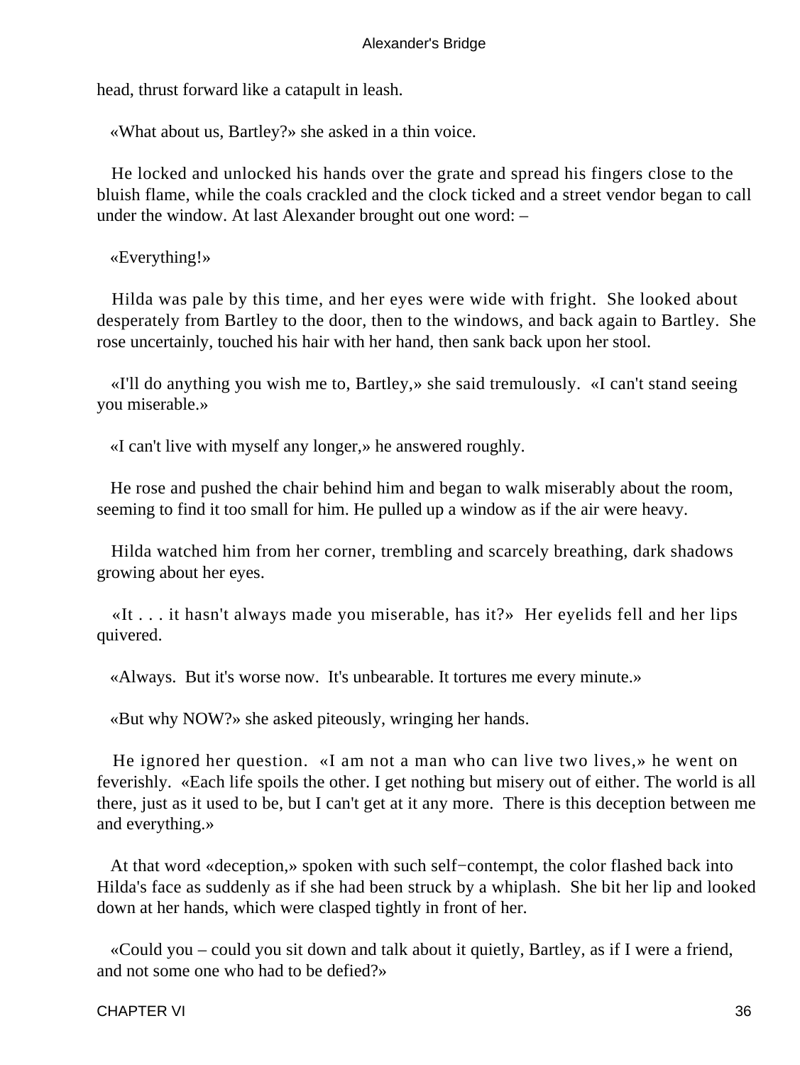head, thrust forward like a catapult in leash.

«What about us, Bartley?» she asked in a thin voice.

He locked and unlocked his hands over the grate and spread his fingers close to the bluish flame, while the coals crackled and the clock ticked and a street vendor began to call under the window. At last Alexander brought out one word: –

«Everything!»

Hilda was pale by this time, and her eyes were wide with fright. She looked about desperately from Bartley to the door, then to the windows, and back again to Bartley. She rose uncertainly, touched his hair with her hand, then sank back upon her stool.

«I'll do anything you wish me to, Bartley,» she said tremulously. «I can't stand seeing you miserable.»

«I can't live with myself any longer,» he answered roughly.

He rose and pushed the chair behind him and began to walk miserably about the room, seeming to find it too small for him. He pulled up a window as if the air were heavy.

Hilda watched him from her corner, trembling and scarcely breathing, dark shadows growing about her eyes.

«It . . . it hasn't always made you miserable, has it?» Her eyelids fell and her lips quivered.

«Always. But it's worse now. It's unbearable. It tortures me every minute.»

«But why NOW?» she asked piteously, wringing her hands.

He ignored her question. «I am not a man who can live two lives,» he went on feverishly. «Each life spoils the other. I get nothing but misery out of either. The world is all there, just as it used to be, but I can't get at it any more. There is this deception between me and everything.»

At that word «deception,» spoken with such self−contempt, the color flashed back into Hilda's face as suddenly as if she had been struck by a whiplash. She bit her lip and looked down at her hands, which were clasped tightly in front of her.

«Could you – could you sit down and talk about it quietly, Bartley, as if I were a friend, and not some one who had to be defied?»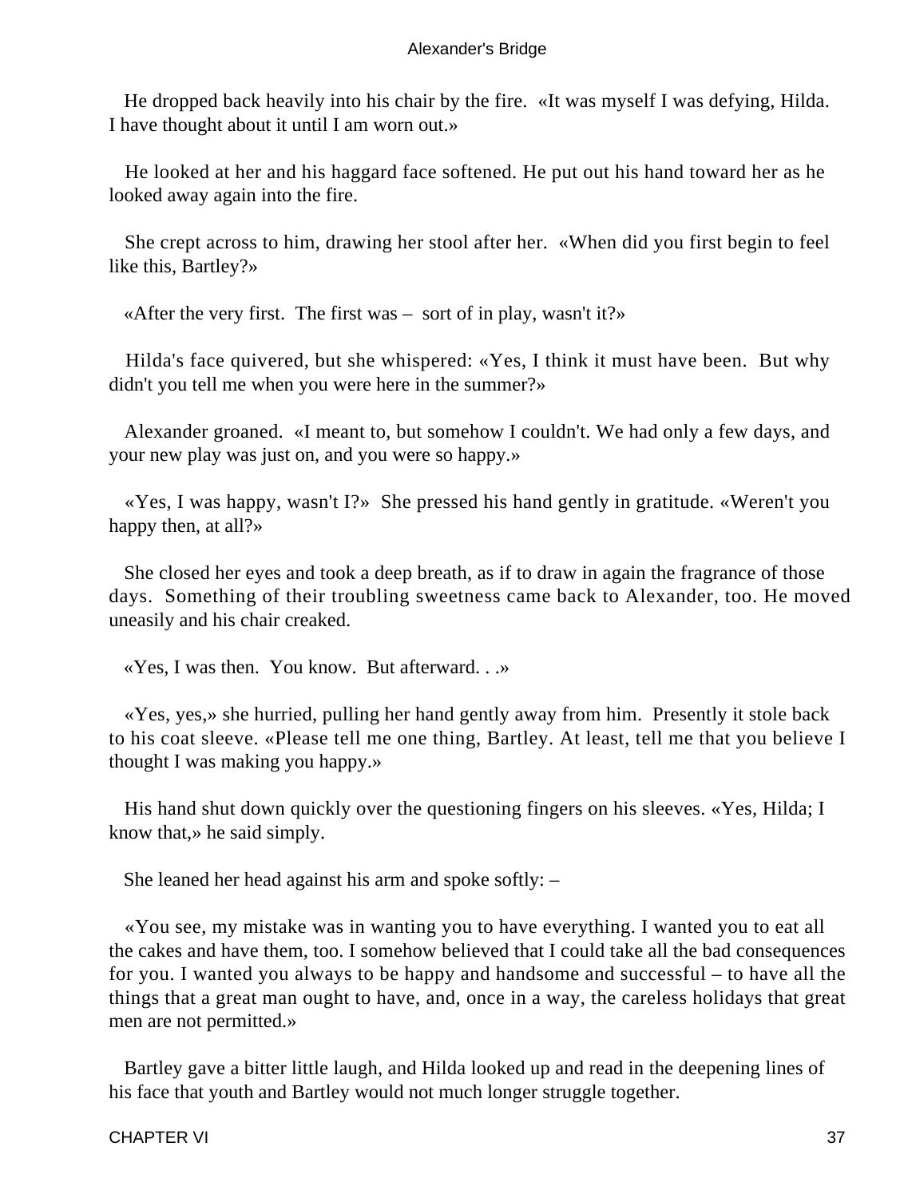He dropped back heavily into his chair by the fire. «It was myself I was defying, Hilda. I have thought about it until I am worn out.»

He looked at her and his haggard face softened. He put out his hand toward her as he looked away again into the fire.

She crept across to him, drawing her stool after her. «When did you first begin to feel like this, Bartley?»

«After the very first. The first was – sort of in play, wasn't it?»

Hilda's face quivered, but she whispered: «Yes, I think it must have been. But why didn't you tell me when you were here in the summer?»

Alexander groaned. «I meant to, but somehow I couldn't. We had only a few days, and your new play was just on, and you were so happy.»

«Yes, I was happy, wasn't I?» She pressed his hand gently in gratitude. «Weren't you happy then, at all?»

She closed her eyes and took a deep breath, as if to draw in again the fragrance of those days. Something of their troubling sweetness came back to Alexander, too. He moved uneasily and his chair creaked.

«Yes, I was then. You know. But afterward. . .»

«Yes, yes,» she hurried, pulling her hand gently away from him. Presently it stole back to his coat sleeve. «Please tell me one thing, Bartley. At least, tell me that you believe I thought I was making you happy.»

His hand shut down quickly over the questioning fingers on his sleeves. «Yes, Hilda; I know that,» he said simply.

She leaned her head against his arm and spoke softly: –

«You see, my mistake was in wanting you to have everything. I wanted you to eat all the cakes and have them, too. I somehow believed that I could take all the bad consequences for you. I wanted you always to be happy and handsome and successful – to have all the things that a great man ought to have, and, once in a way, the careless holidays that great men are not permitted.»

Bartley gave a bitter little laugh, and Hilda looked up and read in the deepening lines of his face that youth and Bartley would not much longer struggle together.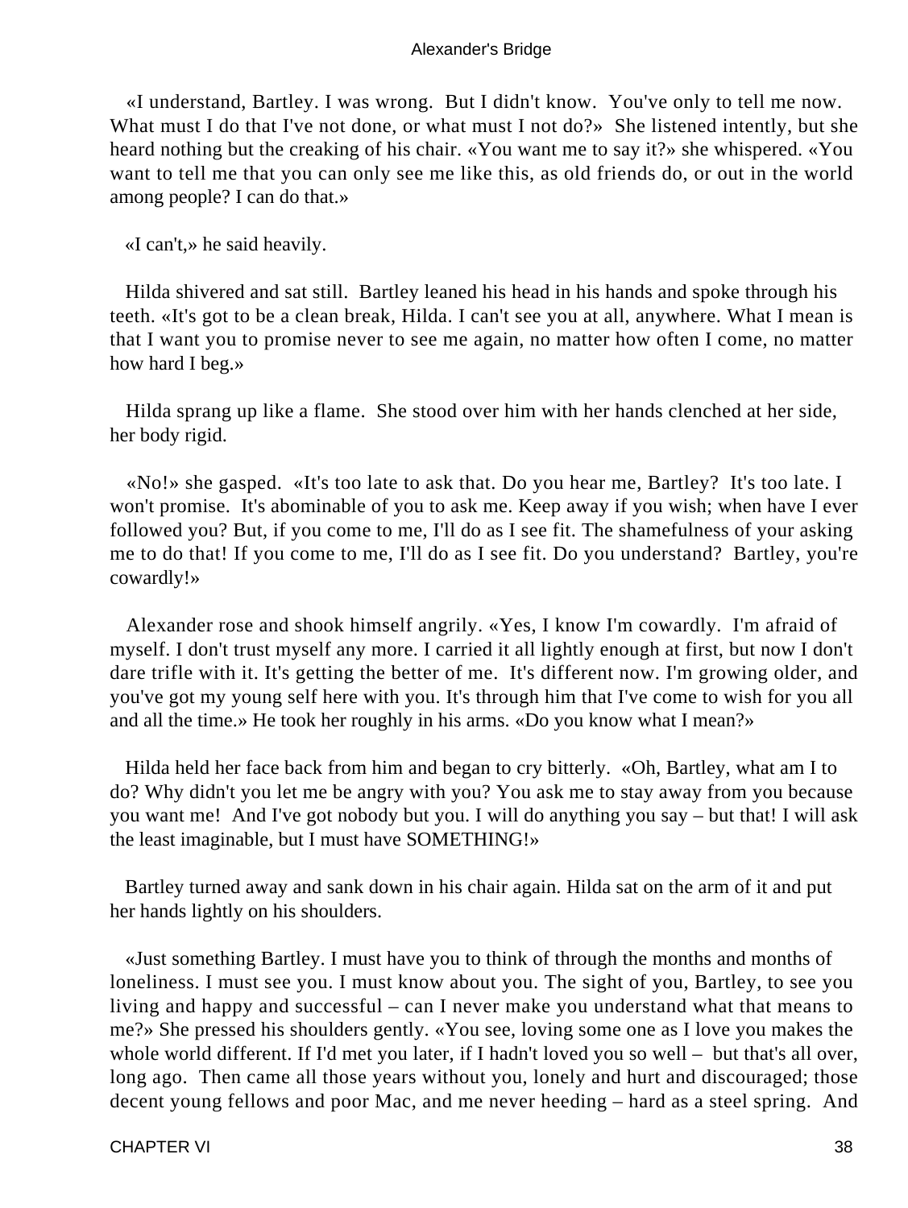«I understand, Bartley. I was wrong. But I didn't know. You've only to tell me now. What must I do that I've not done, or what must I not do?» She listened intently, but she heard nothing but the creaking of his chair. «You want me to say it?» she whispered. «You want to tell me that you can only see me like this, as old friends do, or out in the world among people? I can do that.»

«I can't,» he said heavily.

Hilda shivered and sat still. Bartley leaned his head in his hands and spoke through his teeth. «It's got to be a clean break, Hilda. I can't see you at all, anywhere. What I mean is that I want you to promise never to see me again, no matter how often I come, no matter how hard I beg.»

Hilda sprang up like a flame. She stood over him with her hands clenched at her side, her body rigid.

«No!» she gasped. «It's too late to ask that. Do you hear me, Bartley? It's too late. I won't promise. It's abominable of you to ask me. Keep away if you wish; when have I ever followed you? But, if you come to me, I'll do as I see fit. The shamefulness of your asking me to do that! If you come to me, I'll do as I see fit. Do you understand? Bartley, you're cowardly!»

Alexander rose and shook himself angrily. «Yes, I know I'm cowardly. I'm afraid of myself. I don't trust myself any more. I carried it all lightly enough at first, but now I don't dare trifle with it. It's getting the better of me. It's different now. I'm growing older, and you've got my young self here with you. It's through him that I've come to wish for you all and all the time.» He took her roughly in his arms. «Do you know what I mean?»

Hilda held her face back from him and began to cry bitterly. «Oh, Bartley, what am I to do? Why didn't you let me be angry with you? You ask me to stay away from you because you want me! And I've got nobody but you. I will do anything you say – but that! I will ask the least imaginable, but I must have SOMETHING!»

Bartley turned away and sank down in his chair again. Hilda sat on the arm of it and put her hands lightly on his shoulders.

«Just something Bartley. I must have you to think of through the months and months of loneliness. I must see you. I must know about you. The sight of you, Bartley, to see you living and happy and successful – can I never make you understand what that means to me?» She pressed his shoulders gently. «You see, loving some one as I love you makes the whole world different. If I'd met you later, if I hadn't loved you so well – but that's all over, long ago. Then came all those years without you, lonely and hurt and discouraged; those decent young fellows and poor Mac, and me never heeding – hard as a steel spring. And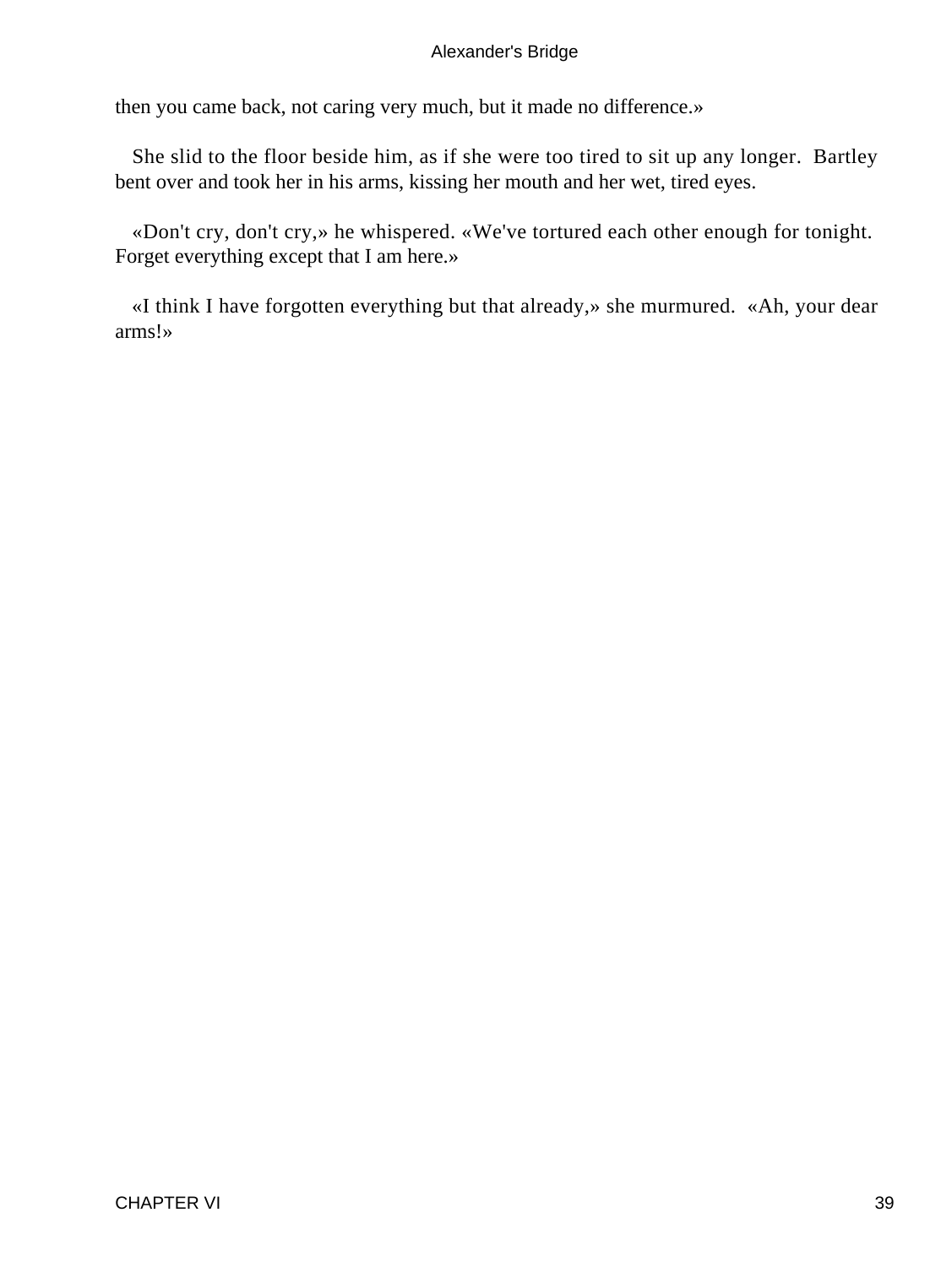then you came back, not caring very much, but it made no difference.»

She slid to the floor beside him, as if she were too tired to sit up any longer. Bartley bent over and took her in his arms, kissing her mouth and her wet, tired eyes.

«Don't cry, don't cry,» he whispered. «We've tortured each other enough for tonight. Forget everything except that I am here.»

«I think I have forgotten everything but that already,» she murmured. «Ah, your dear arms!»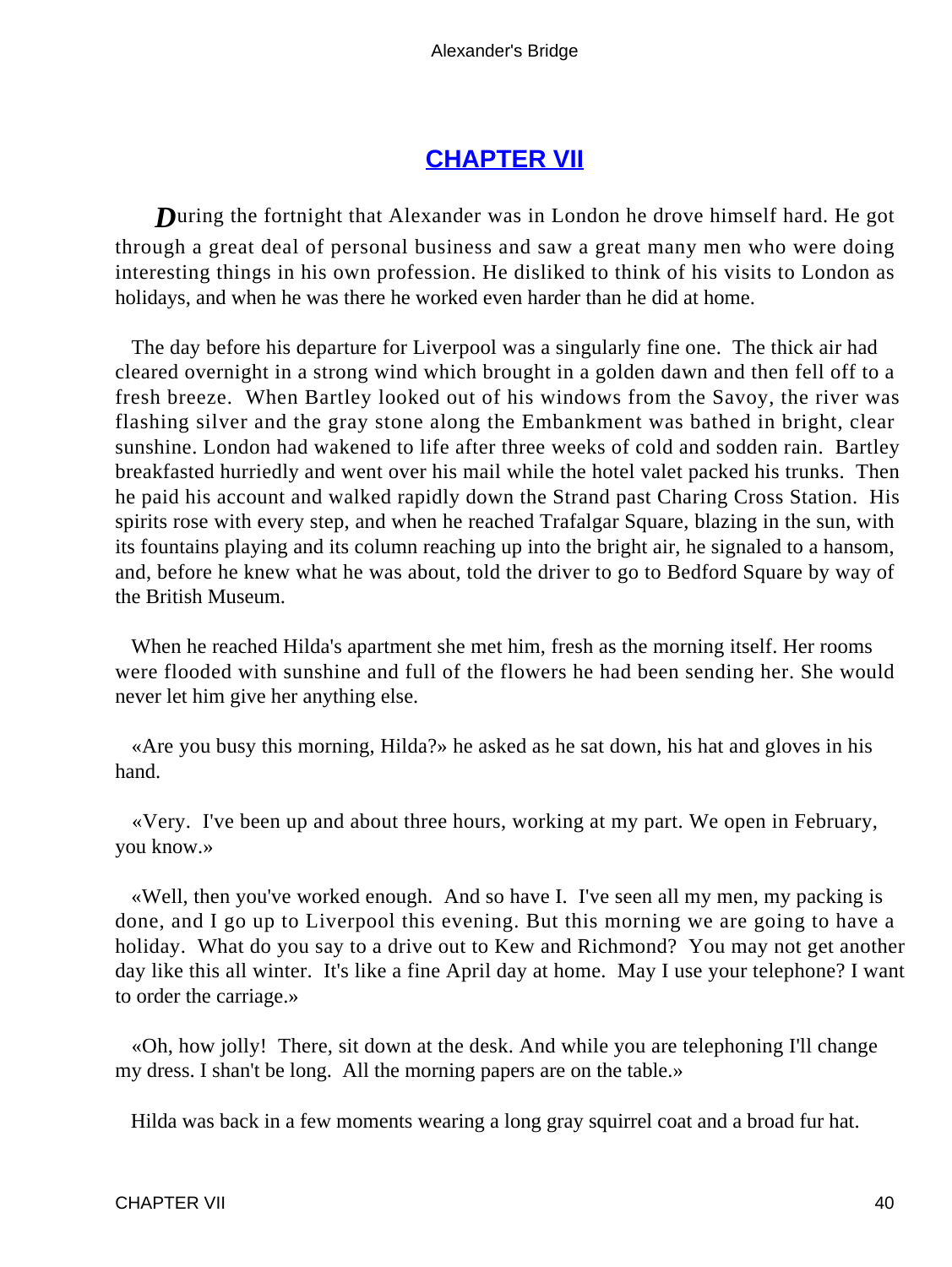## CHAPTER VII

*D*uring the fortnight that Alexander was in London he drove himself hard. He got through a great deal of personal business and saw a great many men who were doing interesting things in his own profession. He disliked to think of his visits to London as holidays, and when he was there he worked even harder than he did at home.

The day before his departure for Liverpool was a singularly fine one. The thick air had cleared overnight in a strong wind which brought in a golden dawn and then fell off to a fresh breeze. When Bartley looked out of his windows from the Savoy, the river was flashing silver and the gray stone along the Embankment was bathed in bright, clear sunshine. London had wakened to life after three weeks of cold and sodden rain. Bartley breakfasted hurriedly and went over his mail while the hotel valet packed his trunks. Then he paid his account and walked rapidly down the Strand past Charing Cross Station. His spirits rose with every step, and when he reached Trafalgar Square, blazing in the sun, with its fountains playing and its column reaching up into the bright air, he signaled to a hansom, and, before he knew what he was about, told the driver to go to Bedford Square by way of the British Museum.

When he reached Hilda's apartment she met him, fresh as the morning itself. Her rooms were flooded with sunshine and full of the flowers he had been sending her. She would never let him give her anything else.

«Are you busy this morning, Hilda?» he asked as he sat down, his hat and gloves in his hand.

«Very. I've been up and about three hours, working at my part. We open in February, you know.»

«Well, then you've worked enough. And so have I. I've seen all my men, my packing is done, and I go up to Liverpool this evening. But this morning we are going to have a holiday. What do you say to a drive out to Kew and Richmond? You may not get another day like this all winter. It's like a fine April day at home. May I use your telephone? I want to order the carriage.»

«Oh, how jolly! There, sit down at the desk. And while you are telephoning I'll change my dress. I shan't be long. All the morning papers are on the table.»

Hilda was back in a few moments wearing a long gray squirrel coat and a broad fur hat.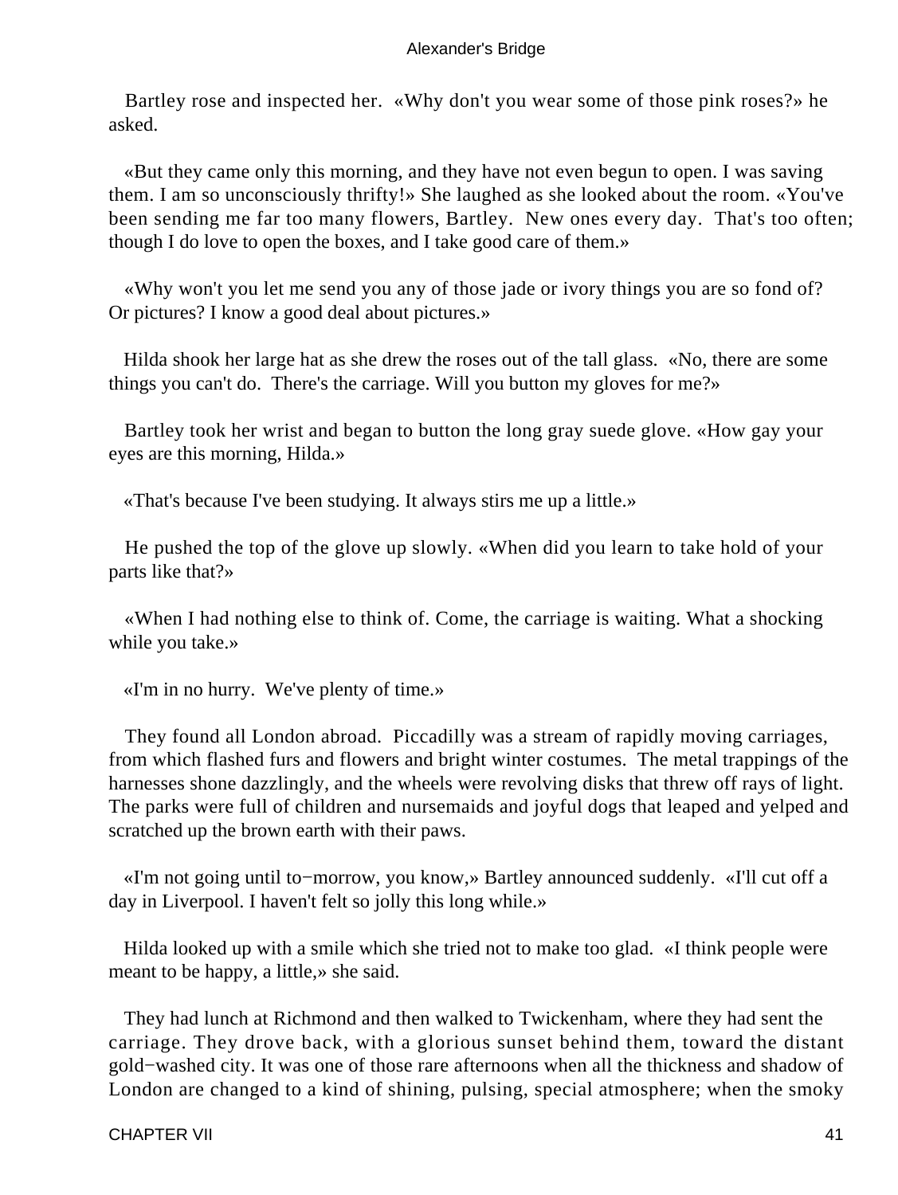Bartley rose and inspected her. «Why don't you wear some of those pink roses?» he asked.

«But they came only this morning, and they have not even begun to open. I was saving them. I am so unconsciously thrifty!» She laughed as she looked about the room. «You've been sending me far too many flowers, Bartley. New ones every day. That's too often; though I do love to open the boxes, and I take good care of them.»

«Why won't you let me send you any of those jade or ivory things you are so fond of? Or pictures? I know a good deal about pictures.»

Hilda shook her large hat as she drew the roses out of the tall glass. «No, there are some things you can't do. There's the carriage. Will you button my gloves for me?»

Bartley took her wrist and began to button the long gray suede glove. «How gay your eyes are this morning, Hilda.»

«That's because I've been studying. It always stirs me up a little.»

He pushed the top of the glove up slowly. «When did you learn to take hold of your parts like that?»

«When I had nothing else to think of. Come, the carriage is waiting. What a shocking while you take.»

«I'm in no hurry. We've plenty of time.»

They found all London abroad. Piccadilly was a stream of rapidly moving carriages, from which flashed furs and flowers and bright winter costumes. The metal trappings of the harnesses shone dazzlingly, and the wheels were revolving disks that threw off rays of light. The parks were full of children and nursemaids and joyful dogs that leaped and yelped and scratched up the brown earth with their paws.

«I'm not going until to−morrow, you know,» Bartley announced suddenly. «I'll cut off a day in Liverpool. I haven't felt so jolly this long while.»

Hilda looked up with a smile which she tried not to make too glad. «I think people were meant to be happy, a little,» she said.

They had lunch at Richmond and then walked to Twickenham, where they had sent the carriage. They drove back, with a glorious sunset behind them, toward the distant gold−washed city. It was one of those rare afternoons when all the thickness and shadow of London are changed to a kind of shining, pulsing, special atmosphere; when the smoky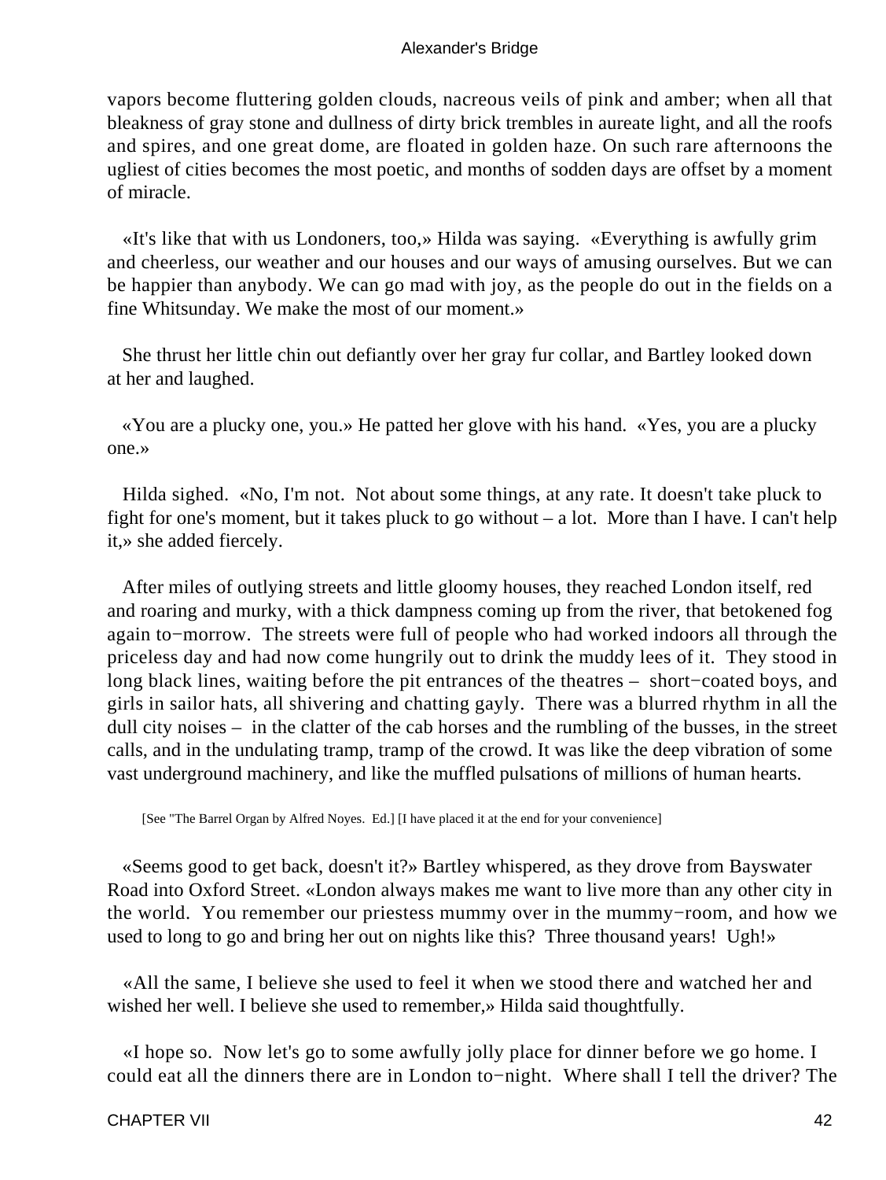vapors become fluttering golden clouds, nacreous veils of pink and amber; when all that bleakness of gray stone and dullness of dirty brick trembles in aureate light, and all the roofs and spires, and one great dome, are floated in golden haze. On such rare afternoons the ugliest of cities becomes the most poetic, and months of sodden days are offset by a moment of miracle.

«It's like that with us Londoners, too,» Hilda was saying. «Everything is awfully grim and cheerless, our weather and our houses and our ways of amusing ourselves. But we can be happier than anybody. We can go mad with joy, as the people do out in the fields on a fine Whitsunday. We make the most of our moment.»

She thrust her little chin out defiantly over her gray fur collar, and Bartley looked down at her and laughed.

«You are a plucky one, you.» He patted her glove with his hand. «Yes, you are a plucky one.»

Hilda sighed. «No, I'm not. Not about some things, at any rate. It doesn't take pluck to fight for one's moment, but it takes pluck to go without – a lot. More than I have. I can't help it,» she added fiercely.

After miles of outlying streets and little gloomy houses, they reached London itself, red and roaring and murky, with a thick dampness coming up from the river, that betokened fog again to−morrow. The streets were full of people who had worked indoors all through the priceless day and had now come hungrily out to drink the muddy lees of it. They stood in long black lines, waiting before the pit entrances of the theatres – short−coated boys, and girls in sailor hats, all shivering and chatting gayly. There was a blurred rhythm in all the dull city noises – in the clatter of the cab horses and the rumbling of the busses, in the street calls, and in the undulating tramp, tramp of the crowd. It was like the deep vibration of some vast underground machinery, and like the muffled pulsations of millions of human hearts.

[See "The Barrel Organ by Alfred Noyes. Ed.] [I have placed it at the end for your convenience]

«Seems good to get back, doesn't it?» Bartley whispered, as they drove from Bayswater Road into Oxford Street. «London always makes me want to live more than any other city in the world. You remember our priestess mummy over in the mummy−room, and how we used to long to go and bring her out on nights like this? Three thousand years! Ugh!»

«All the same, I believe she used to feel it when we stood there and watched her and wished her well. I believe she used to remember,» Hilda said thoughtfully.

«I hope so. Now let's go to some awfully jolly place for dinner before we go home. I could eat all the dinners there are in London to−night. Where shall I tell the driver? The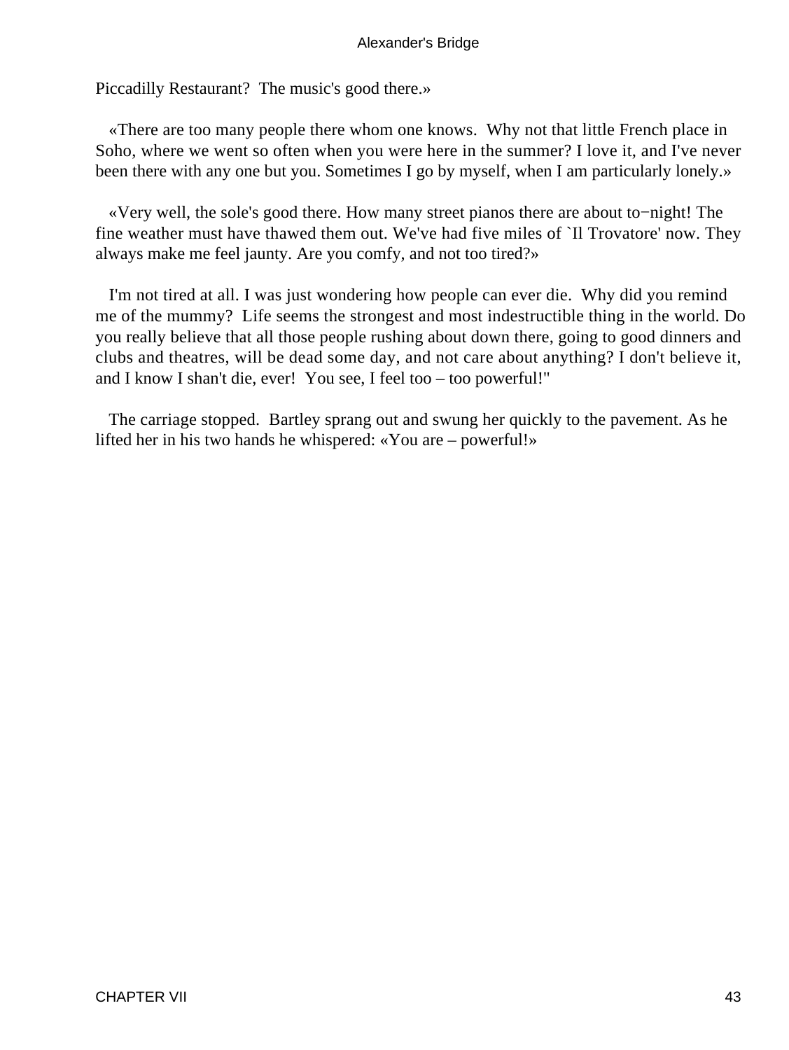Piccadilly Restaurant?  The music's good there.»

«There are too many people there whom one knows.  Why not that little French place in Soho, where we went so often when you were here in the summer? I love it, and I've never been there with any one but you. Sometimes I go by myself, when I am particularly lonely.»

«Very well, the sole's good there. How many street pianos there are about to−night! The fine weather must have thawed them out. We've had five miles of `Il Trovatore' now. They always make me feel jaunty. Are you comfy, and not too tired?»

I'm not tired at all. I was just wondering how people can ever die.  Why did you remind me of the mummy?  Life seems the strongest and most indestructible thing in the world. Do you really believe that all those people rushing about down there, going to good dinners and clubs and theatres, will be dead some day, and not care about anything? I don't believe it, and I know I shan't die, ever!  You see, I feel too – too powerful!"

The carriage stopped.  Bartley sprang out and swung her quickly to the pavement. As he lifted her in his two hands he whispered: «You are – powerful!»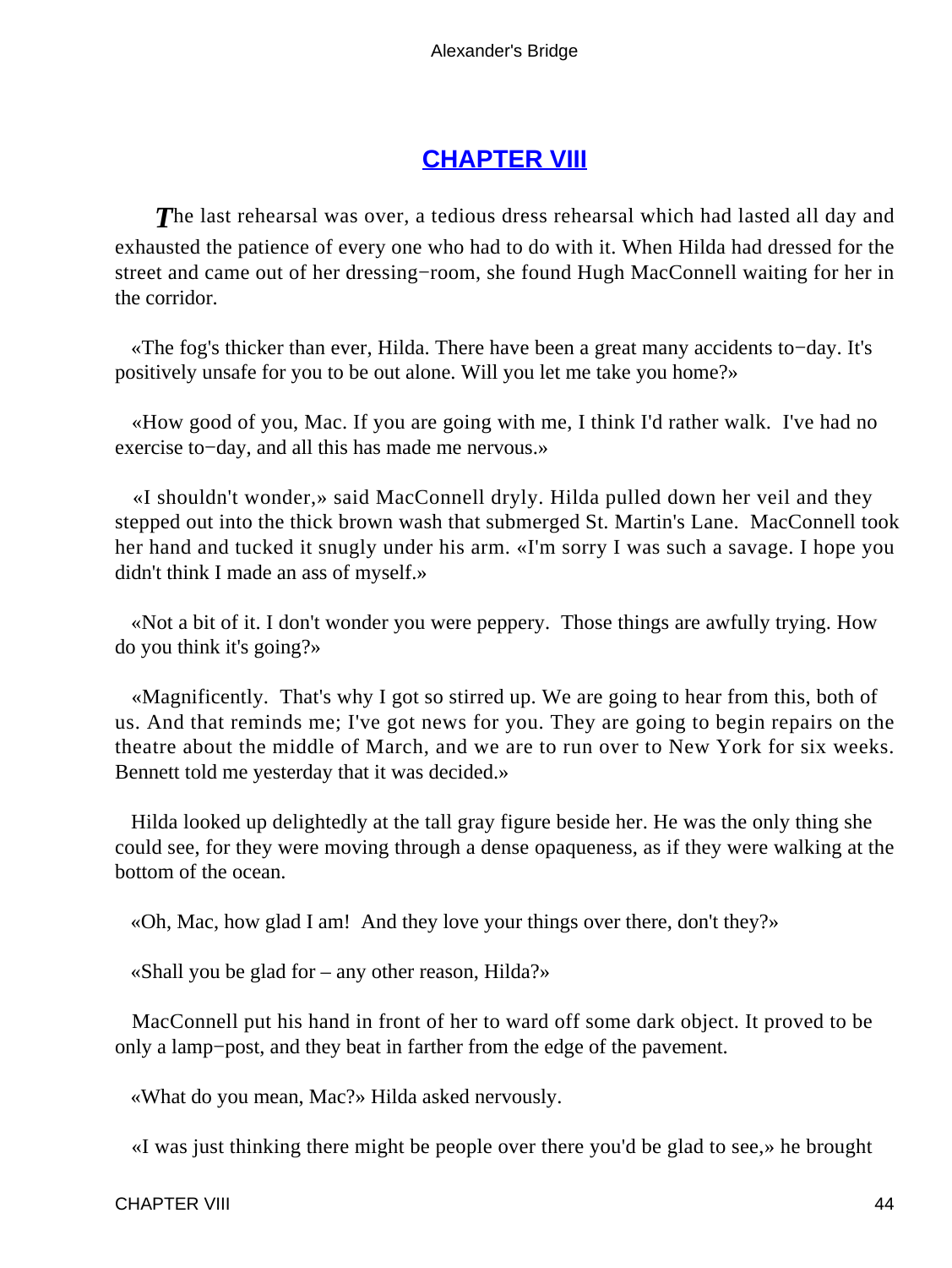## CHAPTER VIII

*T*he last rehearsal was over, a tedious dress rehearsal which had lasted all day and exhausted the patience of every one who had to do with it. When Hilda had dressed for the street and came out of her dressing−room, she found Hugh MacConnell waiting for her in the corridor.

«The fog's thicker than ever, Hilda. There have been a great many accidents to−day. It's positively unsafe for you to be out alone. Will you let me take you home?»

«How good of you, Mac. If you are going with me, I think I'd rather walk. I've had no exercise to−day, and all this has made me nervous.»

«I shouldn't wonder,» said MacConnell dryly. Hilda pulled down her veil and they stepped out into the thick brown wash that submerged St. Martin's Lane. MacConnell took her hand and tucked it snugly under his arm. «I'm sorry I was such a savage. I hope you didn't think I made an ass of myself.»

«Not a bit of it. I don't wonder you were peppery. Those things are awfully trying. How do you think it's going?»

«Magnificently. That's why I got so stirred up. We are going to hear from this, both of us. And that reminds me; I've got news for you. They are going to begin repairs on the theatre about the middle of March, and we are to run over to New York for six weeks. Bennett told me yesterday that it was decided.»

Hilda looked up delightedly at the tall gray figure beside her. He was the only thing she could see, for they were moving through a dense opaqueness, as if they were walking at the bottom of the ocean.

«Oh, Mac, how glad I am! And they love your things over there, don't they?»

«Shall you be glad for – any other reason, Hilda?»

MacConnell put his hand in front of her to ward off some dark object. It proved to be only a lamp−post, and they beat in farther from the edge of the pavement.

«What do you mean, Mac?» Hilda asked nervously.

«I was just thinking there might be people over there you'd be glad to see,» he brought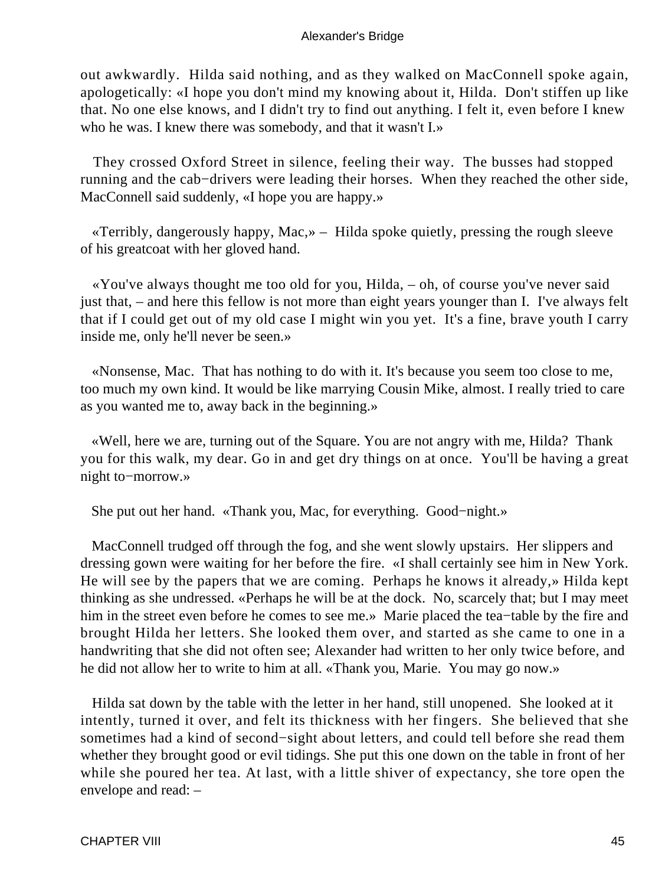out awkwardly. Hilda said nothing, and as they walked on MacConnell spoke again, apologetically: «I hope you don't mind my knowing about it, Hilda. Don't stiffen up like that. No one else knows, and I didn't try to find out anything. I felt it, even before I knew who he was. I knew there was somebody, and that it wasn't I.»

They crossed Oxford Street in silence, feeling their way. The busses had stopped running and the cab−drivers were leading their horses. When they reached the other side, MacConnell said suddenly, «I hope you are happy.»

«Terribly, dangerously happy, Mac,» – Hilda spoke quietly, pressing the rough sleeve of his greatcoat with her gloved hand.

«You've always thought me too old for you, Hilda, – oh, of course you've never said just that, – and here this fellow is not more than eight years younger than I. I've always felt that if I could get out of my old case I might win you yet. It's a fine, brave youth I carry inside me, only he'll never be seen.»

«Nonsense, Mac. That has nothing to do with it. It's because you seem too close to me, too much my own kind. It would be like marrying Cousin Mike, almost. I really tried to care as you wanted me to, away back in the beginning.»

«Well, here we are, turning out of the Square. You are not angry with me, Hilda? Thank you for this walk, my dear. Go in and get dry things on at once. You'll be having a great night to−morrow.»

She put out her hand. «Thank you, Mac, for everything. Good−night.»

MacConnell trudged off through the fog, and she went slowly upstairs. Her slippers and dressing gown were waiting for her before the fire. «I shall certainly see him in New York. He will see by the papers that we are coming. Perhaps he knows it already,» Hilda kept thinking as she undressed. «Perhaps he will be at the dock. No, scarcely that; but I may meet him in the street even before he comes to see me.» Marie placed the tea−table by the fire and brought Hilda her letters. She looked them over, and started as she came to one in a handwriting that she did not often see; Alexander had written to her only twice before, and he did not allow her to write to him at all. «Thank you, Marie. You may go now.»

Hilda sat down by the table with the letter in her hand, still unopened. She looked at it intently, turned it over, and felt its thickness with her fingers. She believed that she sometimes had a kind of second−sight about letters, and could tell before she read them whether they brought good or evil tidings. She put this one down on the table in front of her while she poured her tea. At last, with a little shiver of expectancy, she tore open the envelope and read: –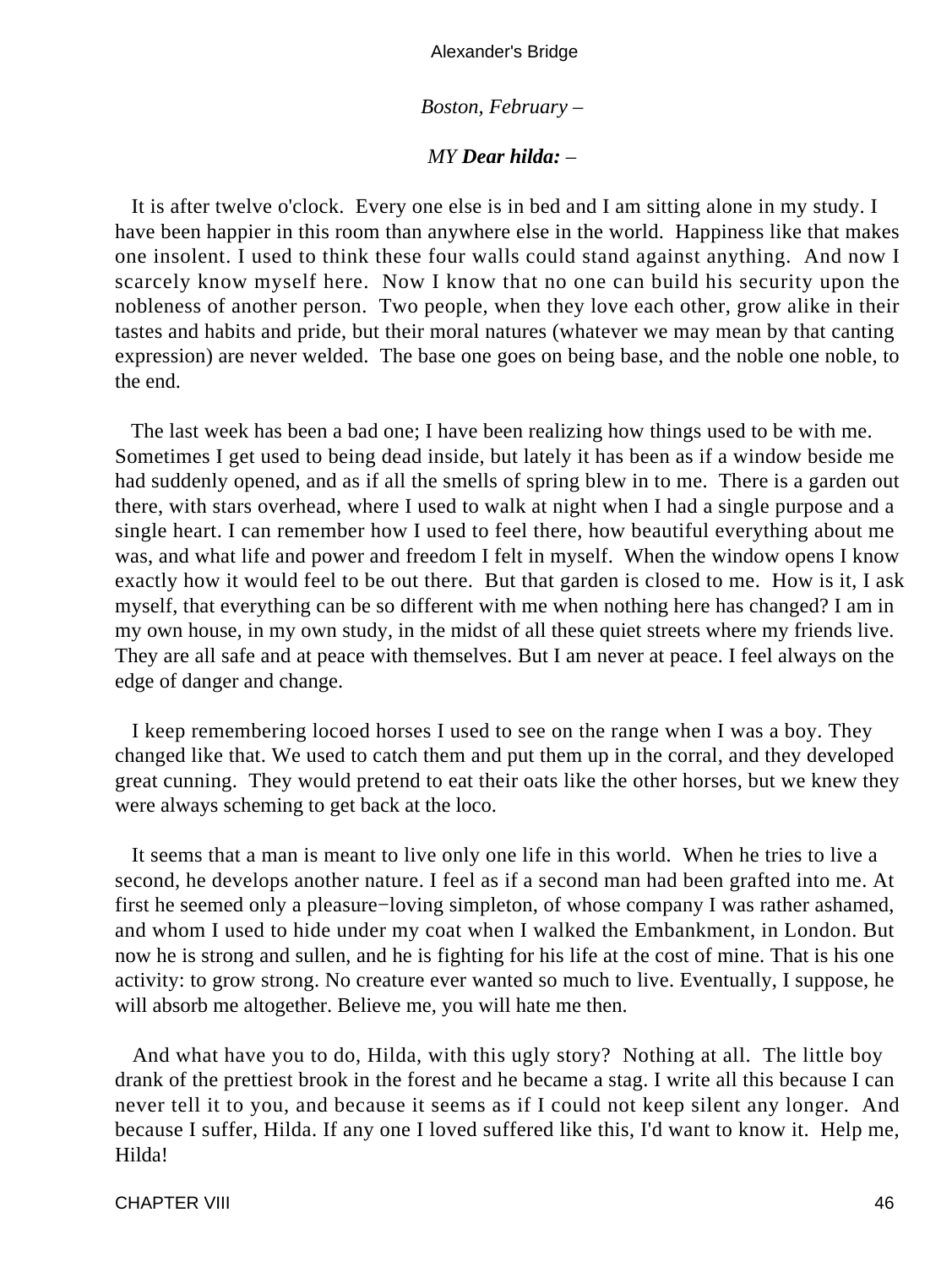*Boston, February –*

*MY **Dear hilda:** –*

It is after twelve o'clock. Every one else is in bed and I am sitting alone in my study. I have been happier in this room than anywhere else in the world. Happiness like that makes one insolent. I used to think these four walls could stand against anything. And now I scarcely know myself here. Now I know that no one can build his security upon the nobleness of another person. Two people, when they love each other, grow alike in their tastes and habits and pride, but their moral natures (whatever we may mean by that canting expression) are never welded. The base one goes on being base, and the noble one noble, to the end.

The last week has been a bad one; I have been realizing how things used to be with me. Sometimes I get used to being dead inside, but lately it has been as if a window beside me had suddenly opened, and as if all the smells of spring blew in to me. There is a garden out there, with stars overhead, where I used to walk at night when I had a single purpose and a single heart. I can remember how I used to feel there, how beautiful everything about me was, and what life and power and freedom I felt in myself. When the window opens I know exactly how it would feel to be out there. But that garden is closed to me. How is it, I ask myself, that everything can be so different with me when nothing here has changed? I am in my own house, in my own study, in the midst of all these quiet streets where my friends live. They are all safe and at peace with themselves. But I am never at peace. I feel always on the edge of danger and change.

I keep remembering locoed horses I used to see on the range when I was a boy. They changed like that. We used to catch them and put them up in the corral, and they developed great cunning. They would pretend to eat their oats like the other horses, but we knew they were always scheming to get back at the loco.

It seems that a man is meant to live only one life in this world. When he tries to live a second, he develops another nature. I feel as if a second man had been grafted into me. At first he seemed only a pleasure−loving simpleton, of whose company I was rather ashamed, and whom I used to hide under my coat when I walked the Embankment, in London. But now he is strong and sullen, and he is fighting for his life at the cost of mine. That is his one activity: to grow strong. No creature ever wanted so much to live. Eventually, I suppose, he will absorb me altogether. Believe me, you will hate me then.

And what have you to do, Hilda, with this ugly story? Nothing at all. The little boy drank of the prettiest brook in the forest and he became a stag. I write all this because I can never tell it to you, and because it seems as if I could not keep silent any longer. And because I suffer, Hilda. If any one I loved suffered like this, I'd want to know it. Help me, Hilda!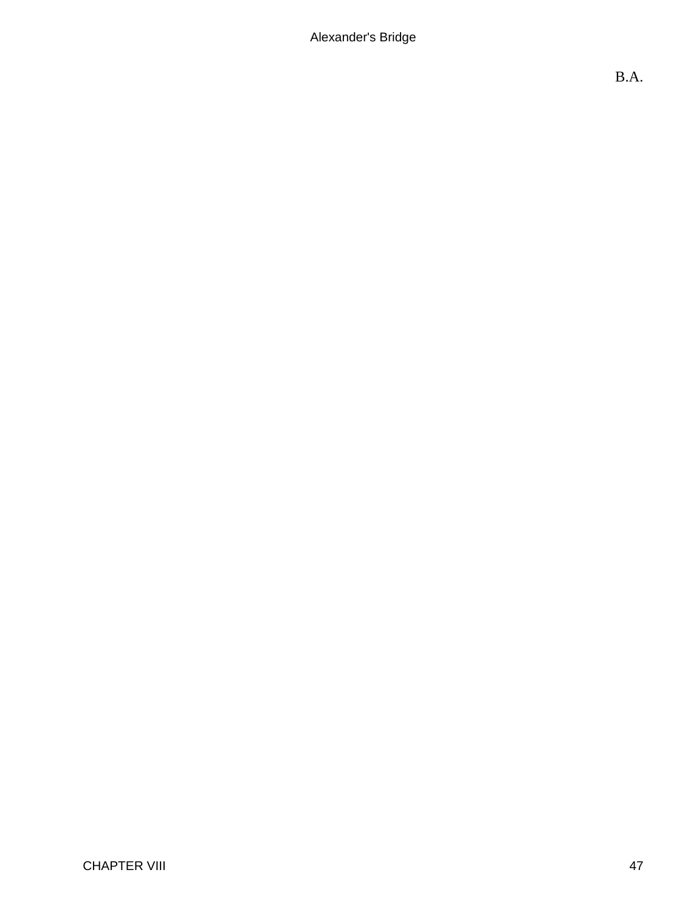B.A.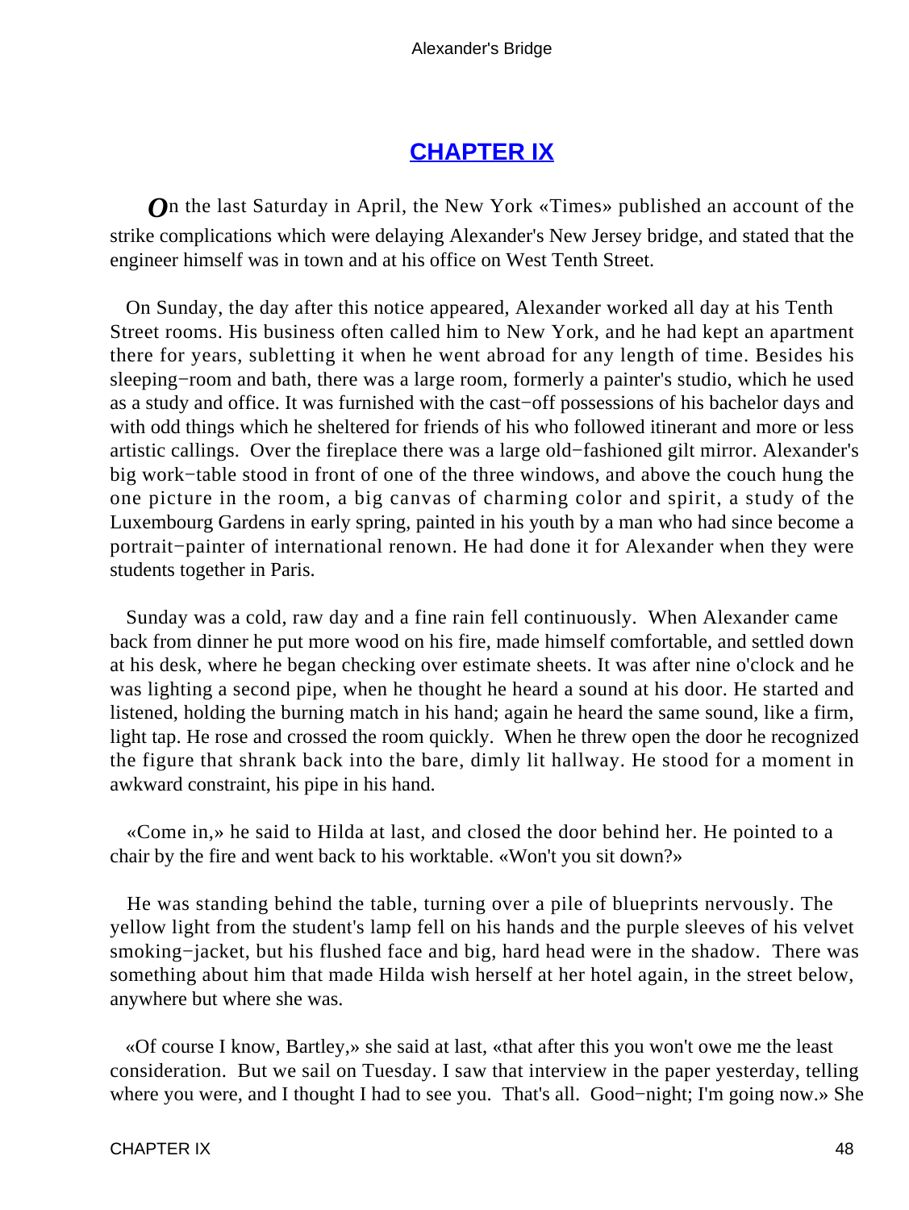## CHAPTER IX

*O*n the last Saturday in April, the New York «Times» published an account of the strike complications which were delaying Alexander's New Jersey bridge, and stated that the engineer himself was in town and at his office on West Tenth Street.

On Sunday, the day after this notice appeared, Alexander worked all day at his Tenth Street rooms. His business often called him to New York, and he had kept an apartment there for years, subletting it when he went abroad for any length of time. Besides his sleeping−room and bath, there was a large room, formerly a painter's studio, which he used as a study and office. It was furnished with the cast−off possessions of his bachelor days and with odd things which he sheltered for friends of his who followed itinerant and more or less artistic callings. Over the fireplace there was a large old−fashioned gilt mirror. Alexander's big work−table stood in front of one of the three windows, and above the couch hung the one picture in the room, a big canvas of charming color and spirit, a study of the Luxembourg Gardens in early spring, painted in his youth by a man who had since become a portrait−painter of international renown. He had done it for Alexander when they were students together in Paris.

Sunday was a cold, raw day and a fine rain fell continuously. When Alexander came back from dinner he put more wood on his fire, made himself comfortable, and settled down at his desk, where he began checking over estimate sheets. It was after nine o'clock and he was lighting a second pipe, when he thought he heard a sound at his door. He started and listened, holding the burning match in his hand; again he heard the same sound, like a firm, light tap. He rose and crossed the room quickly. When he threw open the door he recognized the figure that shrank back into the bare, dimly lit hallway. He stood for a moment in awkward constraint, his pipe in his hand.

«Come in,» he said to Hilda at last, and closed the door behind her. He pointed to a chair by the fire and went back to his worktable. «Won't you sit down?»

He was standing behind the table, turning over a pile of blueprints nervously. The yellow light from the student's lamp fell on his hands and the purple sleeves of his velvet smoking−jacket, but his flushed face and big, hard head were in the shadow. There was something about him that made Hilda wish herself at her hotel again, in the street below, anywhere but where she was.

«Of course I know, Bartley,» she said at last, «that after this you won't owe me the least consideration. But we sail on Tuesday. I saw that interview in the paper yesterday, telling where you were, and I thought I had to see you. That's all. Good−night; I'm going now.» She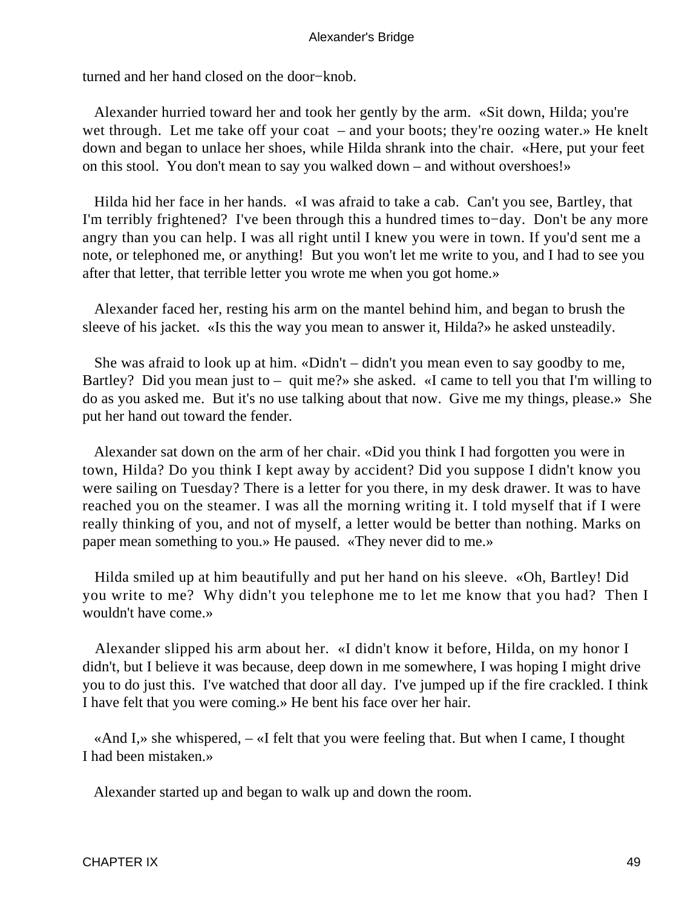turned and her hand closed on the door−knob.

Alexander hurried toward her and took her gently by the arm. «Sit down, Hilda; you're wet through. Let me take off your coat – and your boots; they're oozing water.» He knelt down and began to unlace her shoes, while Hilda shrank into the chair. «Here, put your feet on this stool. You don't mean to say you walked down – and without overshoes!»

Hilda hid her face in her hands. «I was afraid to take a cab. Can't you see, Bartley, that I'm terribly frightened? I've been through this a hundred times to−day. Don't be any more angry than you can help. I was all right until I knew you were in town. If you'd sent me a note, or telephoned me, or anything! But you won't let me write to you, and I had to see you after that letter, that terrible letter you wrote me when you got home.»

Alexander faced her, resting his arm on the mantel behind him, and began to brush the sleeve of his jacket. «Is this the way you mean to answer it, Hilda?» he asked unsteadily.

She was afraid to look up at him. «Didn't – didn't you mean even to say goodby to me, Bartley? Did you mean just to – quit me?» she asked. «I came to tell you that I'm willing to do as you asked me. But it's no use talking about that now. Give me my things, please.» She put her hand out toward the fender.

Alexander sat down on the arm of her chair. «Did you think I had forgotten you were in town, Hilda? Do you think I kept away by accident? Did you suppose I didn't know you were sailing on Tuesday? There is a letter for you there, in my desk drawer. It was to have reached you on the steamer. I was all the morning writing it. I told myself that if I were really thinking of you, and not of myself, a letter would be better than nothing. Marks on paper mean something to you.» He paused. «They never did to me.»

Hilda smiled up at him beautifully and put her hand on his sleeve. «Oh, Bartley! Did you write to me? Why didn't you telephone me to let me know that you had? Then I wouldn't have come.»

Alexander slipped his arm about her. «I didn't know it before, Hilda, on my honor I didn't, but I believe it was because, deep down in me somewhere, I was hoping I might drive you to do just this. I've watched that door all day. I've jumped up if the fire crackled. I think I have felt that you were coming.» He bent his face over her hair.

«And I,» she whispered, – «I felt that you were feeling that. But when I came, I thought I had been mistaken.»

Alexander started up and began to walk up and down the room.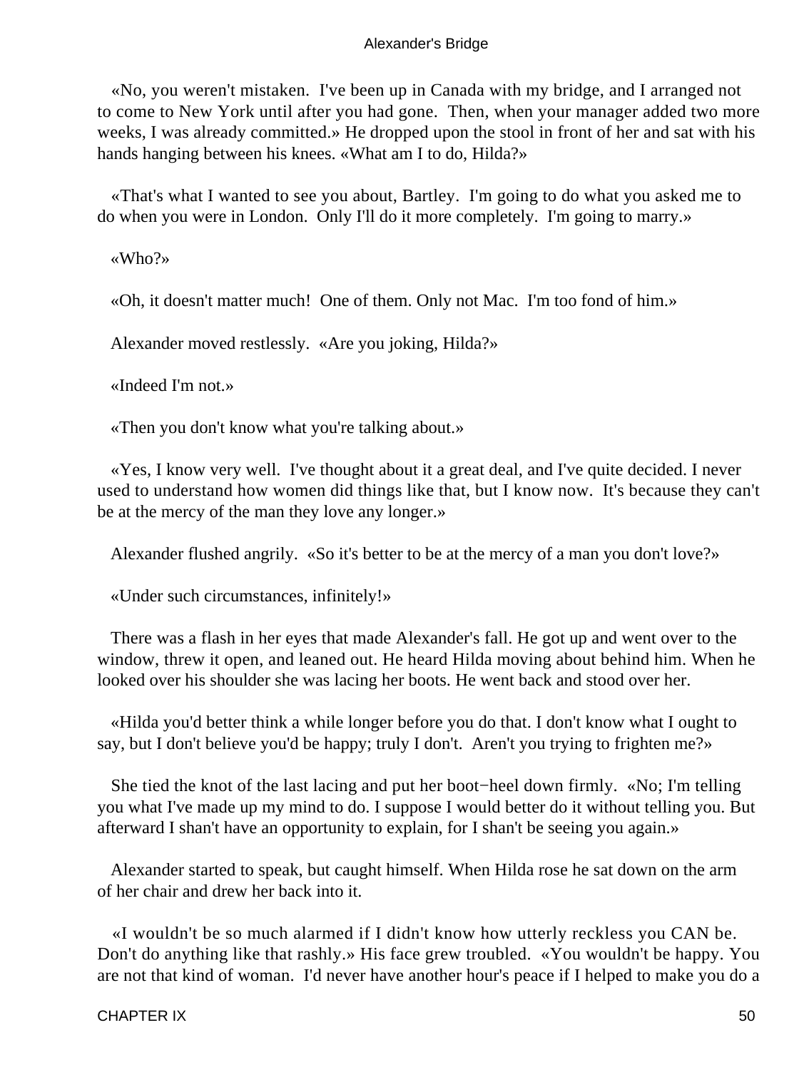«No, you weren't mistaken. I've been up in Canada with my bridge, and I arranged not to come to New York until after you had gone. Then, when your manager added two more weeks, I was already committed.» He dropped upon the stool in front of her and sat with his hands hanging between his knees. «What am I to do, Hilda?»

«That's what I wanted to see you about, Bartley. I'm going to do what you asked me to do when you were in London. Only I'll do it more completely. I'm going to marry.»

«Who?»

«Oh, it doesn't matter much! One of them. Only not Mac. I'm too fond of him.»

Alexander moved restlessly. «Are you joking, Hilda?»

«Indeed I'm not.»

«Then you don't know what you're talking about.»

«Yes, I know very well. I've thought about it a great deal, and I've quite decided. I never used to understand how women did things like that, but I know now. It's because they can't be at the mercy of the man they love any longer.»

Alexander flushed angrily. «So it's better to be at the mercy of a man you don't love?»

«Under such circumstances, infinitely!»

There was a flash in her eyes that made Alexander's fall. He got up and went over to the window, threw it open, and leaned out. He heard Hilda moving about behind him. When he looked over his shoulder she was lacing her boots. He went back and stood over her.

«Hilda you'd better think a while longer before you do that. I don't know what I ought to say, but I don't believe you'd be happy; truly I don't. Aren't you trying to frighten me?»

She tied the knot of the last lacing and put her boot−heel down firmly. «No; I'm telling you what I've made up my mind to do. I suppose I would better do it without telling you. But afterward I shan't have an opportunity to explain, for I shan't be seeing you again.»

Alexander started to speak, but caught himself. When Hilda rose he sat down on the arm of her chair and drew her back into it.

«I wouldn't be so much alarmed if I didn't know how utterly reckless you CAN be. Don't do anything like that rashly.» His face grew troubled. «You wouldn't be happy. You are not that kind of woman. I'd never have another hour's peace if I helped to make you do a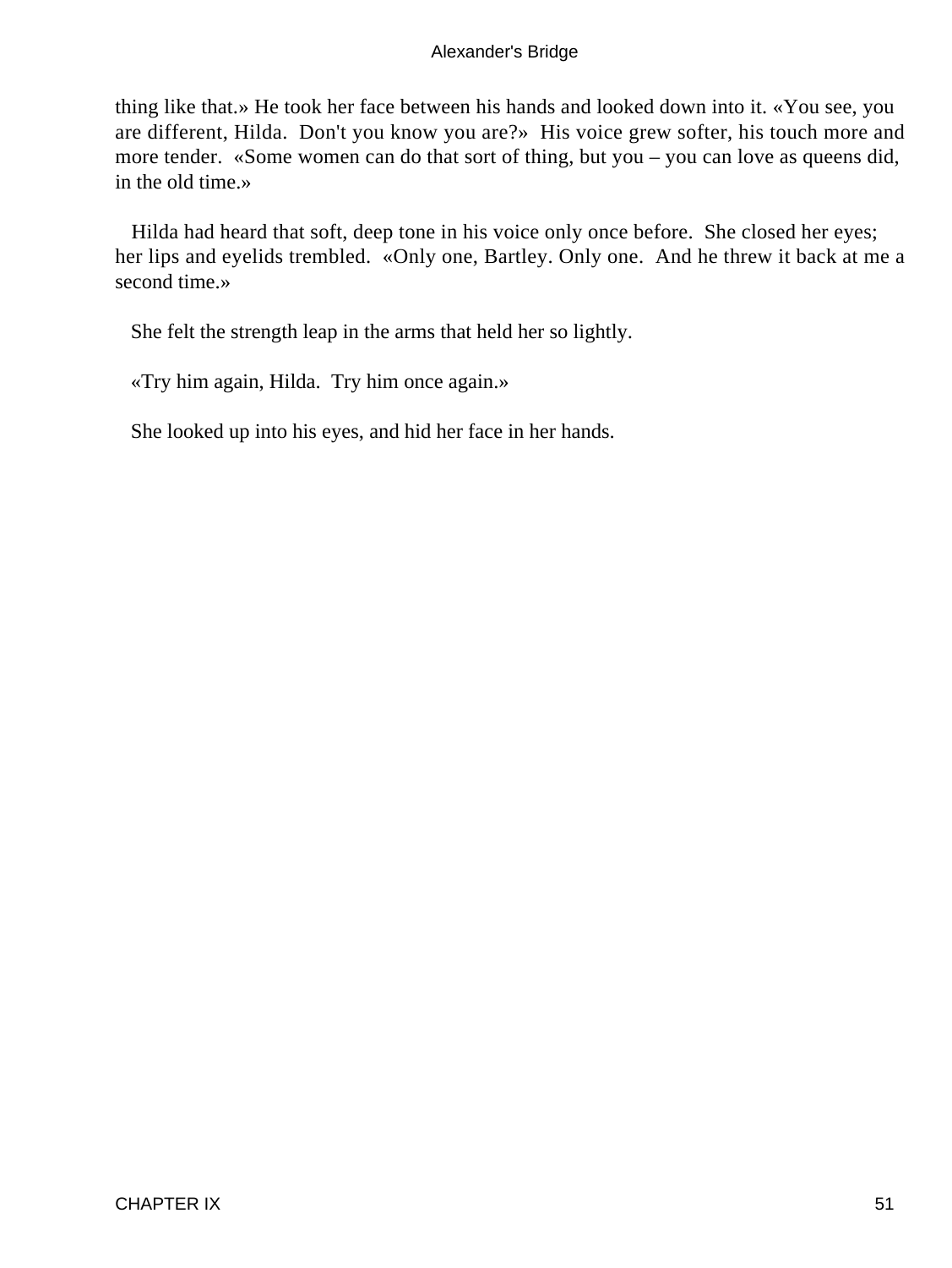thing like that.» He took her face between his hands and looked down into it. «You see, you are different, Hilda. Don't you know you are?» His voice grew softer, his touch more and more tender. «Some women can do that sort of thing, but you – you can love as queens did, in the old time.»

Hilda had heard that soft, deep tone in his voice only once before. She closed her eyes; her lips and eyelids trembled. «Only one, Bartley. Only one. And he threw it back at me a second time.»

She felt the strength leap in the arms that held her so lightly.

«Try him again, Hilda. Try him once again.»

She looked up into his eyes, and hid her face in her hands.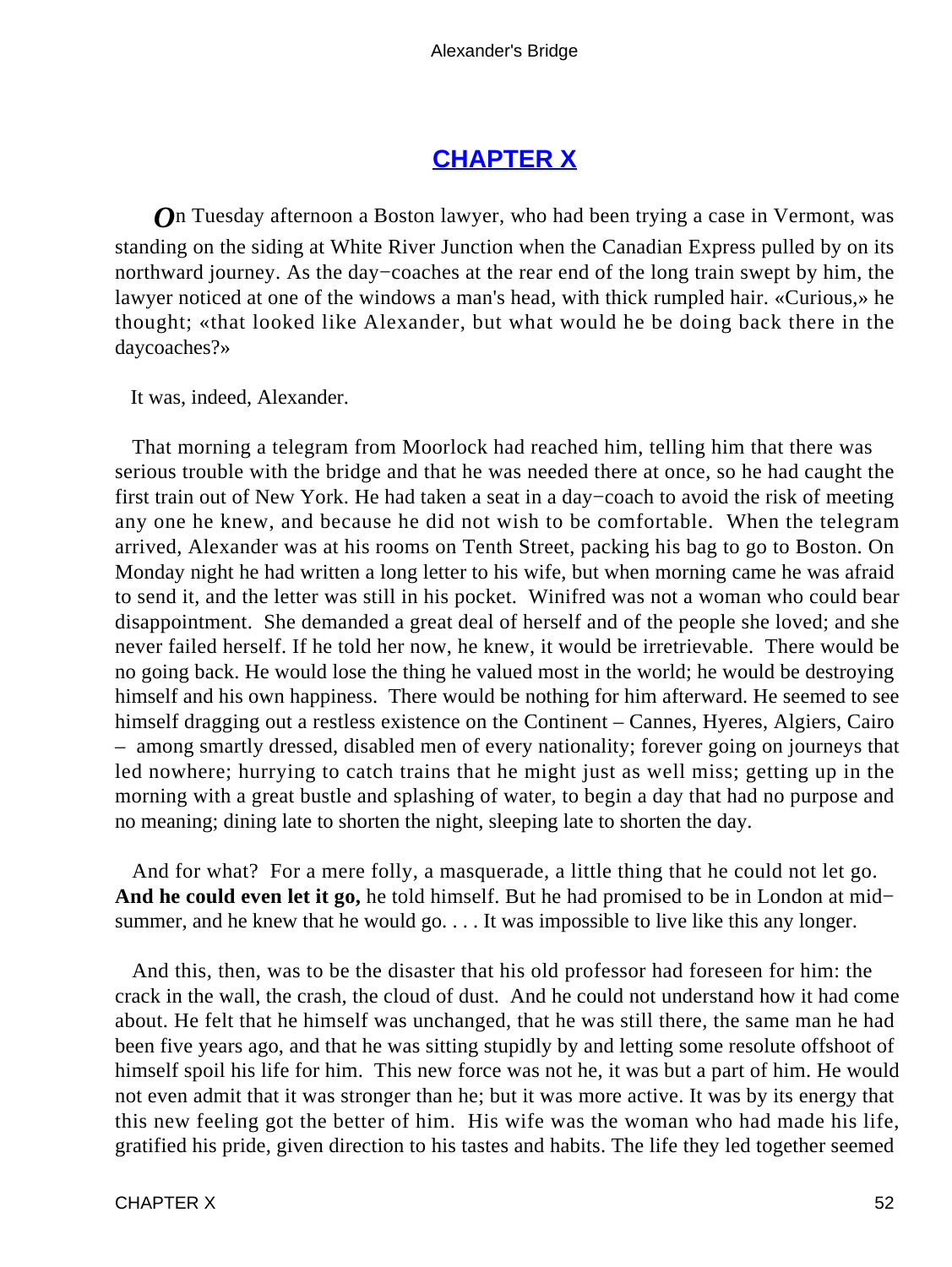## CHAPTER X

*O*n Tuesday afternoon a Boston lawyer, who had been trying a case in Vermont, was standing on the siding at White River Junction when the Canadian Express pulled by on its northward journey. As the day−coaches at the rear end of the long train swept by him, the lawyer noticed at one of the windows a man's head, with thick rumpled hair. «Curious,» he thought; «that looked like Alexander, but what would he be doing back there in the daycoaches?»

It was, indeed, Alexander.

That morning a telegram from Moorlock had reached him, telling him that there was serious trouble with the bridge and that he was needed there at once, so he had caught the first train out of New York. He had taken a seat in a day−coach to avoid the risk of meeting any one he knew, and because he did not wish to be comfortable. When the telegram arrived, Alexander was at his rooms on Tenth Street, packing his bag to go to Boston. On Monday night he had written a long letter to his wife, but when morning came he was afraid to send it, and the letter was still in his pocket. Winifred was not a woman who could bear disappointment. She demanded a great deal of herself and of the people she loved; and she never failed herself. If he told her now, he knew, it would be irretrievable. There would be no going back. He would lose the thing he valued most in the world; he would be destroying himself and his own happiness. There would be nothing for him afterward. He seemed to see himself dragging out a restless existence on the Continent – Cannes, Hyeres, Algiers, Cairo – among smartly dressed, disabled men of every nationality; forever going on journeys that led nowhere; hurrying to catch trains that he might just as well miss; getting up in the morning with a great bustle and splashing of water, to begin a day that had no purpose and no meaning; dining late to shorten the night, sleeping late to shorten the day.

And for what? For a mere folly, a masquerade, a little thing that he could not let go. **And he could even let it go,** he told himself. But he had promised to be in London at mid−summer, and he knew that he would go. . . . It was impossible to live like this any longer.

And this, then, was to be the disaster that his old professor had foreseen for him: the crack in the wall, the crash, the cloud of dust. And he could not understand how it had come about. He felt that he himself was unchanged, that he was still there, the same man he had been five years ago, and that he was sitting stupidly by and letting some resolute offshoot of himself spoil his life for him. This new force was not he, it was but a part of him. He would not even admit that it was stronger than he; but it was more active. It was by its energy that this new feeling got the better of him. His wife was the woman who had made his life, gratified his pride, given direction to his tastes and habits. The life they led together seemed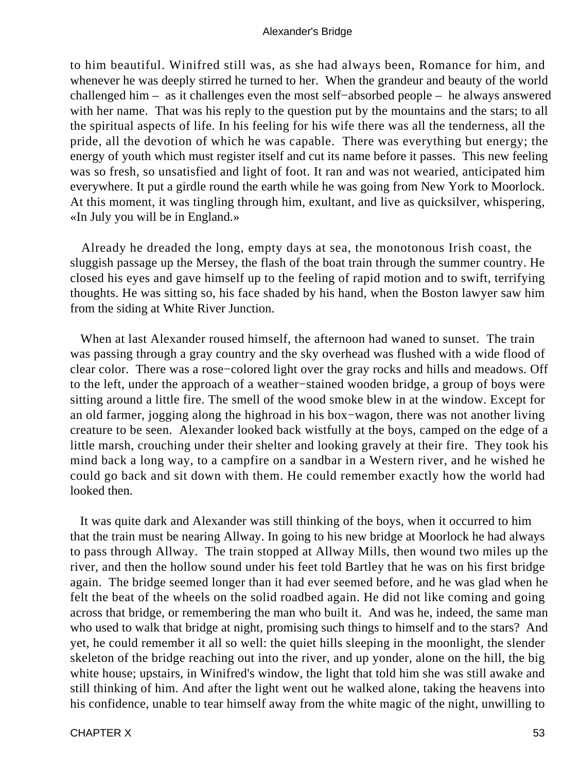to him beautiful. Winifred still was, as she had always been, Romance for him, and whenever he was deeply stirred he turned to her. When the grandeur and beauty of the world challenged him – as it challenges even the most self−absorbed people – he always answered with her name. That was his reply to the question put by the mountains and the stars; to all the spiritual aspects of life. In his feeling for his wife there was all the tenderness, all the pride, all the devotion of which he was capable. There was everything but energy; the energy of youth which must register itself and cut its name before it passes. This new feeling was so fresh, so unsatisfied and light of foot. It ran and was not wearied, anticipated him everywhere. It put a girdle round the earth while he was going from New York to Moorlock. At this moment, it was tingling through him, exultant, and live as quicksilver, whispering, «In July you will be in England.»

Already he dreaded the long, empty days at sea, the monotonous Irish coast, the sluggish passage up the Mersey, the flash of the boat train through the summer country. He closed his eyes and gave himself up to the feeling of rapid motion and to swift, terrifying thoughts. He was sitting so, his face shaded by his hand, when the Boston lawyer saw him from the siding at White River Junction.

When at last Alexander roused himself, the afternoon had waned to sunset. The train was passing through a gray country and the sky overhead was flushed with a wide flood of clear color. There was a rose−colored light over the gray rocks and hills and meadows. Off to the left, under the approach of a weather−stained wooden bridge, a group of boys were sitting around a little fire. The smell of the wood smoke blew in at the window. Except for an old farmer, jogging along the highroad in his box−wagon, there was not another living creature to be seen. Alexander looked back wistfully at the boys, camped on the edge of a little marsh, crouching under their shelter and looking gravely at their fire. They took his mind back a long way, to a campfire on a sandbar in a Western river, and he wished he could go back and sit down with them. He could remember exactly how the world had looked then.

It was quite dark and Alexander was still thinking of the boys, when it occurred to him that the train must be nearing Allway. In going to his new bridge at Moorlock he had always to pass through Allway. The train stopped at Allway Mills, then wound two miles up the river, and then the hollow sound under his feet told Bartley that he was on his first bridge again. The bridge seemed longer than it had ever seemed before, and he was glad when he felt the beat of the wheels on the solid roadbed again. He did not like coming and going across that bridge, or remembering the man who built it. And was he, indeed, the same man who used to walk that bridge at night, promising such things to himself and to the stars? And yet, he could remember it all so well: the quiet hills sleeping in the moonlight, the slender skeleton of the bridge reaching out into the river, and up yonder, alone on the hill, the big white house; upstairs, in Winifred's window, the light that told him she was still awake and still thinking of him. And after the light went out he walked alone, taking the heavens into his confidence, unable to tear himself away from the white magic of the night, unwilling to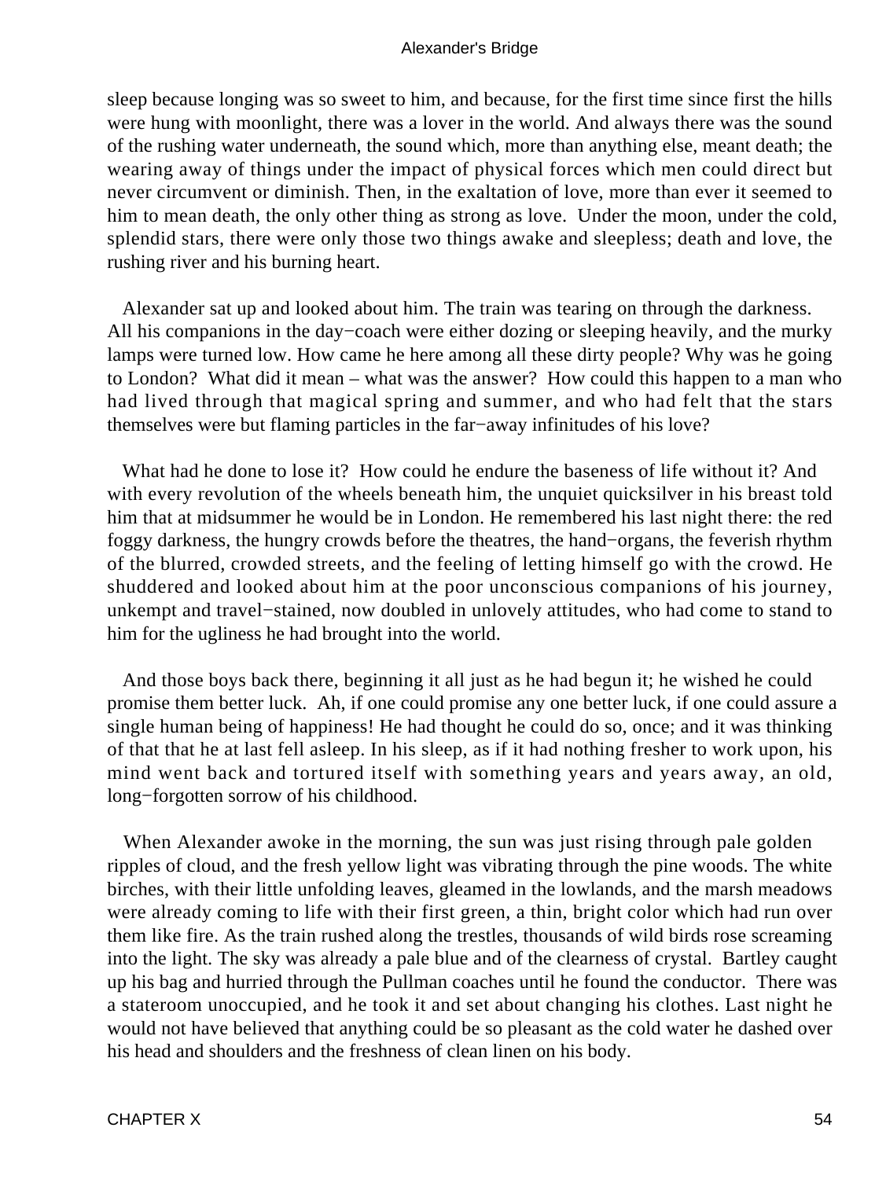sleep because longing was so sweet to him, and because, for the first time since first the hills were hung with moonlight, there was a lover in the world. And always there was the sound of the rushing water underneath, the sound which, more than anything else, meant death; the wearing away of things under the impact of physical forces which men could direct but never circumvent or diminish. Then, in the exaltation of love, more than ever it seemed to him to mean death, the only other thing as strong as love. Under the moon, under the cold, splendid stars, there were only those two things awake and sleepless; death and love, the rushing river and his burning heart.

Alexander sat up and looked about him. The train was tearing on through the darkness. All his companions in the day−coach were either dozing or sleeping heavily, and the murky lamps were turned low. How came he here among all these dirty people? Why was he going to London? What did it mean – what was the answer? How could this happen to a man who had lived through that magical spring and summer, and who had felt that the stars themselves were but flaming particles in the far−away infinitudes of his love?

What had he done to lose it? How could he endure the baseness of life without it? And with every revolution of the wheels beneath him, the unquiet quicksilver in his breast told him that at midsummer he would be in London. He remembered his last night there: the red foggy darkness, the hungry crowds before the theatres, the hand−organs, the feverish rhythm of the blurred, crowded streets, and the feeling of letting himself go with the crowd. He shuddered and looked about him at the poor unconscious companions of his journey, unkempt and travel−stained, now doubled in unlovely attitudes, who had come to stand to him for the ugliness he had brought into the world.

And those boys back there, beginning it all just as he had begun it; he wished he could promise them better luck. Ah, if one could promise any one better luck, if one could assure a single human being of happiness! He had thought he could do so, once; and it was thinking of that that he at last fell asleep. In his sleep, as if it had nothing fresher to work upon, his mind went back and tortured itself with something years and years away, an old, long−forgotten sorrow of his childhood.

When Alexander awoke in the morning, the sun was just rising through pale golden ripples of cloud, and the fresh yellow light was vibrating through the pine woods. The white birches, with their little unfolding leaves, gleamed in the lowlands, and the marsh meadows were already coming to life with their first green, a thin, bright color which had run over them like fire. As the train rushed along the trestles, thousands of wild birds rose screaming into the light. The sky was already a pale blue and of the clearness of crystal. Bartley caught up his bag and hurried through the Pullman coaches until he found the conductor. There was a stateroom unoccupied, and he took it and set about changing his clothes. Last night he would not have believed that anything could be so pleasant as the cold water he dashed over his head and shoulders and the freshness of clean linen on his body.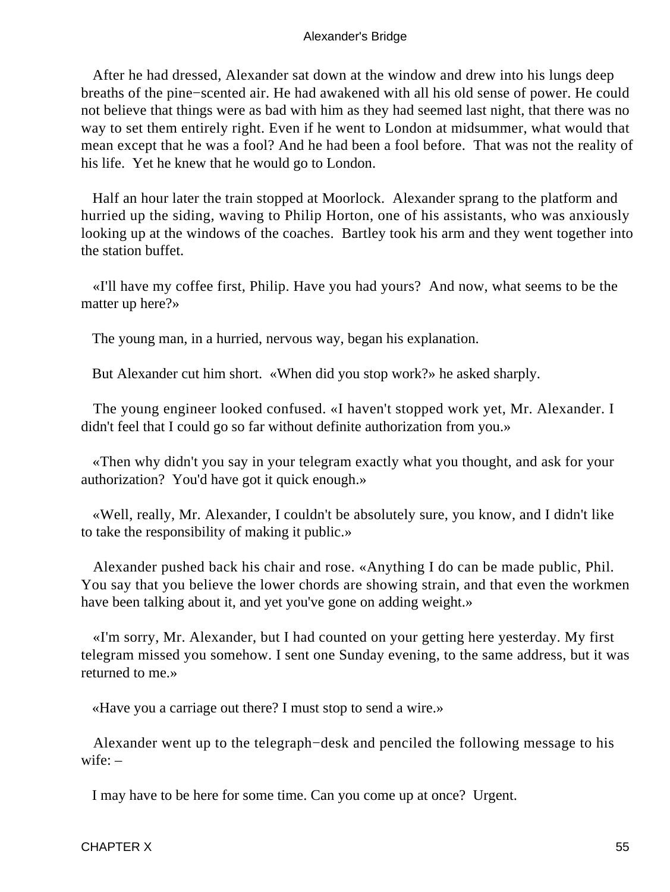After he had dressed, Alexander sat down at the window and drew into his lungs deep breaths of the pine−scented air. He had awakened with all his old sense of power. He could not believe that things were as bad with him as they had seemed last night, that there was no way to set them entirely right. Even if he went to London at midsummer, what would that mean except that he was a fool? And he had been a fool before. That was not the reality of his life. Yet he knew that he would go to London.

Half an hour later the train stopped at Moorlock. Alexander sprang to the platform and hurried up the siding, waving to Philip Horton, one of his assistants, who was anxiously looking up at the windows of the coaches. Bartley took his arm and they went together into the station buffet.

«I'll have my coffee first, Philip. Have you had yours? And now, what seems to be the matter up here?»

The young man, in a hurried, nervous way, began his explanation.

But Alexander cut him short. «When did you stop work?» he asked sharply.

The young engineer looked confused. «I haven't stopped work yet, Mr. Alexander. I didn't feel that I could go so far without definite authorization from you.»

«Then why didn't you say in your telegram exactly what you thought, and ask for your authorization? You'd have got it quick enough.»

«Well, really, Mr. Alexander, I couldn't be absolutely sure, you know, and I didn't like to take the responsibility of making it public.»

Alexander pushed back his chair and rose. «Anything I do can be made public, Phil. You say that you believe the lower chords are showing strain, and that even the workmen have been talking about it, and yet you've gone on adding weight.»

«I'm sorry, Mr. Alexander, but I had counted on your getting here yesterday. My first telegram missed you somehow. I sent one Sunday evening, to the same address, but it was returned to me.»

«Have you a carriage out there? I must stop to send a wire.»

Alexander went up to the telegraph−desk and penciled the following message to his wife: –

I may have to be here for some time. Can you come up at once? Urgent.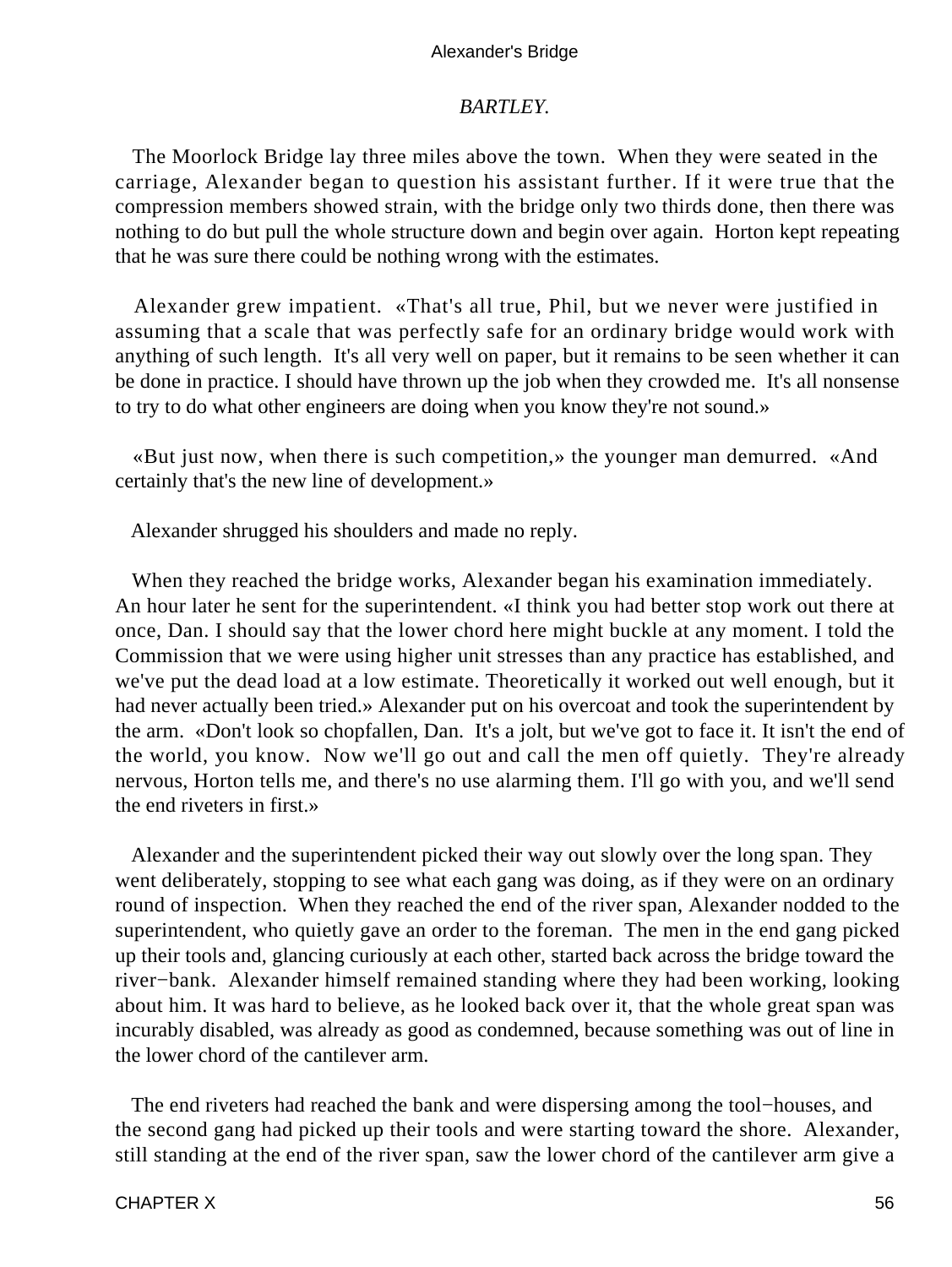*BARTLEY.*

The Moorlock Bridge lay three miles above the town. When they were seated in the carriage, Alexander began to question his assistant further. If it were true that the compression members showed strain, with the bridge only two thirds done, then there was nothing to do but pull the whole structure down and begin over again. Horton kept repeating that he was sure there could be nothing wrong with the estimates.

Alexander grew impatient. «That's all true, Phil, but we never were justified in assuming that a scale that was perfectly safe for an ordinary bridge would work with anything of such length. It's all very well on paper, but it remains to be seen whether it can be done in practice. I should have thrown up the job when they crowded me. It's all nonsense to try to do what other engineers are doing when you know they're not sound.»

«But just now, when there is such competition,» the younger man demurred. «And certainly that's the new line of development.»

Alexander shrugged his shoulders and made no reply.

When they reached the bridge works, Alexander began his examination immediately. An hour later he sent for the superintendent. «I think you had better stop work out there at once, Dan. I should say that the lower chord here might buckle at any moment. I told the Commission that we were using higher unit stresses than any practice has established, and we've put the dead load at a low estimate. Theoretically it worked out well enough, but it had never actually been tried.» Alexander put on his overcoat and took the superintendent by the arm. «Don't look so chopfallen, Dan. It's a jolt, but we've got to face it. It isn't the end of the world, you know. Now we'll go out and call the men off quietly. They're already nervous, Horton tells me, and there's no use alarming them. I'll go with you, and we'll send the end riveters in first.»

Alexander and the superintendent picked their way out slowly over the long span. They went deliberately, stopping to see what each gang was doing, as if they were on an ordinary round of inspection. When they reached the end of the river span, Alexander nodded to the superintendent, who quietly gave an order to the foreman. The men in the end gang picked up their tools and, glancing curiously at each other, started back across the bridge toward the river−bank. Alexander himself remained standing where they had been working, looking about him. It was hard to believe, as he looked back over it, that the whole great span was incurably disabled, was already as good as condemned, because something was out of line in the lower chord of the cantilever arm.

The end riveters had reached the bank and were dispersing among the tool−houses, and the second gang had picked up their tools and were starting toward the shore. Alexander, still standing at the end of the river span, saw the lower chord of the cantilever arm give a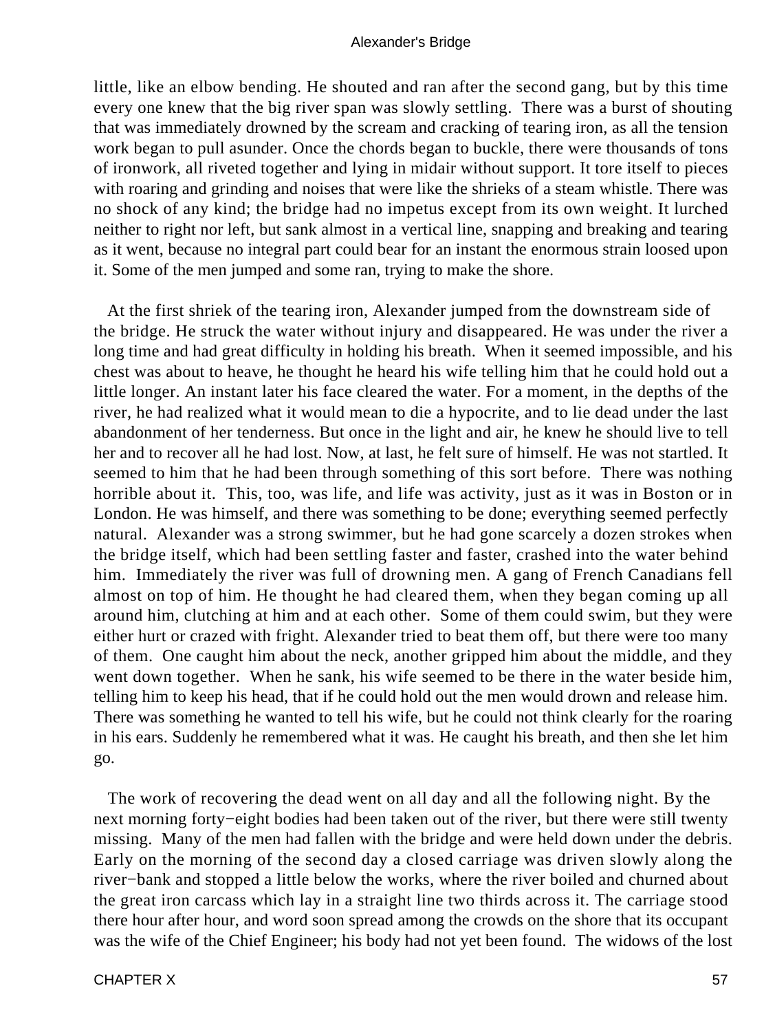little, like an elbow bending. He shouted and ran after the second gang, but by this time every one knew that the big river span was slowly settling. There was a burst of shouting that was immediately drowned by the scream and cracking of tearing iron, as all the tension work began to pull asunder. Once the chords began to buckle, there were thousands of tons of ironwork, all riveted together and lying in midair without support. It tore itself to pieces with roaring and grinding and noises that were like the shrieks of a steam whistle. There was no shock of any kind; the bridge had no impetus except from its own weight. It lurched neither to right nor left, but sank almost in a vertical line, snapping and breaking and tearing as it went, because no integral part could bear for an instant the enormous strain loosed upon it. Some of the men jumped and some ran, trying to make the shore.

At the first shriek of the tearing iron, Alexander jumped from the downstream side of the bridge. He struck the water without injury and disappeared. He was under the river a long time and had great difficulty in holding his breath. When it seemed impossible, and his chest was about to heave, he thought he heard his wife telling him that he could hold out a little longer. An instant later his face cleared the water. For a moment, in the depths of the river, he had realized what it would mean to die a hypocrite, and to lie dead under the last abandonment of her tenderness. But once in the light and air, he knew he should live to tell her and to recover all he had lost. Now, at last, he felt sure of himself. He was not startled. It seemed to him that he had been through something of this sort before. There was nothing horrible about it. This, too, was life, and life was activity, just as it was in Boston or in London. He was himself, and there was something to be done; everything seemed perfectly natural. Alexander was a strong swimmer, but he had gone scarcely a dozen strokes when the bridge itself, which had been settling faster and faster, crashed into the water behind him. Immediately the river was full of drowning men. A gang of French Canadians fell almost on top of him. He thought he had cleared them, when they began coming up all around him, clutching at him and at each other. Some of them could swim, but they were either hurt or crazed with fright. Alexander tried to beat them off, but there were too many of them. One caught him about the neck, another gripped him about the middle, and they went down together. When he sank, his wife seemed to be there in the water beside him, telling him to keep his head, that if he could hold out the men would drown and release him. There was something he wanted to tell his wife, but he could not think clearly for the roaring in his ears. Suddenly he remembered what it was. He caught his breath, and then she let him go.

The work of recovering the dead went on all day and all the following night. By the next morning forty−eight bodies had been taken out of the river, but there were still twenty missing. Many of the men had fallen with the bridge and were held down under the debris. Early on the morning of the second day a closed carriage was driven slowly along the river−bank and stopped a little below the works, where the river boiled and churned about the great iron carcass which lay in a straight line two thirds across it. The carriage stood there hour after hour, and word soon spread among the crowds on the shore that its occupant was the wife of the Chief Engineer; his body had not yet been found. The widows of the lost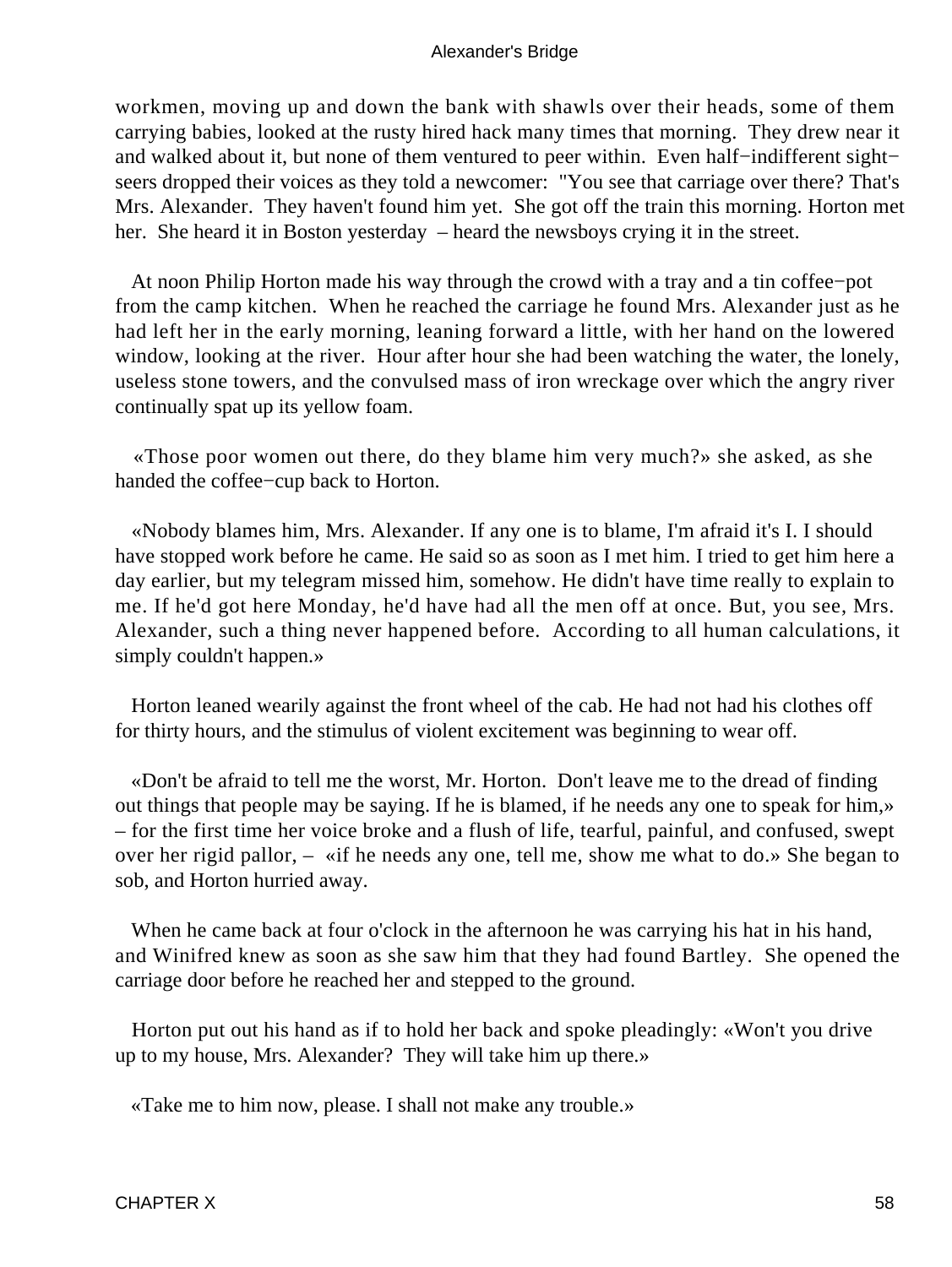workmen, moving up and down the bank with shawls over their heads, some of them carrying babies, looked at the rusty hired hack many times that morning. They drew near it and walked about it, but none of them ventured to peer within. Even half−indifferent sight−seers dropped their voices as they told a newcomer: "You see that carriage over there? That's Mrs. Alexander. They haven't found him yet. She got off the train this morning. Horton met her. She heard it in Boston yesterday – heard the newsboys crying it in the street.

At noon Philip Horton made his way through the crowd with a tray and a tin coffee−pot from the camp kitchen. When he reached the carriage he found Mrs. Alexander just as he had left her in the early morning, leaning forward a little, with her hand on the lowered window, looking at the river. Hour after hour she had been watching the water, the lonely, useless stone towers, and the convulsed mass of iron wreckage over which the angry river continually spat up its yellow foam.

«Those poor women out there, do they blame him very much?» she asked, as she handed the coffee−cup back to Horton.

«Nobody blames him, Mrs. Alexander. If any one is to blame, I'm afraid it's I. I should have stopped work before he came. He said so as soon as I met him. I tried to get him here a day earlier, but my telegram missed him, somehow. He didn't have time really to explain to me. If he'd got here Monday, he'd have had all the men off at once. But, you see, Mrs. Alexander, such a thing never happened before. According to all human calculations, it simply couldn't happen.»

Horton leaned wearily against the front wheel of the cab. He had not had his clothes off for thirty hours, and the stimulus of violent excitement was beginning to wear off.

«Don't be afraid to tell me the worst, Mr. Horton. Don't leave me to the dread of finding out things that people may be saying. If he is blamed, if he needs any one to speak for him,» – for the first time her voice broke and a flush of life, tearful, painful, and confused, swept over her rigid pallor, – «if he needs any one, tell me, show me what to do.» She began to sob, and Horton hurried away.

When he came back at four o'clock in the afternoon he was carrying his hat in his hand, and Winifred knew as soon as she saw him that they had found Bartley. She opened the carriage door before he reached her and stepped to the ground.

Horton put out his hand as if to hold her back and spoke pleadingly: «Won't you drive up to my house, Mrs. Alexander? They will take him up there.»

«Take me to him now, please. I shall not make any trouble.»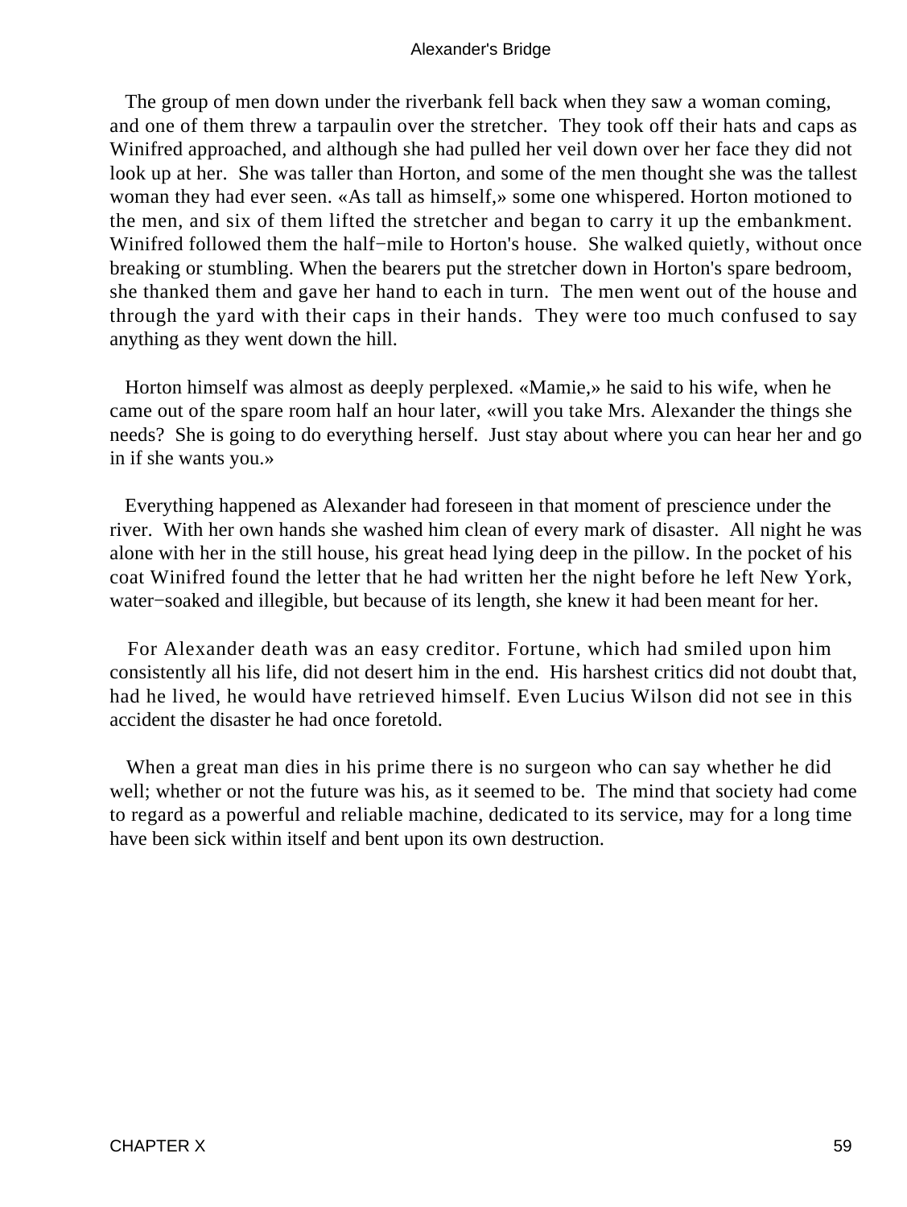The group of men down under the riverbank fell back when they saw a woman coming, and one of them threw a tarpaulin over the stretcher. They took off their hats and caps as Winifred approached, and although she had pulled her veil down over her face they did not look up at her. She was taller than Horton, and some of the men thought she was the tallest woman they had ever seen. «As tall as himself,» some one whispered. Horton motioned to the men, and six of them lifted the stretcher and began to carry it up the embankment. Winifred followed them the half−mile to Horton's house. She walked quietly, without once breaking or stumbling. When the bearers put the stretcher down in Horton's spare bedroom, she thanked them and gave her hand to each in turn. The men went out of the house and through the yard with their caps in their hands. They were too much confused to say anything as they went down the hill.

Horton himself was almost as deeply perplexed. «Mamie,» he said to his wife, when he came out of the spare room half an hour later, «will you take Mrs. Alexander the things she needs? She is going to do everything herself. Just stay about where you can hear her and go in if she wants you.»

Everything happened as Alexander had foreseen in that moment of prescience under the river. With her own hands she washed him clean of every mark of disaster. All night he was alone with her in the still house, his great head lying deep in the pillow. In the pocket of his coat Winifred found the letter that he had written her the night before he left New York, water−soaked and illegible, but because of its length, she knew it had been meant for her.

For Alexander death was an easy creditor. Fortune, which had smiled upon him consistently all his life, did not desert him in the end. His harshest critics did not doubt that, had he lived, he would have retrieved himself. Even Lucius Wilson did not see in this accident the disaster he had once foretold.

When a great man dies in his prime there is no surgeon who can say whether he did well; whether or not the future was his, as it seemed to be. The mind that society had come to regard as a powerful and reliable machine, dedicated to its service, may for a long time have been sick within itself and bent upon its own destruction.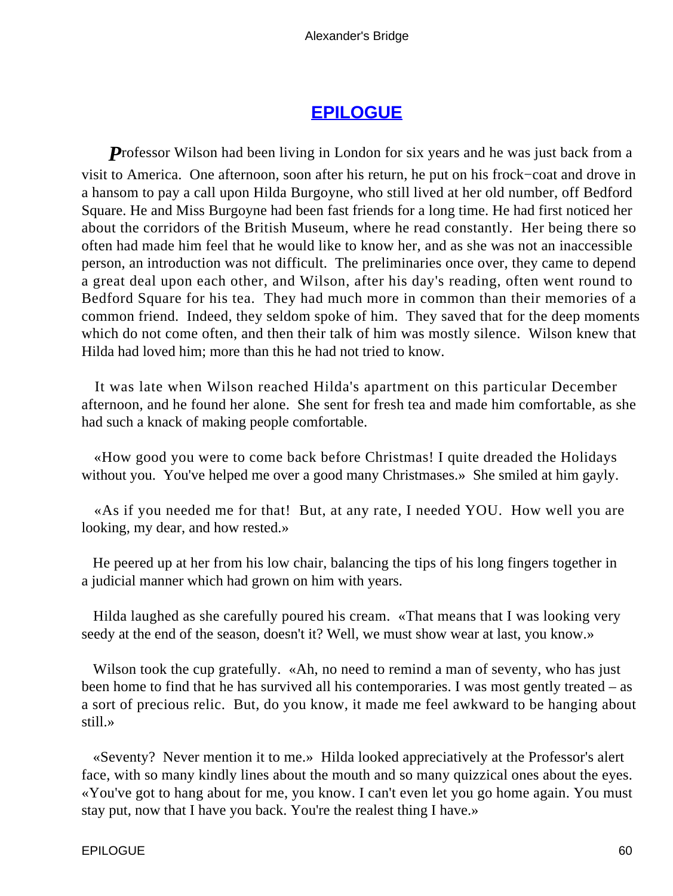## EPILOGUE

***P***rofessor Wilson had been living in London for six years and he was just back from a visit to America. One afternoon, soon after his return, he put on his frock−coat and drove in a hansom to pay a call upon Hilda Burgoyne, who still lived at her old number, off Bedford Square. He and Miss Burgoyne had been fast friends for a long time. He had first noticed her about the corridors of the British Museum, where he read constantly. Her being there so often had made him feel that he would like to know her, and as she was not an inaccessible person, an introduction was not difficult. The preliminaries once over, they came to depend a great deal upon each other, and Wilson, after his day's reading, often went round to Bedford Square for his tea. They had much more in common than their memories of a common friend. Indeed, they seldom spoke of him. They saved that for the deep moments which do not come often, and then their talk of him was mostly silence. Wilson knew that Hilda had loved him; more than this he had not tried to know.

It was late when Wilson reached Hilda's apartment on this particular December afternoon, and he found her alone. She sent for fresh tea and made him comfortable, as she had such a knack of making people comfortable.

«How good you were to come back before Christmas! I quite dreaded the Holidays without you. You've helped me over a good many Christmases.» She smiled at him gayly.

«As if you needed me for that! But, at any rate, I needed YOU. How well you are looking, my dear, and how rested.»

He peered up at her from his low chair, balancing the tips of his long fingers together in a judicial manner which had grown on him with years.

Hilda laughed as she carefully poured his cream. «That means that I was looking very seedy at the end of the season, doesn't it? Well, we must show wear at last, you know.»

Wilson took the cup gratefully. «Ah, no need to remind a man of seventy, who has just been home to find that he has survived all his contemporaries. I was most gently treated – as a sort of precious relic. But, do you know, it made me feel awkward to be hanging about still.»

«Seventy? Never mention it to me.» Hilda looked appreciatively at the Professor's alert face, with so many kindly lines about the mouth and so many quizzical ones about the eyes. «You've got to hang about for me, you know. I can't even let you go home again. You must stay put, now that I have you back. You're the realest thing I have.»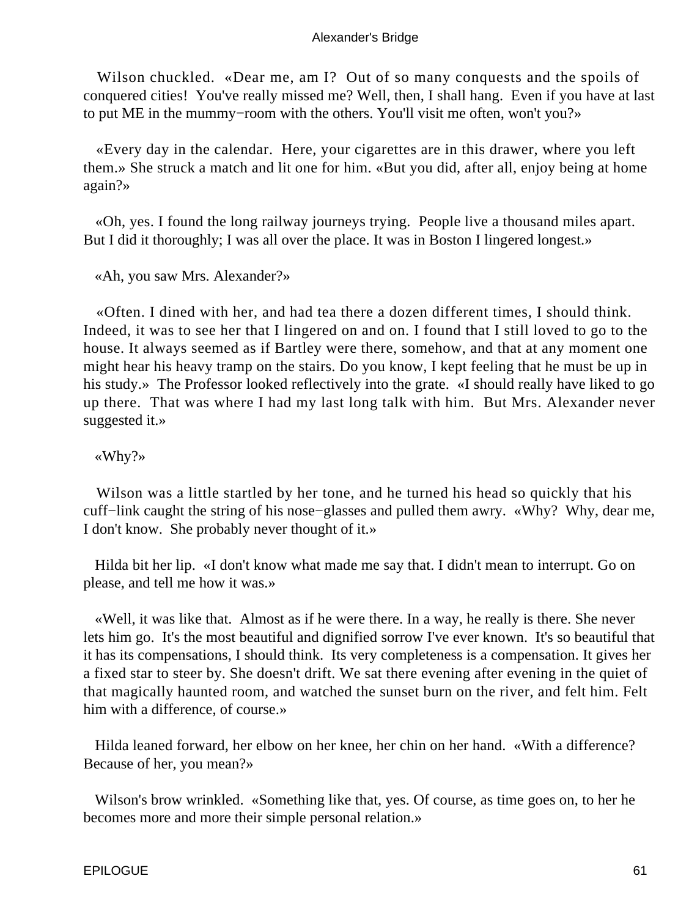Wilson chuckled. «Dear me, am I? Out of so many conquests and the spoils of conquered cities! You've really missed me? Well, then, I shall hang. Even if you have at last to put ME in the mummy−room with the others. You'll visit me often, won't you?»

«Every day in the calendar. Here, your cigarettes are in this drawer, where you left them.» She struck a match and lit one for him. «But you did, after all, enjoy being at home again?»

«Oh, yes. I found the long railway journeys trying. People live a thousand miles apart. But I did it thoroughly; I was all over the place. It was in Boston I lingered longest.»

«Ah, you saw Mrs. Alexander?»

«Often. I dined with her, and had tea there a dozen different times, I should think. Indeed, it was to see her that I lingered on and on. I found that I still loved to go to the house. It always seemed as if Bartley were there, somehow, and that at any moment one might hear his heavy tramp on the stairs. Do you know, I kept feeling that he must be up in his study.» The Professor looked reflectively into the grate. «I should really have liked to go up there. That was where I had my last long talk with him. But Mrs. Alexander never suggested it.»

«Why?»

Wilson was a little startled by her tone, and he turned his head so quickly that his cuff−link caught the string of his nose−glasses and pulled them awry. «Why? Why, dear me, I don't know. She probably never thought of it.»

Hilda bit her lip. «I don't know what made me say that. I didn't mean to interrupt. Go on please, and tell me how it was.»

«Well, it was like that. Almost as if he were there. In a way, he really is there. She never lets him go. It's the most beautiful and dignified sorrow I've ever known. It's so beautiful that it has its compensations, I should think. Its very completeness is a compensation. It gives her a fixed star to steer by. She doesn't drift. We sat there evening after evening in the quiet of that magically haunted room, and watched the sunset burn on the river, and felt him. Felt him with a difference, of course.»

Hilda leaned forward, her elbow on her knee, her chin on her hand. «With a difference? Because of her, you mean?»

Wilson's brow wrinkled. «Something like that, yes. Of course, as time goes on, to her he becomes more and more their simple personal relation.»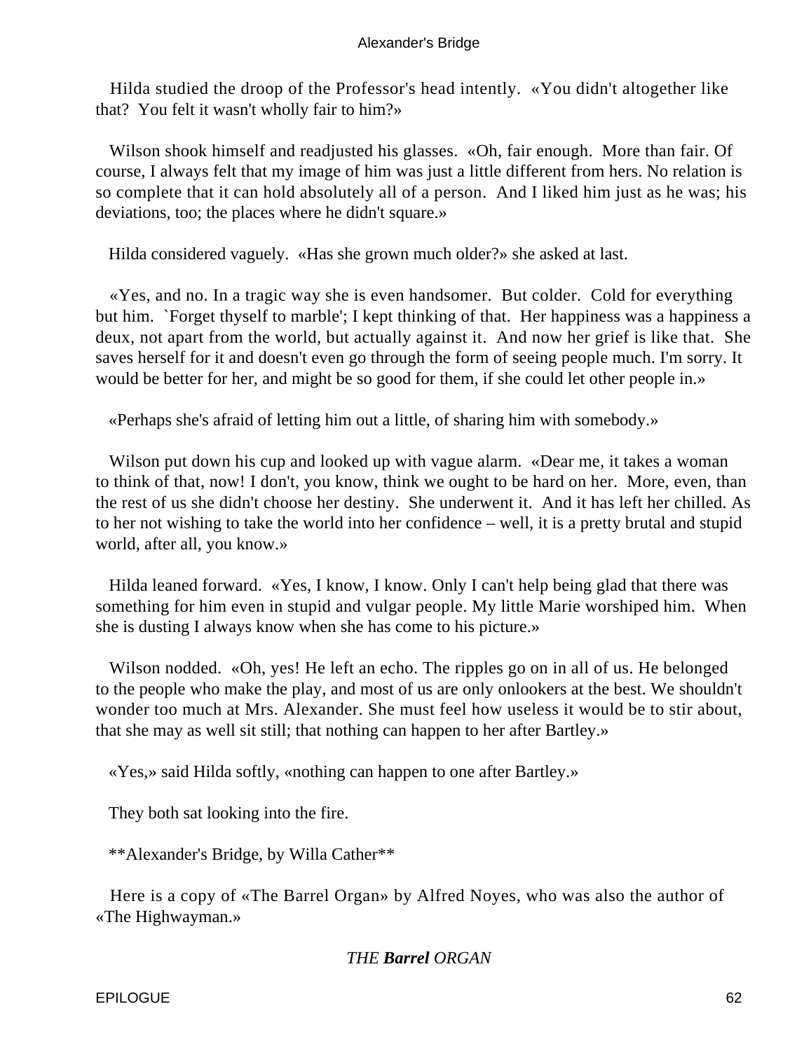Hilda studied the droop of the Professor's head intently. «You didn't altogether like that? You felt it wasn't wholly fair to him?»

Wilson shook himself and readjusted his glasses. «Oh, fair enough. More than fair. Of course, I always felt that my image of him was just a little different from hers. No relation is so complete that it can hold absolutely all of a person. And I liked him just as he was; his deviations, too; the places where he didn't square.»

Hilda considered vaguely. «Has she grown much older?» she asked at last.

«Yes, and no. In a tragic way she is even handsomer. But colder. Cold for everything but him. `Forget thyself to marble'; I kept thinking of that. Her happiness was a happiness a deux, not apart from the world, but actually against it. And now her grief is like that. She saves herself for it and doesn't even go through the form of seeing people much. I'm sorry. It would be better for her, and might be so good for them, if she could let other people in.»

«Perhaps she's afraid of letting him out a little, of sharing him with somebody.»

Wilson put down his cup and looked up with vague alarm. «Dear me, it takes a woman to think of that, now! I don't, you know, think we ought to be hard on her. More, even, than the rest of us she didn't choose her destiny. She underwent it. And it has left her chilled. As to her not wishing to take the world into her confidence – well, it is a pretty brutal and stupid world, after all, you know.»

Hilda leaned forward. «Yes, I know, I know. Only I can't help being glad that there was something for him even in stupid and vulgar people. My little Marie worshiped him. When she is dusting I always know when she has come to his picture.»

Wilson nodded. «Oh, yes! He left an echo. The ripples go on in all of us. He belonged to the people who make the play, and most of us are only onlookers at the best. We shouldn't wonder too much at Mrs. Alexander. She must feel how useless it would be to stir about, that she may as well sit still; that nothing can happen to her after Bartley.»

«Yes,» said Hilda softly, «nothing can happen to one after Bartley.»

They both sat looking into the fire.

**Alexander's Bridge, by Willa Cather**

Here is a copy of «The Barrel Organ» by Alfred Noyes, who was also the author of «The Highwayman.»

*THE **Barrel** ORGAN*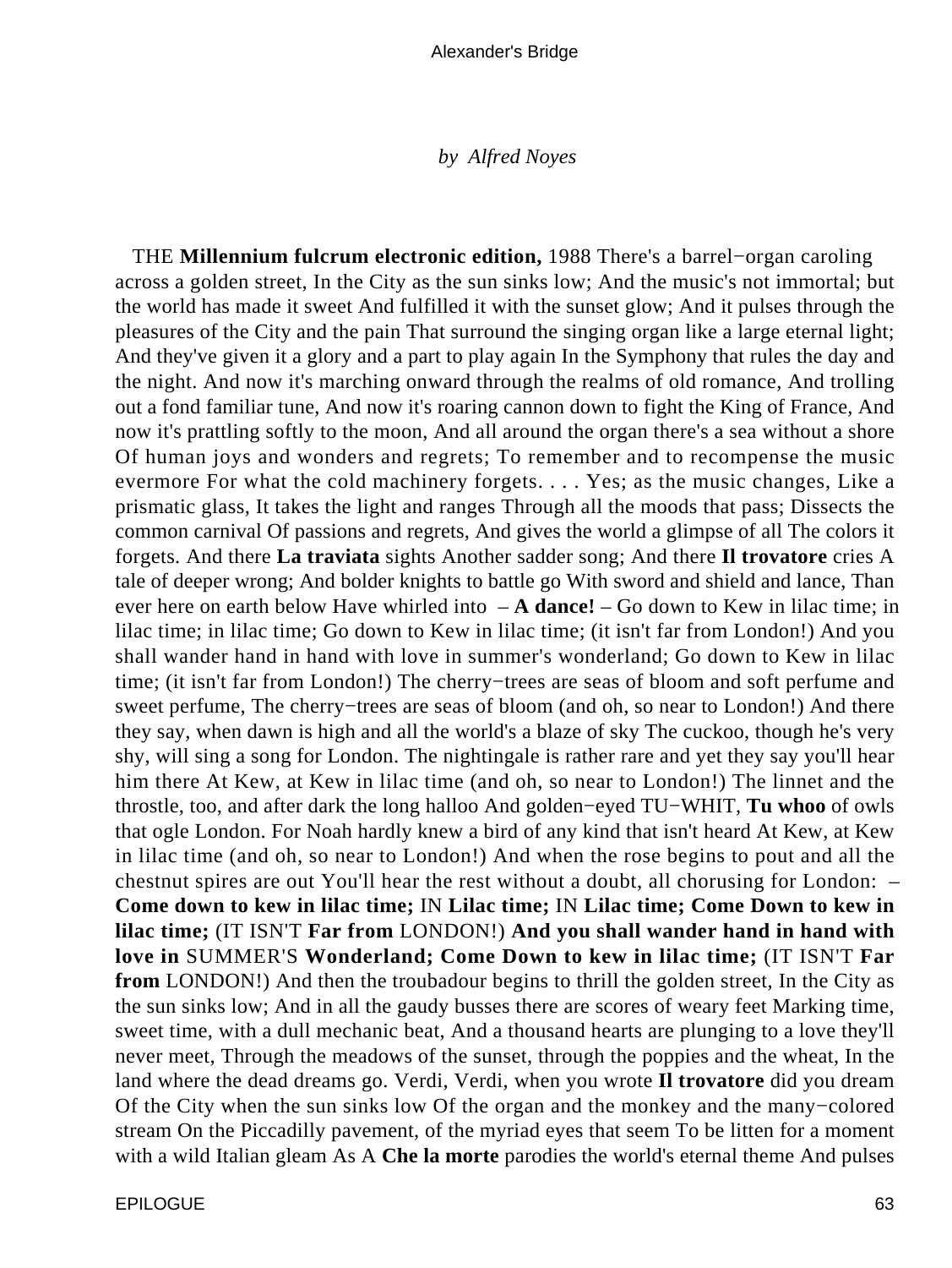*by Alfred Noyes*

THE **Millennium fulcrum electronic edition,** 1988 There's a barrel−organ caroling across a golden street, In the City as the sun sinks low; And the music's not immortal; but the world has made it sweet And fulfilled it with the sunset glow; And it pulses through the pleasures of the City and the pain That surround the singing organ like a large eternal light; And they've given it a glory and a part to play again In the Symphony that rules the day and the night. And now it's marching onward through the realms of old romance, And trolling out a fond familiar tune, And now it's roaring cannon down to fight the King of France, And now it's prattling softly to the moon, And all around the organ there's a sea without a shore Of human joys and wonders and regrets; To remember and to recompense the music evermore For what the cold machinery forgets. . . . Yes; as the music changes, Like a prismatic glass, It takes the light and ranges Through all the moods that pass; Dissects the common carnival Of passions and regrets, And gives the world a glimpse of all The colors it forgets. And there **La traviata** sights Another sadder song; And there **Il trovatore** cries A tale of deeper wrong; And bolder knights to battle go With sword and shield and lance, Than ever here on earth below Have whirled into – **A dance!** – Go down to Kew in lilac time; in lilac time; in lilac time; Go down to Kew in lilac time; (it isn't far from London!) And you shall wander hand in hand with love in summer's wonderland; Go down to Kew in lilac time; (it isn't far from London!) The cherry−trees are seas of bloom and soft perfume and sweet perfume, The cherry−trees are seas of bloom (and oh, so near to London!) And there they say, when dawn is high and all the world's a blaze of sky The cuckoo, though he's very shy, will sing a song for London. The nightingale is rather rare and yet they say you'll hear him there At Kew, at Kew in lilac time (and oh, so near to London!) The linnet and the throstle, too, and after dark the long halloo And golden−eyed TU−WHIT, **Tu whoo** of owls that ogle London. For Noah hardly knew a bird of any kind that isn't heard At Kew, at Kew in lilac time (and oh, so near to London!) And when the rose begins to pout and all the chestnut spires are out You'll hear the rest without a doubt, all chorusing for London: – **Come down to kew in lilac time;** IN **Lilac time;** IN **Lilac time; Come Down to kew in lilac time;** (IT ISN'T **Far from** LONDON!) **And you shall wander hand in hand with love in** SUMMER'S **Wonderland; Come Down to kew in lilac time;** (IT ISN'T **Far from** LONDON!) And then the troubadour begins to thrill the golden street, In the City as the sun sinks low; And in all the gaudy busses there are scores of weary feet Marking time, sweet time, with a dull mechanic beat, And a thousand hearts are plunging to a love they'll never meet, Through the meadows of the sunset, through the poppies and the wheat, In the land where the dead dreams go. Verdi, Verdi, when you wrote **Il trovatore** did you dream Of the City when the sun sinks low Of the organ and the monkey and the many−colored stream On the Piccadilly pavement, of the myriad eyes that seem To be litten for a moment with a wild Italian gleam As A **Che la morte** parodies the world's eternal theme And pulses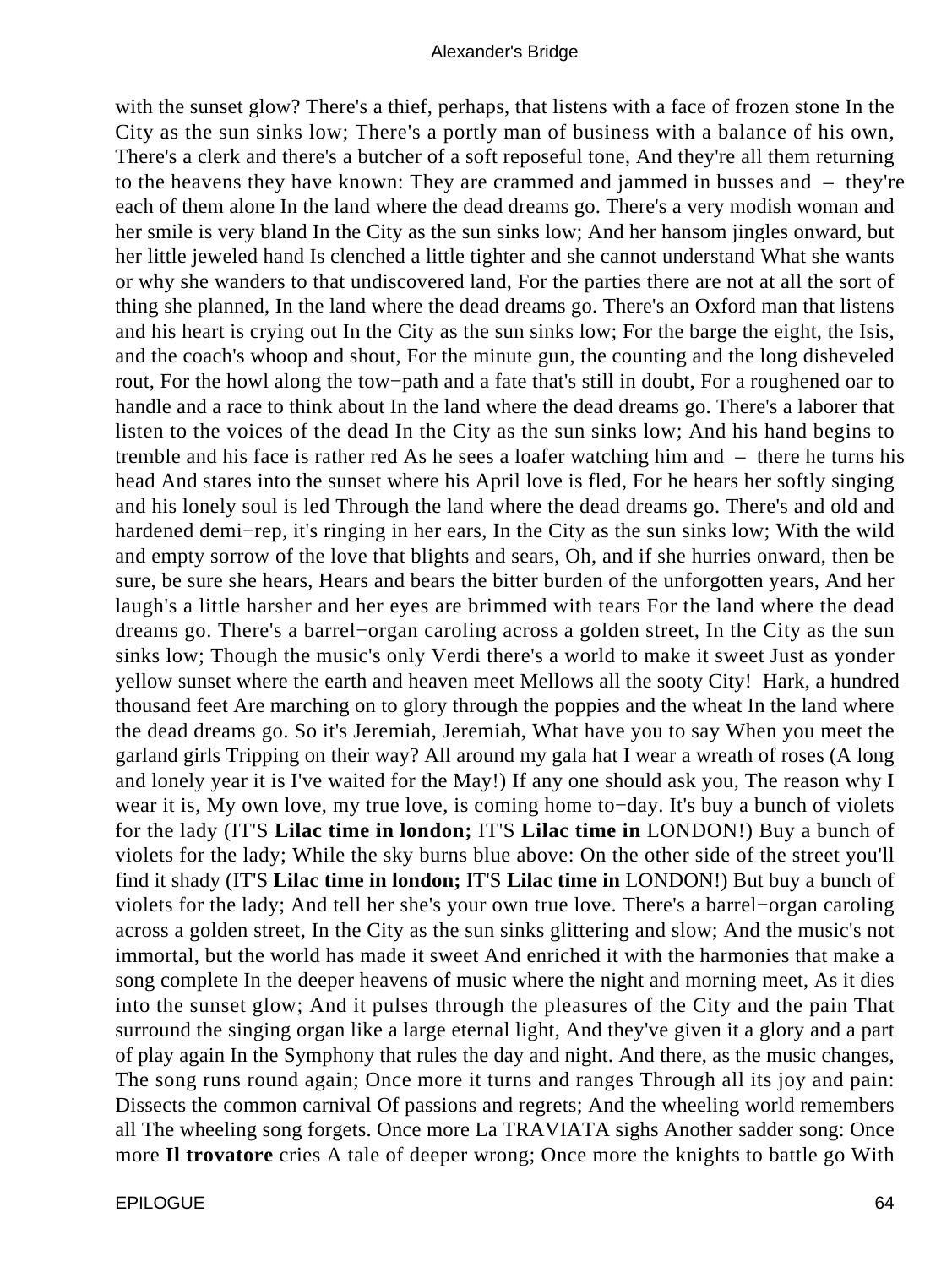with the sunset glow? There's a thief, perhaps, that listens with a face of frozen stone In the City as the sun sinks low; There's a portly man of business with a balance of his own, There's a clerk and there's a butcher of a soft reposeful tone, And they're all them returning to the heavens they have known: They are crammed and jammed in busses and – they're each of them alone In the land where the dead dreams go. There's a very modish woman and her smile is very bland In the City as the sun sinks low; And her hansom jingles onward, but her little jeweled hand Is clenched a little tighter and she cannot understand What she wants or why she wanders to that undiscovered land, For the parties there are not at all the sort of thing she planned, In the land where the dead dreams go. There's an Oxford man that listens and his heart is crying out In the City as the sun sinks low; For the barge the eight, the Isis, and the coach's whoop and shout, For the minute gun, the counting and the long disheveled rout, For the howl along the tow−path and a fate that's still in doubt, For a roughened oar to handle and a race to think about In the land where the dead dreams go. There's a laborer that listen to the voices of the dead In the City as the sun sinks low; And his hand begins to tremble and his face is rather red As he sees a loafer watching him and – there he turns his head And stares into the sunset where his April love is fled, For he hears her softly singing and his lonely soul is led Through the land where the dead dreams go. There's and old and hardened demi−rep, it's ringing in her ears, In the City as the sun sinks low; With the wild and empty sorrow of the love that blights and sears, Oh, and if she hurries onward, then be sure, be sure she hears, Hears and bears the bitter burden of the unforgotten years, And her laugh's a little harsher and her eyes are brimmed with tears For the land where the dead dreams go. There's a barrel−organ caroling across a golden street, In the City as the sun sinks low; Though the music's only Verdi there's a world to make it sweet Just as yonder yellow sunset where the earth and heaven meet Mellows all the sooty City! Hark, a hundred thousand feet Are marching on to glory through the poppies and the wheat In the land where the dead dreams go. So it's Jeremiah, Jeremiah, What have you to say When you meet the garland girls Tripping on their way? All around my gala hat I wear a wreath of roses (A long and lonely year it is I've waited for the May!) If any one should ask you, The reason why I wear it is, My own love, my true love, is coming home to−day. It's buy a bunch of violets for the lady (IT'S **Lilac time in london;** IT'S **Lilac time in** LONDON!) Buy a bunch of violets for the lady; While the sky burns blue above: On the other side of the street you'll find it shady (IT'S **Lilac time in london;** IT'S **Lilac time in** LONDON!) But buy a bunch of violets for the lady; And tell her she's your own true love. There's a barrel−organ caroling across a golden street, In the City as the sun sinks glittering and slow; And the music's not immortal, but the world has made it sweet And enriched it with the harmonies that make a song complete In the deeper heavens of music where the night and morning meet, As it dies into the sunset glow; And it pulses through the pleasures of the City and the pain That surround the singing organ like a large eternal light, And they've given it a glory and a part of play again In the Symphony that rules the day and night. And there, as the music changes, The song runs round again; Once more it turns and ranges Through all its joy and pain: Dissects the common carnival Of passions and regrets; And the wheeling world remembers all The wheeling song forgets. Once more La TRAVIATA sighs Another sadder song: Once more **Il trovatore** cries A tale of deeper wrong; Once more the knights to battle go With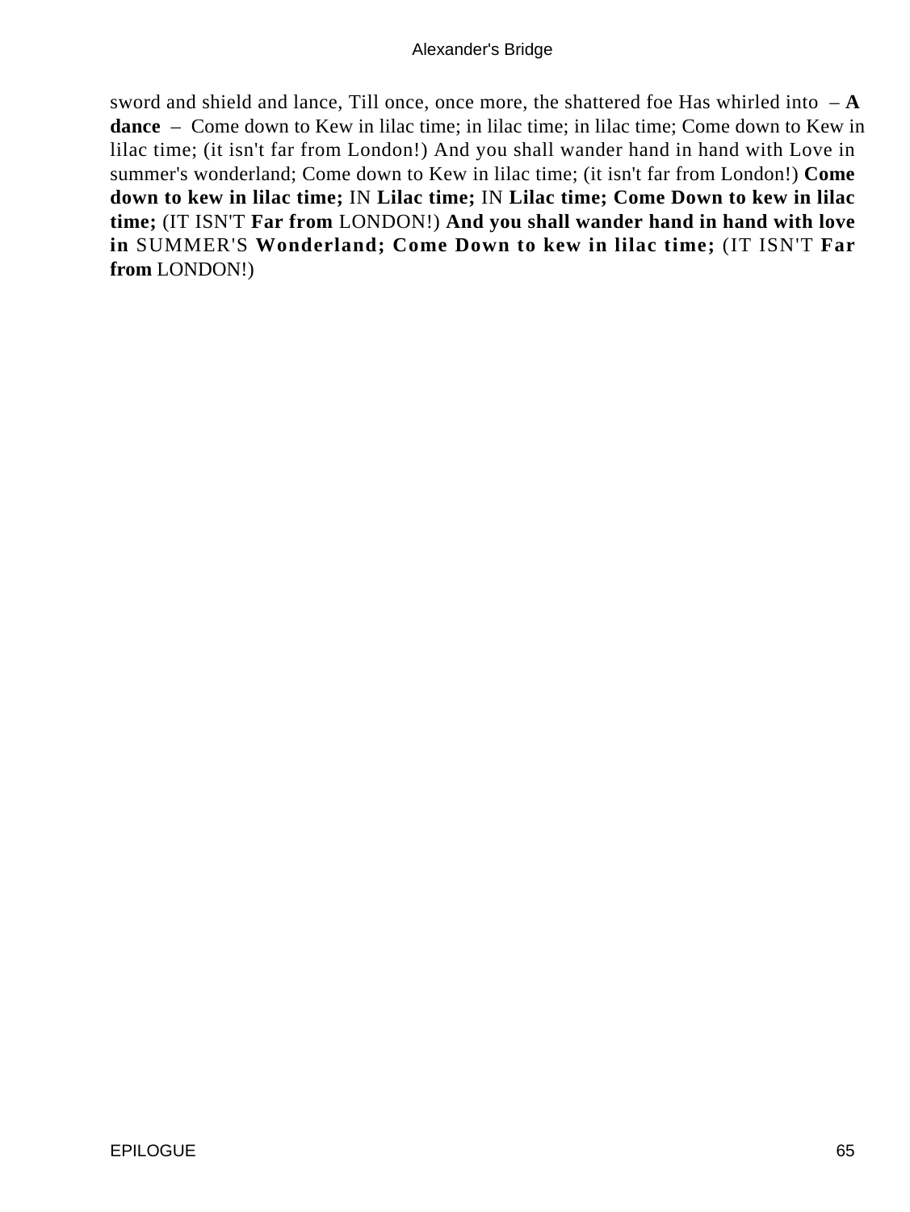sword and shield and lance, Till once, once more, the shattered foe Has whirled into – **A dance** – Come down to Kew in lilac time; in lilac time; in lilac time; Come down to Kew in lilac time; (it isn't far from London!) And you shall wander hand in hand with Love in summer's wonderland; Come down to Kew in lilac time; (it isn't far from London!) **Come down to kew in lilac time;** IN **Lilac time;** IN **Lilac time; Come Down to kew in lilac time;** (IT ISN'T **Far from** LONDON!) **And you shall wander hand in hand with love in** SUMMER'S **Wonderland; Come Down to kew in lilac time;** (IT ISN'T **Far from** LONDON!)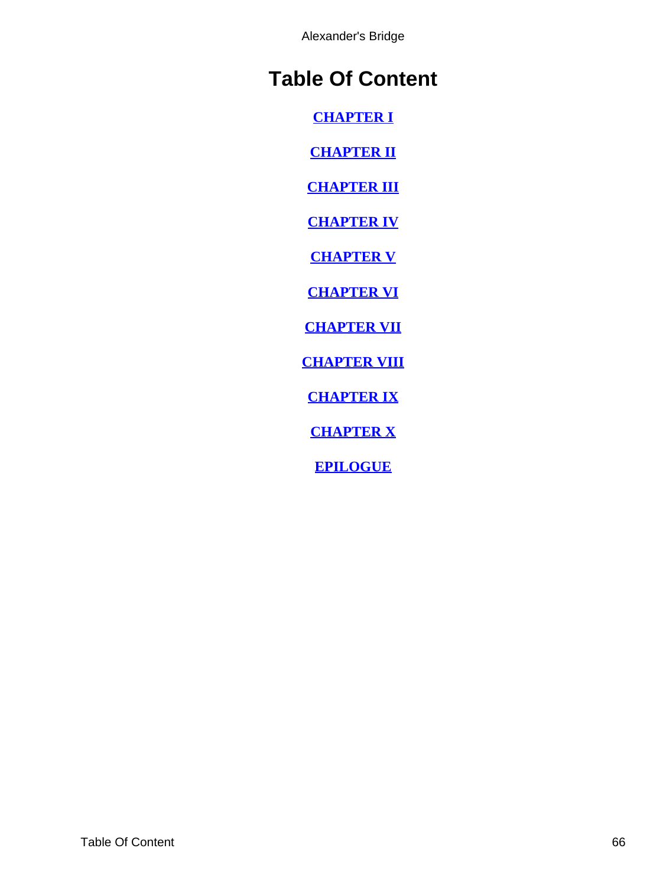# Table Of Content

**CHAPTER I**

**CHAPTER II**

**CHAPTER III**

**CHAPTER IV**

**CHAPTER V**

**CHAPTER VI**

**CHAPTER VII**

**CHAPTER VIII**

**CHAPTER IX**

**CHAPTER X**

**EPILOGUE**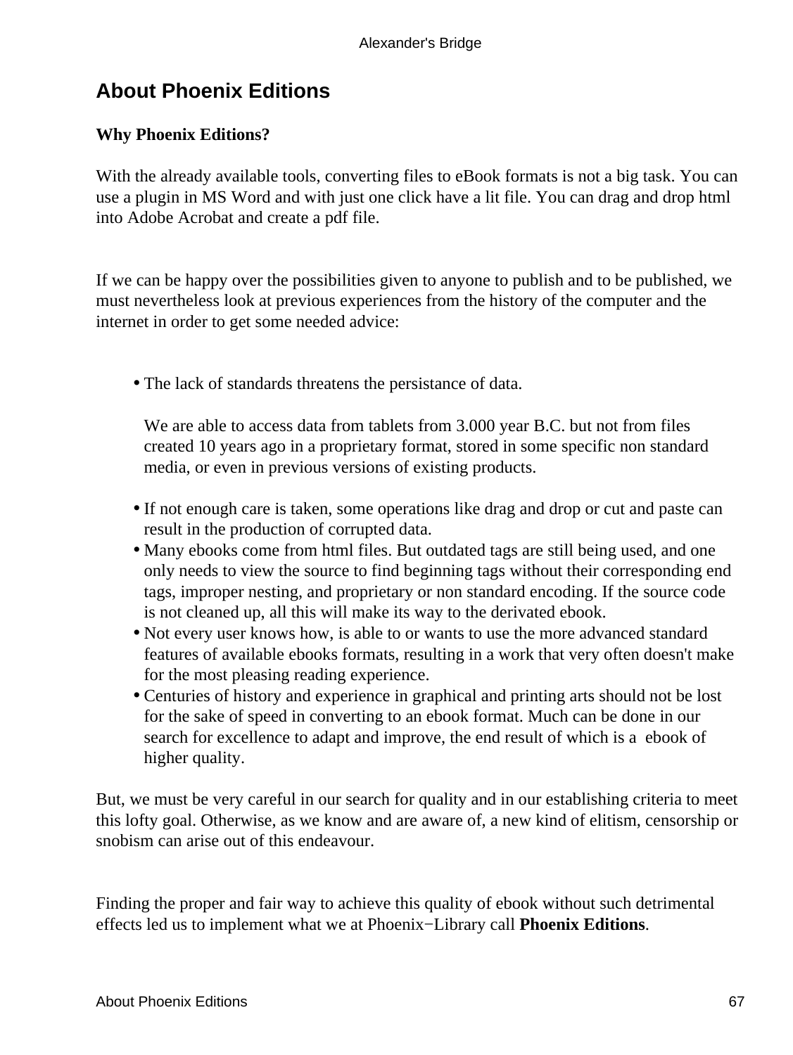## About Phoenix Editions

**Why Phoenix Editions?**

With the already available tools, converting files to eBook formats is not a big task. You can use a plugin in MS Word and with just one click have a lit file. You can drag and drop html into Adobe Acrobat and create a pdf file.

If we can be happy over the possibilities given to anyone to publish and to be published, we must nevertheless look at previous experiences from the history of the computer and the internet in order to get some needed advice:

- The lack of standards threatens the persistance of data.

  We are able to access data from tablets from 3.000 year B.C. but not from files created 10 years ago in a proprietary format, stored in some specific non standard media, or even in previous versions of existing products.

- If not enough care is taken, some operations like drag and drop or cut and paste can result in the production of corrupted data.
- Many ebooks come from html files. But outdated tags are still being used, and one only needs to view the source to find beginning tags without their corresponding end tags, improper nesting, and proprietary or non standard encoding. If the source code is not cleaned up, all this will make its way to the derivated ebook.
- Not every user knows how, is able to or wants to use the more advanced standard features of available ebooks formats, resulting in a work that very often doesn't make for the most pleasing reading experience.
- Centuries of history and experience in graphical and printing arts should not be lost for the sake of speed in converting to an ebook format. Much can be done in our search for excellence to adapt and improve, the end result of which is a ebook of higher quality.

But, we must be very careful in our search for quality and in our establishing criteria to meet this lofty goal. Otherwise, as we know and are aware of, a new kind of elitism, censorship or snobism can arise out of this endeavour.

Finding the proper and fair way to achieve this quality of ebook without such detrimental effects led us to implement what we at Phoenix−Library call **Phoenix Editions**.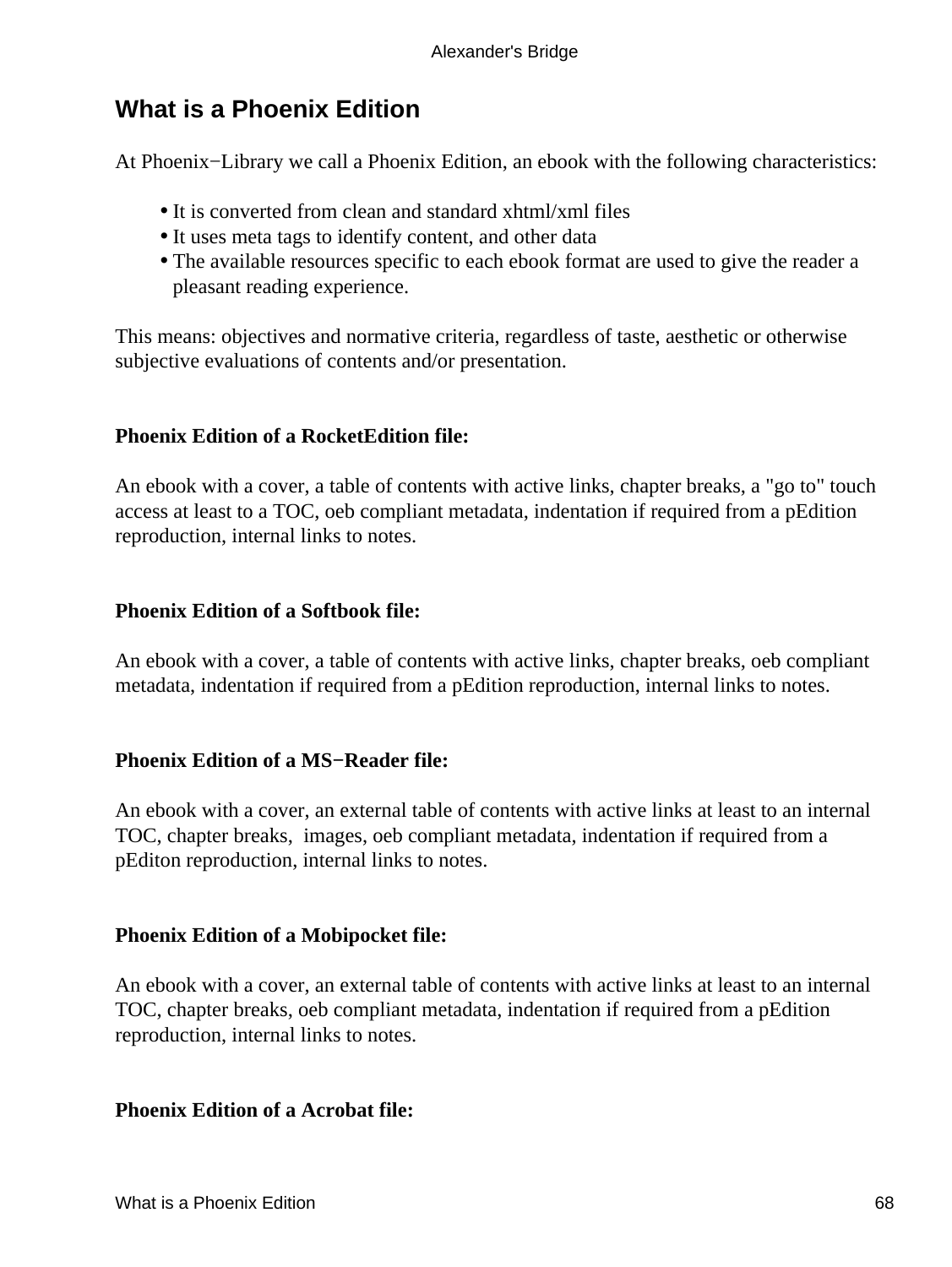# What is a Phoenix Edition

At Phoenix−Library we call a Phoenix Edition, an ebook with the following characteristics:

- It is converted from clean and standard xhtml/xml files
- It uses meta tags to identify content, and other data
- The available resources specific to each ebook format are used to give the reader a pleasant reading experience.

This means: objectives and normative criteria, regardless of taste, aesthetic or otherwise subjective evaluations of contents and/or presentation.

**Phoenix Edition of a RocketEdition file:**

An ebook with a cover, a table of contents with active links, chapter breaks, a "go to" touch access at least to a TOC, oeb compliant metadata, indentation if required from a pEdition reproduction, internal links to notes.

**Phoenix Edition of a Softbook file:**

An ebook with a cover, a table of contents with active links, chapter breaks, oeb compliant metadata, indentation if required from a pEdition reproduction, internal links to notes.

**Phoenix Edition of a MS−Reader file:**

An ebook with a cover, an external table of contents with active links at least to an internal TOC, chapter breaks, images, oeb compliant metadata, indentation if required from a pEditon reproduction, internal links to notes.

**Phoenix Edition of a Mobipocket file:**

An ebook with a cover, an external table of contents with active links at least to an internal TOC, chapter breaks, oeb compliant metadata, indentation if required from a pEdition reproduction, internal links to notes.

**Phoenix Edition of a Acrobat file:**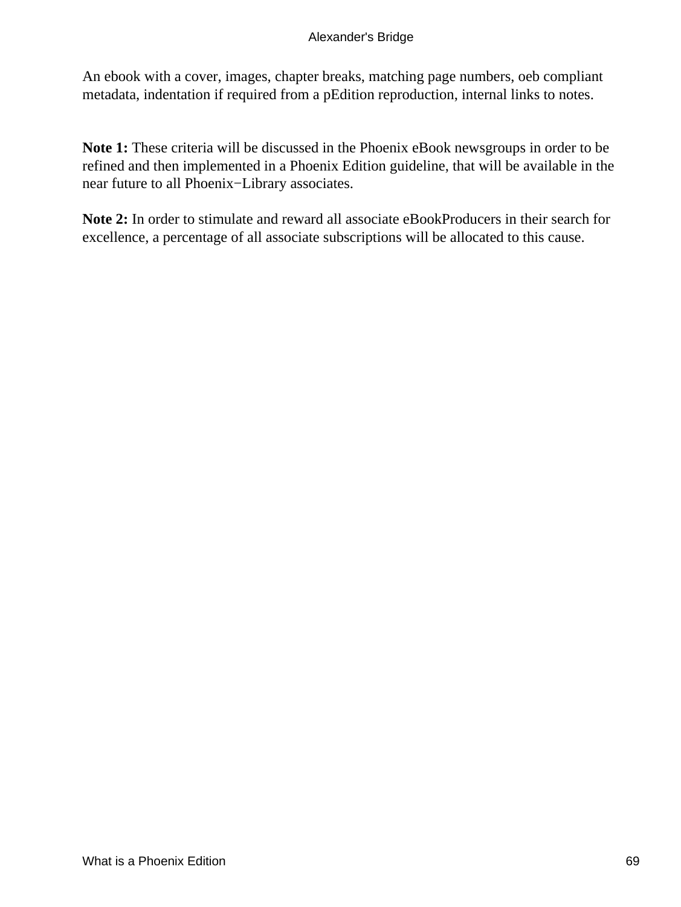An ebook with a cover, images, chapter breaks, matching page numbers, oeb compliant metadata, indentation if required from a pEdition reproduction, internal links to notes.

**Note 1:** These criteria will be discussed in the Phoenix eBook newsgroups in order to be refined and then implemented in a Phoenix Edition guideline, that will be available in the near future to all Phoenix−Library associates.

**Note 2:** In order to stimulate and reward all associate eBookProducers in their search for excellence, a percentage of all associate subscriptions will be allocated to this cause.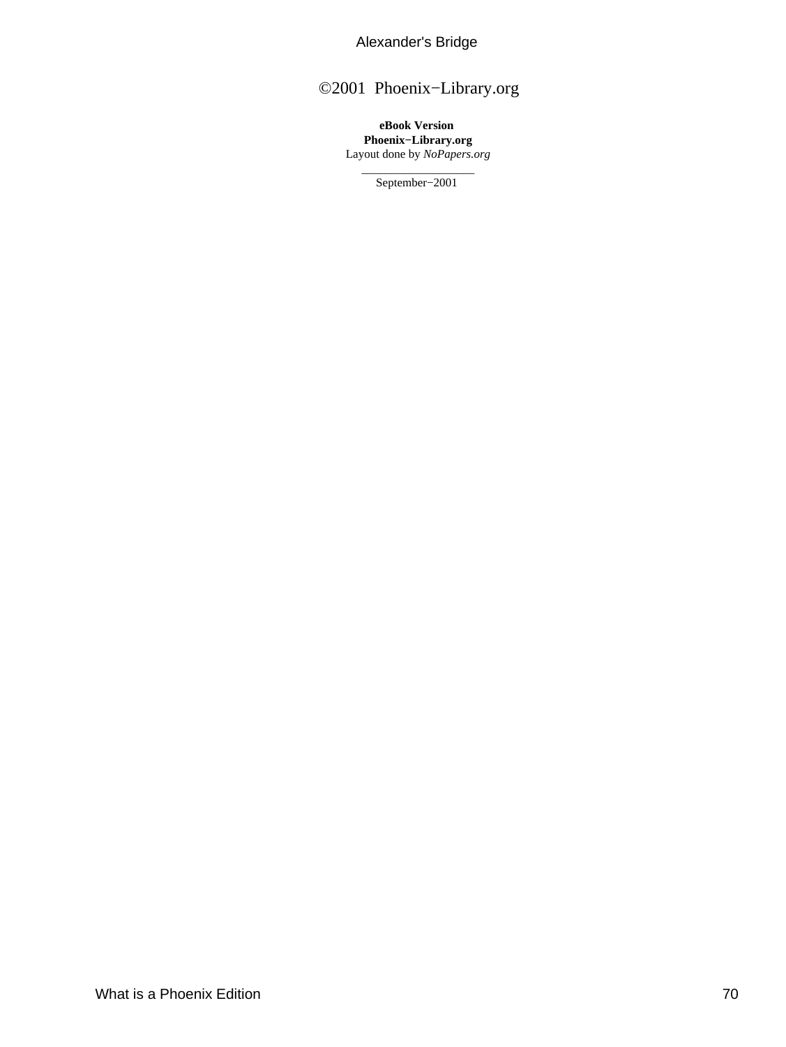©2001 Phoenix−Library.org

**eBook Version**
**Phoenix−Library.org**
Layout done by *NoPapers.org*

___________________

September−2001